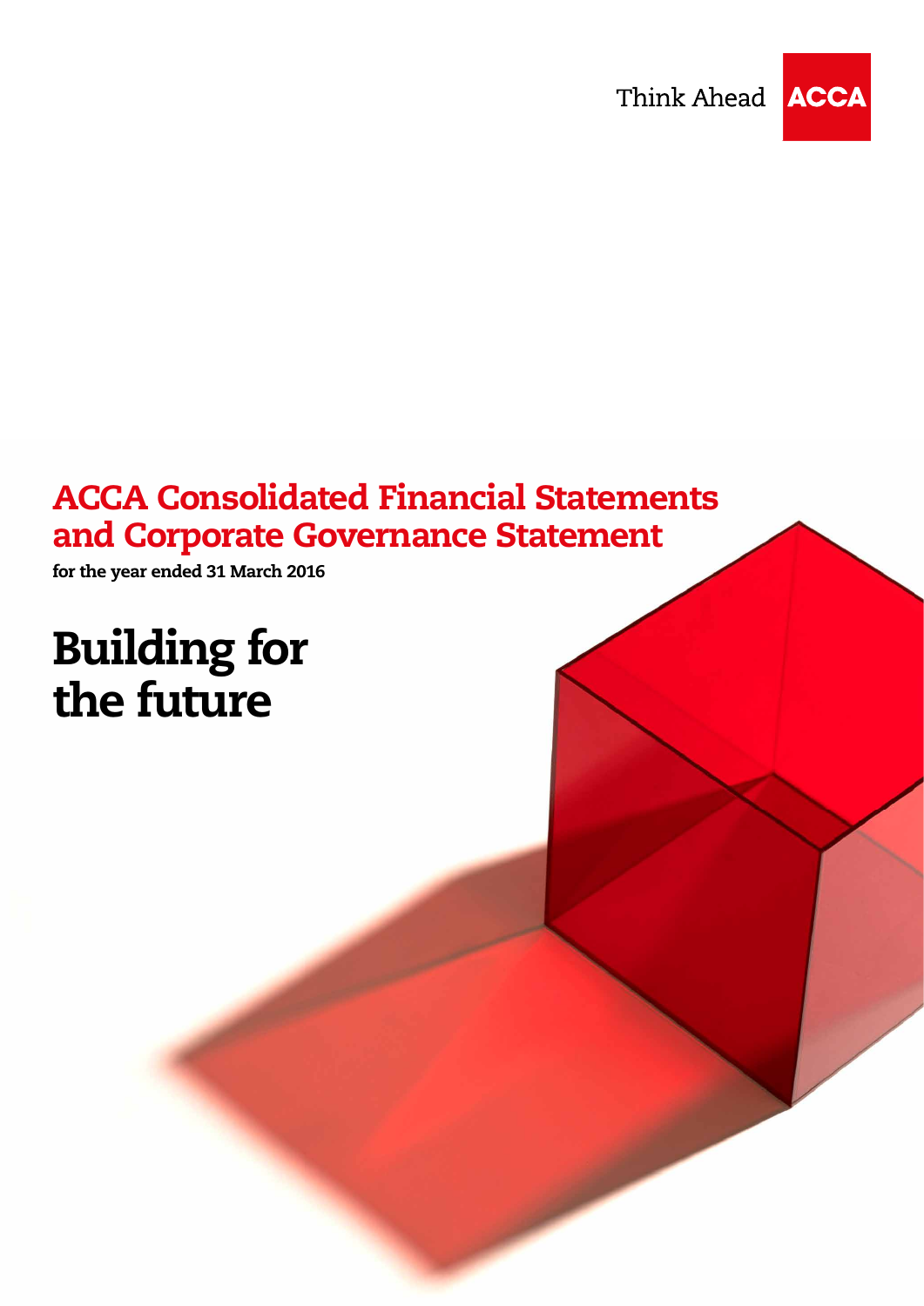Think Ahead ACCA

# ACCA Consolidated Financial Statements and Corporate Governance Statement

**for the year ended 31 March 2016**

# Building for the future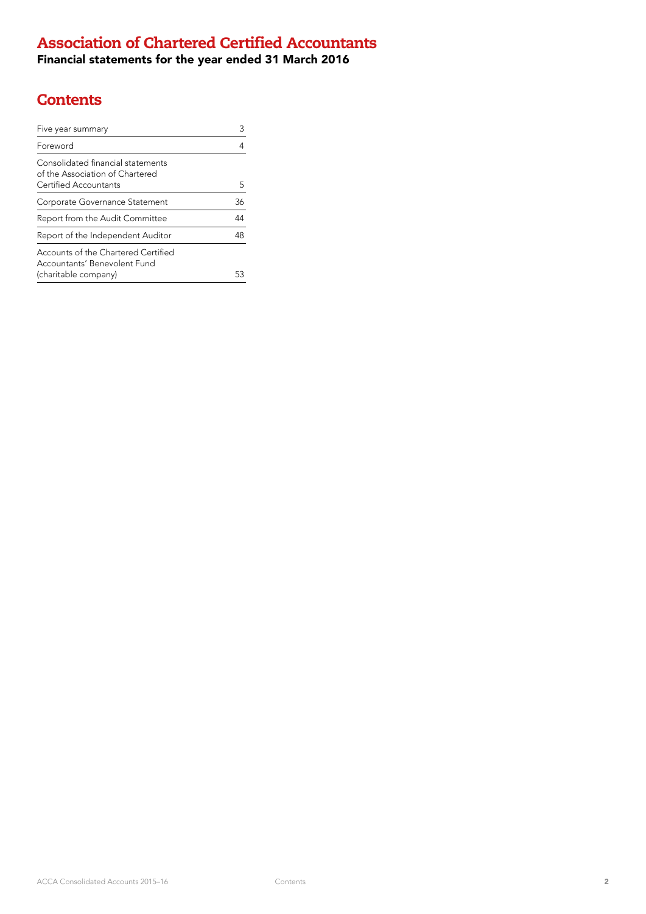# Association of Chartered Certified Accountants

**Financial statements for the year ended 31 March 2016**

## Contents

| | |
|---|---|
| Five year summary | 3 |
| Foreword | 4 |
| Consolidated financial statements of the Association of Chartered Certified Accountants | 5 |
| Corporate Governance Statement | 36 |
| Report from the Audit Committee | 44 |
| Report of the Independent Auditor | 48 |
| Accounts of the Chartered Certified Accountants' Benevolent Fund (charitable company) | 53 |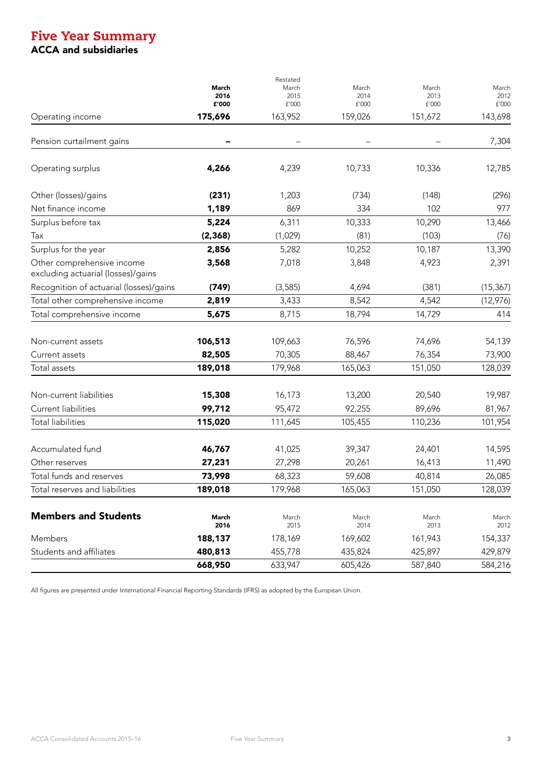# Five Year Summary

## ACCA and subsidiaries

| | **March 2016 £'000** | Restated March 2015 £'000 | March 2014 £'000 | March 2013 £'000 | March 2012 £'000 |
|---|---|---|---|---|---|
| Operating income | **175,696** | 163,952 | 159,026 | 151,672 | 143,698 |
| Pension curtailment gains | **–** | – | – | – | 7,304 |
| Operating surplus | **4,266** | 4,239 | 10,733 | 10,336 | 12,785 |
| Other (losses)/gains | **(231)** | 1,203 | (734) | (148) | (296) |
| Net finance income | **1,189** | 869 | 334 | 102 | 977 |
| Surplus before tax | **5,224** | 6,311 | 10,333 | 10,290 | 13,466 |
| Tax | **(2,368)** | (1,029) | (81) | (103) | (76) |
| Surplus for the year | **2,856** | 5,282 | 10,252 | 10,187 | 13,390 |
| Other comprehensive income excluding actuarial (losses)/gains | **3,568** | 7,018 | 3,848 | 4,923 | 2,391 |
| Recognition of actuarial (losses)/gains | **(749)** | (3,585) | 4,694 | (381) | (15,367) |
| Total other comprehensive income | **2,819** | 3,433 | 8,542 | 4,542 | (12,976) |
| Total comprehensive income | **5,675** | 8,715 | 18,794 | 14,729 | 414 |
| Non-current assets | **106,513** | 109,663 | 76,596 | 74,696 | 54,139 |
| Current assets | **82,505** | 70,305 | 88,467 | 76,354 | 73,900 |
| Total assets | **189,018** | 179,968 | 165,063 | 151,050 | 128,039 |
| Non-current liabilities | **15,308** | 16,173 | 13,200 | 20,540 | 19,987 |
| Current liabilities | **99,712** | 95,472 | 92,255 | 89,696 | 81,967 |
| Total liabilities | **115,020** | 111,645 | 105,455 | 110,236 | 101,954 |
| Accumulated fund | **46,767** | 41,025 | 39,347 | 24,401 | 14,595 |
| Other reserves | **27,231** | 27,298 | 20,261 | 16,413 | 11,490 |
| Total funds and reserves | **73,998** | 68,323 | 59,608 | 40,814 | 26,085 |
| Total reserves and liabilities | **189,018** | 179,968 | 165,063 | 151,050 | 128,039 |

## Members and Students

| | **March 2016** | March 2015 | March 2014 | March 2013 | March 2012 |
|---|---|---|---|---|---|
| Members | **188,137** | 178,169 | 169,602 | 161,943 | 154,337 |
| Students and affiliates | **480,813** | 455,778 | 435,824 | 425,897 | 429,879 |
| | **668,950** | 633,947 | 605,426 | 587,840 | 584,216 |

All figures are presented under International Financial Reporting Standards (IFRS) as adopted by the European Union.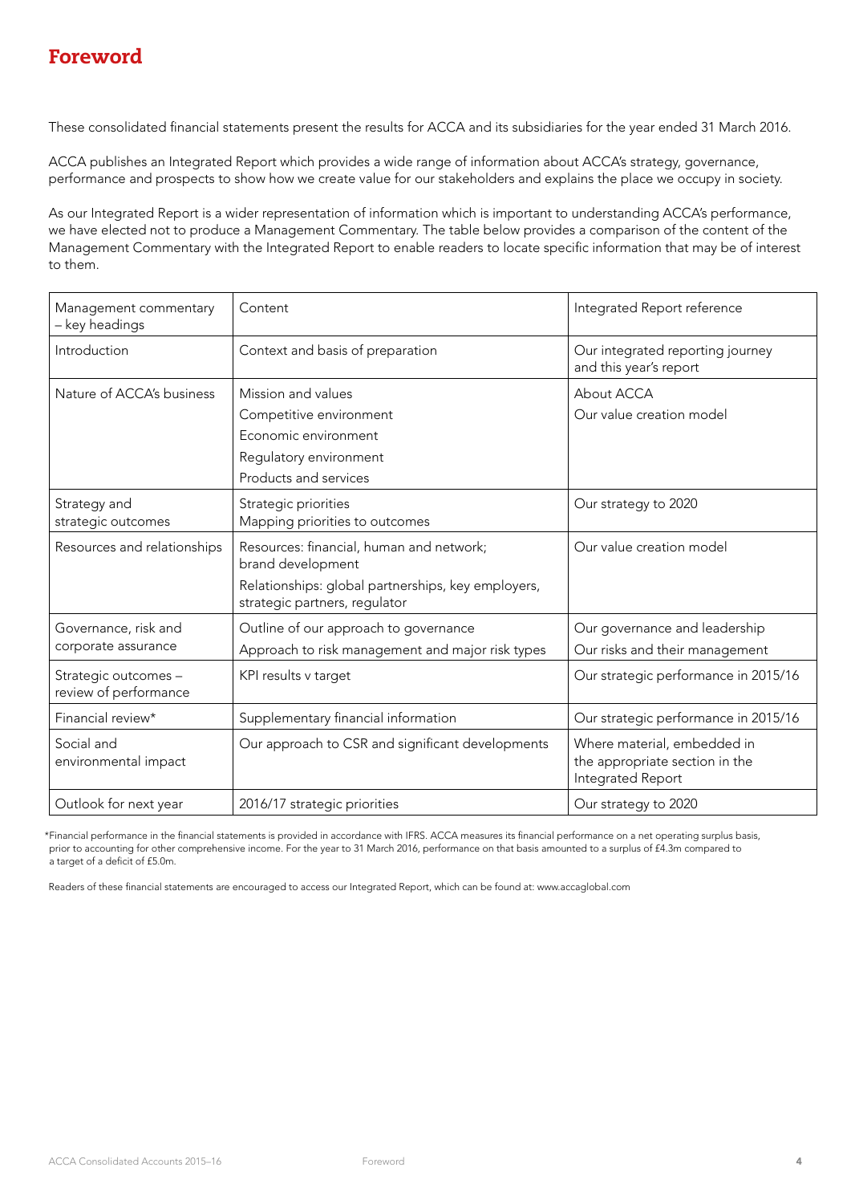# Foreword

These consolidated financial statements present the results for ACCA and its subsidiaries for the year ended 31 March 2016.

ACCA publishes an Integrated Report which provides a wide range of information about ACCA's strategy, governance, performance and prospects to show how we create value for our stakeholders and explains the place we occupy in society.

As our Integrated Report is a wider representation of information which is important to understanding ACCA's performance, we have elected not to produce a Management Commentary. The table below provides a comparison of the content of the Management Commentary with the Integrated Report to enable readers to locate specific information that may be of interest to them.

| Management commentary – key headings | Content | Integrated Report reference |
|---|---|---|
| Introduction | Context and basis of preparation | Our integrated reporting journey and this year's report |
| Nature of ACCA's business | Mission and values<br>Competitive environment<br>Economic environment<br>Regulatory environment<br>Products and services | About ACCA<br>Our value creation model |
| Strategy and strategic outcomes | Strategic priorities<br>Mapping priorities to outcomes | Our strategy to 2020 |
| Resources and relationships | Resources: financial, human and network; brand development<br>Relationships: global partnerships, key employers, strategic partners, regulator | Our value creation model |
| Governance, risk and corporate assurance | Outline of our approach to governance<br>Approach to risk management and major risk types | Our governance and leadership<br>Our risks and their management |
| Strategic outcomes – review of performance | KPI results v target | Our strategic performance in 2015/16 |
| Financial review* | Supplementary financial information | Our strategic performance in 2015/16 |
| Social and environmental impact | Our approach to CSR and significant developments | Where material, embedded in the appropriate section in the Integrated Report |
| Outlook for next year | 2016/17 strategic priorities | Our strategy to 2020 |

*Financial performance in the financial statements is provided in accordance with IFRS. ACCA measures its financial performance on a net operating surplus basis, prior to accounting for other comprehensive income. For the year to 31 March 2016, performance on that basis amounted to a surplus of £4.3m compared to a target of a deficit of £5.0m.

Readers of these financial statements are encouraged to access our Integrated Report, which can be found at: www.accaglobal.com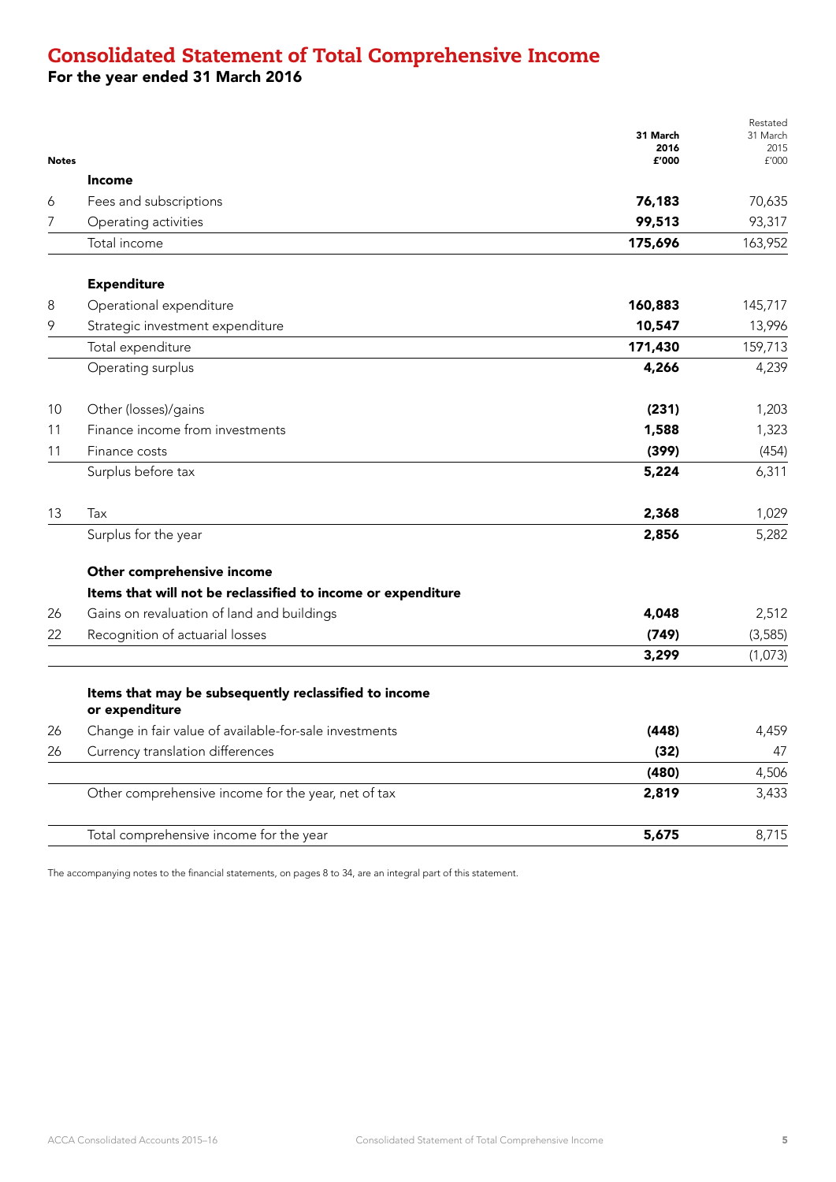# Consolidated Statement of Total Comprehensive Income

## For the year ended 31 March 2016

| Notes | | 31 March 2016 £'000 | Restated 31 March 2015 £'000 |
|---|---|---|---|
| | **Income** | | |
| 6 | Fees and subscriptions | **76,183** | 70,635 |
| 7 | Operating activities | **99,513** | 93,317 |
| | Total income | **175,696** | 163,952 |
| | | | |
| | **Expenditure** | | |
| 8 | Operational expenditure | **160,883** | 145,717 |
| 9 | Strategic investment expenditure | **10,547** | 13,996 |
| | Total expenditure | **171,430** | 159,713 |
| | Operating surplus | **4,266** | 4,239 |
| | | | |
| 10 | Other (losses)/gains | **(231)** | 1,203 |
| 11 | Finance income from investments | **1,588** | 1,323 |
| 11 | Finance costs | **(399)** | (454) |
| | Surplus before tax | **5,224** | 6,311 |
| | | | |
| 13 | Tax | **2,368** | 1,029 |
| | Surplus for the year | **2,856** | 5,282 |
| | | | |
| | **Other comprehensive income** | | |
| | **Items that will not be reclassified to income or expenditure** | | |
| 26 | Gains on revaluation of land and buildings | **4,048** | 2,512 |
| 22 | Recognition of actuarial losses | **(749)** | (3,585) |
| | | **3,299** | (1,073) |
| | | | |
| | **Items that may be subsequently reclassified to income or expenditure** | | |
| 26 | Change in fair value of available-for-sale investments | **(448)** | 4,459 |
| 26 | Currency translation differences | **(32)** | 47 |
| | | **(480)** | 4,506 |
| | Other comprehensive income for the year, net of tax | **2,819** | 3,433 |
| | | | |
| | Total comprehensive income for the year | **5,675** | 8,715 |

The accompanying notes to the financial statements, on pages 8 to 34, are an integral part of this statement.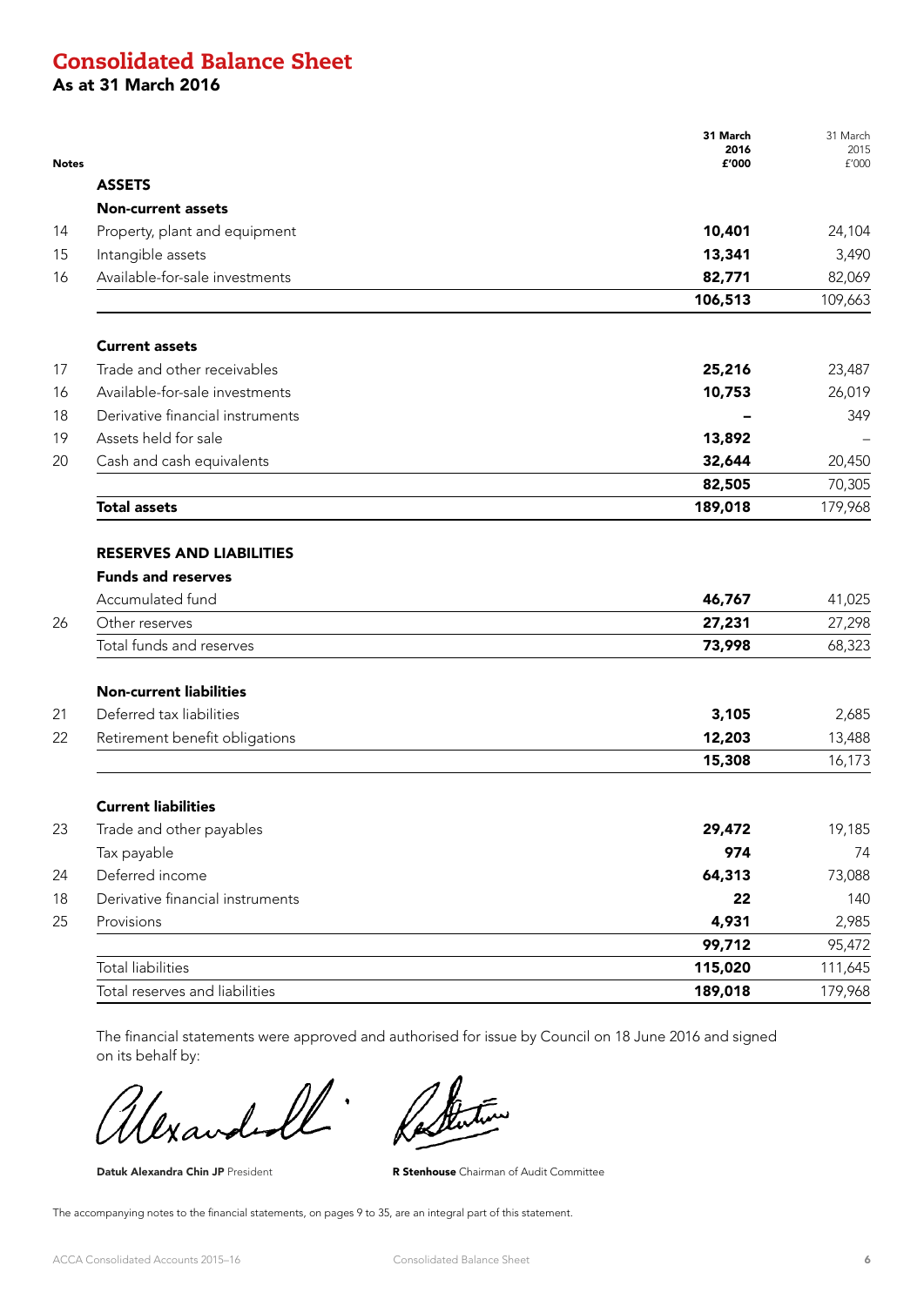# Consolidated Balance Sheet

## As at 31 March 2016

| Notes | | 31 March 2016 £'000 | 31 March 2015 £'000 |
|---|---|---|---|
| | **ASSETS** | | |
| | **Non-current assets** | | |
| 14 | Property, plant and equipment | **10,401** | 24,104 |
| 15 | Intangible assets | **13,341** | 3,490 |
| 16 | Available-for-sale investments | **82,771** | 82,069 |
| | | **106,513** | 109,663 |
| | **Current assets** | | |
| 17 | Trade and other receivables | **25,216** | 23,487 |
| 16 | Available-for-sale investments | **10,753** | 26,019 |
| 18 | Derivative financial instruments | **–** | 349 |
| 19 | Assets held for sale | **13,892** | – |
| 20 | Cash and cash equivalents | **32,644** | 20,450 |
| | | **82,505** | 70,305 |
| | **Total assets** | **189,018** | 179,968 |
| | **RESERVES AND LIABILITIES** | | |
| | **Funds and reserves** | | |
| | Accumulated fund | **46,767** | 41,025 |
| 26 | Other reserves | **27,231** | 27,298 |
| | Total funds and reserves | **73,998** | 68,323 |
| | **Non-current liabilities** | | |
| 21 | Deferred tax liabilities | **3,105** | 2,685 |
| 22 | Retirement benefit obligations | **12,203** | 13,488 |
| | | **15,308** | 16,173 |
| | **Current liabilities** | | |
| 23 | Trade and other payables | **29,472** | 19,185 |
| | Tax payable | **974** | 74 |
| 24 | Deferred income | **64,313** | 73,088 |
| 18 | Derivative financial instruments | **22** | 140 |
| 25 | Provisions | **4,931** | 2,985 |
| | | **99,712** | 95,472 |
| | Total liabilities | **115,020** | 111,645 |
| | Total reserves and liabilities | **189,018** | 179,968 |

The financial statements were approved and authorised for issue by Council on 18 June 2016 and signed on its behalf by:

**Datuk Alexandra Chin JP** President

**R Stenhouse** Chairman of Audit Committee

The accompanying notes to the financial statements, on pages 9 to 35, are an integral part of this statement.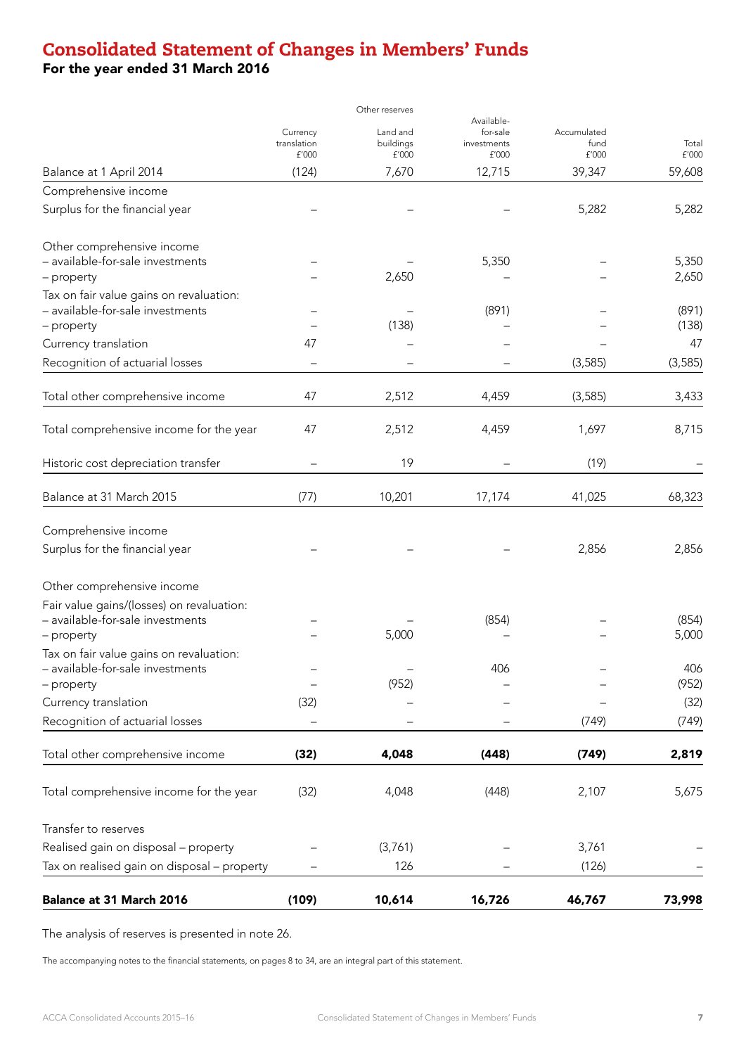# Consolidated Statement of Changes in Members' Funds

## For the year ended 31 March 2016

| | Other reserves | | | | |
|---|---|---|---|---|---|
| | Currency translation £'000 | Land and buildings £'000 | Available-for-sale investments £'000 | Accumulated fund £'000 | Total £'000 |
| Balance at 1 April 2014 | (124) | 7,670 | 12,715 | 39,347 | 59,608 |
| Comprehensive income | | | | | |
| Surplus for the financial year | – | – | – | 5,282 | 5,282 |
| Other comprehensive income | | | | | |
| – available-for-sale investments | – | – | 5,350 | – | 5,350 |
| – property | – | 2,650 | – | – | 2,650 |
| Tax on fair value gains on revaluation: | | | | | |
| – available-for-sale investments | – | – | (891) | – | (891) |
| – property | – | (138) | – | – | (138) |
| Currency translation | 47 | – | – | – | 47 |
| Recognition of actuarial losses | – | – | – | (3,585) | (3,585) |
| Total other comprehensive income | 47 | 2,512 | 4,459 | (3,585) | 3,433 |
| Total comprehensive income for the year | 47 | 2,512 | 4,459 | 1,697 | 8,715 |
| Historic cost depreciation transfer | – | 19 | – | (19) | – |
| Balance at 31 March 2015 | (77) | 10,201 | 17,174 | 41,025 | 68,323 |
| Comprehensive income | | | | | |
| Surplus for the financial year | – | – | – | 2,856 | 2,856 |
| Other comprehensive income | | | | | |
| Fair value gains/(losses) on revaluation: | | | | | |
| – available-for-sale investments | – | – | (854) | – | (854) |
| – property | – | 5,000 | – | – | 5,000 |
| Tax on fair value gains on revaluation: | | | | | |
| – available-for-sale investments | – | – | 406 | – | 406 |
| – property | – | (952) | – | – | (952) |
| Currency translation | (32) | – | – | – | (32) |
| Recognition of actuarial losses | – | – | – | (749) | (749) |
| **Total other comprehensive income** | **(32)** | **4,048** | **(448)** | **(749)** | **2,819** |
| Total comprehensive income for the year | (32) | 4,048 | (448) | 2,107 | 5,675 |
| Transfer to reserves | | | | | |
| Realised gain on disposal – property | – | (3,761) | – | 3,761 | – |
| Tax on realised gain on disposal – property | – | 126 | – | (126) | – |
| **Balance at 31 March 2016** | **(109)** | **10,614** | **16,726** | **46,767** | **73,998** |

The analysis of reserves is presented in note 26.

The accompanying notes to the financial statements, on pages 8 to 34, are an integral part of this statement.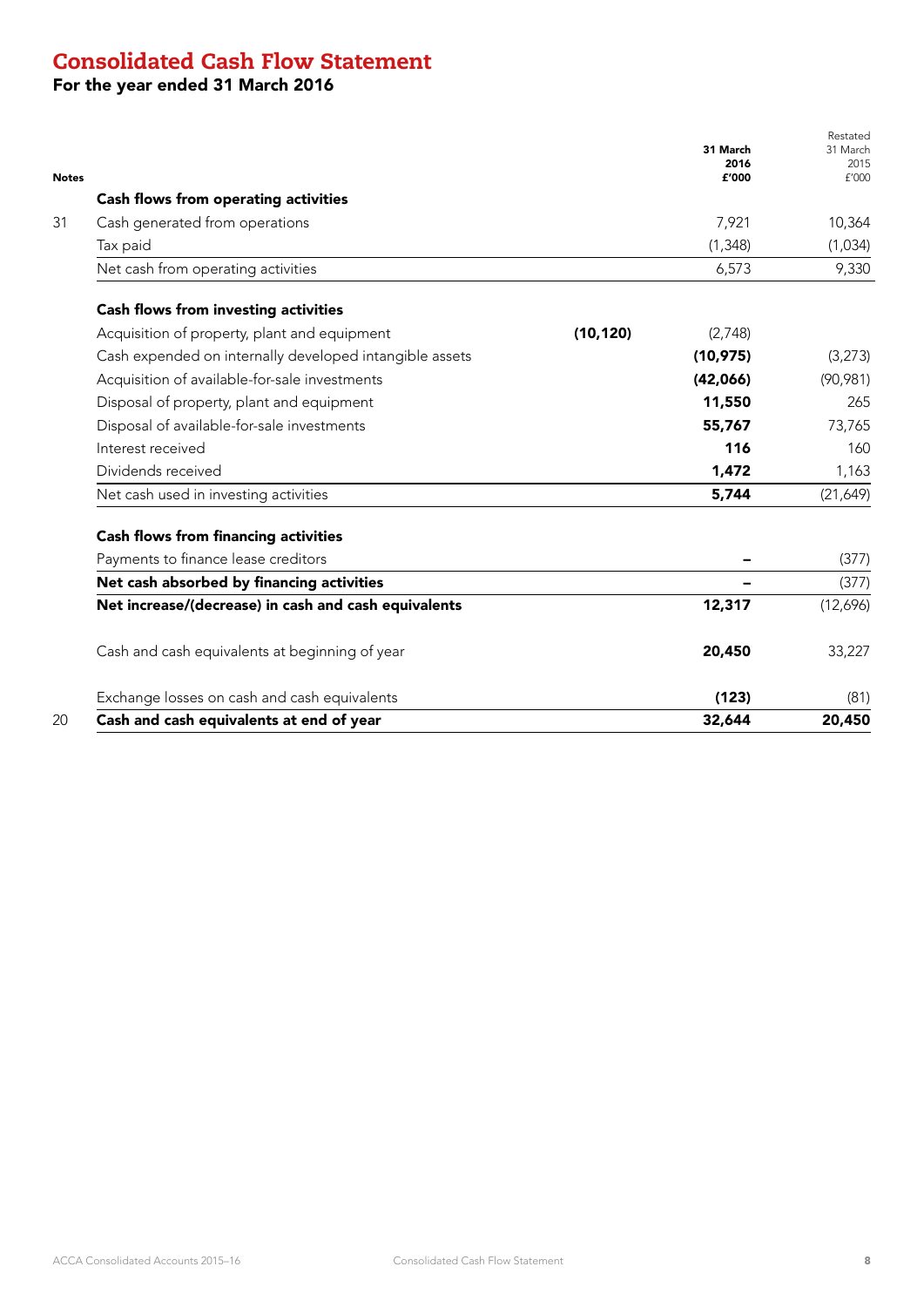# Consolidated Cash Flow Statement

## For the year ended 31 March 2016

| Notes | | | 31 March 2016 £'000 | Restated 31 March 2015 £'000 |
|---|---|---|---|---|
| | **Cash flows from operating activities** | | | |
| 31 | Cash generated from operations | | 7,921 | 10,364 |
| | Tax paid | | (1,348) | (1,034) |
| | Net cash from operating activities | | 6,573 | 9,330 |
| | **Cash flows from investing activities** | | | |
| | Acquisition of property, plant and equipment | **(10,120)** | (2,748) | |
| | Cash expended on internally developed intangible assets | | **(10,975)** | (3,273) |
| | Acquisition of available-for-sale investments | | **(42,066)** | (90,981) |
| | Disposal of property, plant and equipment | | **11,550** | 265 |
| | Disposal of available-for-sale investments | | **55,767** | 73,765 |
| | Interest received | | **116** | 160 |
| | Dividends received | | **1,472** | 1,163 |
| | Net cash used in investing activities | | **5,744** | (21,649) |
| | **Cash flows from financing activities** | | | |
| | Payments to finance lease creditors | | – | (377) |
| | **Net cash absorbed by financing activities** | | – | (377) |
| | **Net increase/(decrease) in cash and cash equivalents** | | **12,317** | (12,696) |
| | Cash and cash equivalents at beginning of year | | **20,450** | 33,227 |
| | Exchange losses on cash and cash equivalents | | **(123)** | (81) |
| 20 | **Cash and cash equivalents at end of year** | | **32,644** | **20,450** |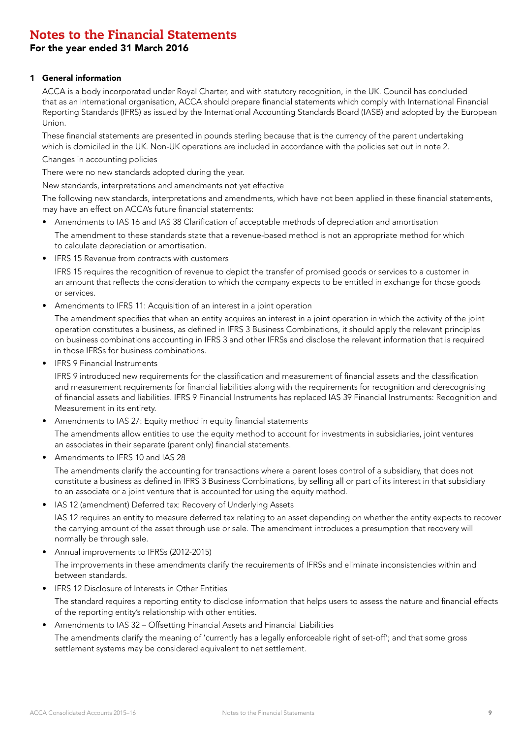# Notes to the Financial Statements

## For the year ended 31 March 2016

### 1 General information

ACCA is a body incorporated under Royal Charter, and with statutory recognition, in the UK. Council has concluded that as an international organisation, ACCA should prepare financial statements which comply with International Financial Reporting Standards (IFRS) as issued by the International Accounting Standards Board (IASB) and adopted by the European Union.

These financial statements are presented in pounds sterling because that is the currency of the parent undertaking which is domiciled in the UK. Non-UK operations are included in accordance with the policies set out in note 2.

Changes in accounting policies

There were no new standards adopted during the year.

New standards, interpretations and amendments not yet effective

The following new standards, interpretations and amendments, which have not been applied in these financial statements, may have an effect on ACCA's future financial statements:

- Amendments to IAS 16 and IAS 38 Clarification of acceptable methods of depreciation and amortisation

  The amendment to these standards state that a revenue-based method is not an appropriate method for which to calculate depreciation or amortisation.

- IFRS 15 Revenue from contracts with customers

  IFRS 15 requires the recognition of revenue to depict the transfer of promised goods or services to a customer in an amount that reflects the consideration to which the company expects to be entitled in exchange for those goods or services.

- Amendments to IFRS 11: Acquisition of an interest in a joint operation

  The amendment specifies that when an entity acquires an interest in a joint operation in which the activity of the joint operation constitutes a business, as defined in IFRS 3 Business Combinations, it should apply the relevant principles on business combinations accounting in IFRS 3 and other IFRSs and disclose the relevant information that is required in those IFRSs for business combinations.

- IFRS 9 Financial Instruments

  IFRS 9 introduced new requirements for the classification and measurement of financial assets and the classification and measurement requirements for financial liabilities along with the requirements for recognition and derecognising of financial assets and liabilities. IFRS 9 Financial Instruments has replaced IAS 39 Financial Instruments: Recognition and Measurement in its entirety.

- Amendments to IAS 27: Equity method in equity financial statements

  The amendments allow entities to use the equity method to account for investments in subsidiaries, joint ventures an associates in their separate (parent only) financial statements.

- Amendments to IFRS 10 and IAS 28

  The amendments clarify the accounting for transactions where a parent loses control of a subsidiary, that does not constitute a business as defined in IFRS 3 Business Combinations, by selling all or part of its interest in that subsidiary to an associate or a joint venture that is accounted for using the equity method.

- IAS 12 (amendment) Deferred tax: Recovery of Underlying Assets

  IAS 12 requires an entity to measure deferred tax relating to an asset depending on whether the entity expects to recover the carrying amount of the asset through use or sale. The amendment introduces a presumption that recovery will normally be through sale.

- Annual improvements to IFRSs (2012-2015)

  The improvements in these amendments clarify the requirements of IFRSs and eliminate inconsistencies within and between standards.

- IFRS 12 Disclosure of Interests in Other Entities

  The standard requires a reporting entity to disclose information that helps users to assess the nature and financial effects of the reporting entity's relationship with other entities.

- Amendments to IAS 32 – Offsetting Financial Assets and Financial Liabilities

  The amendments clarify the meaning of 'currently has a legally enforceable right of set-off'; and that some gross settlement systems may be considered equivalent to net settlement.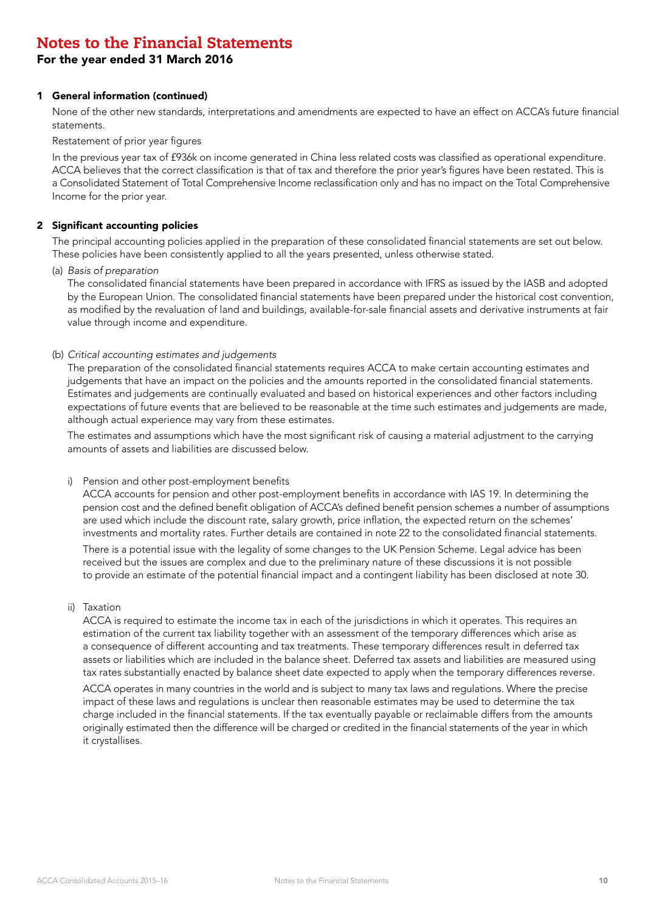# Notes to the Financial Statements

## For the year ended 31 March 2016

### 1 General information (continued)

None of the other new standards, interpretations and amendments are expected to have an effect on ACCA's future financial statements.

Restatement of prior year figures

In the previous year tax of £936k on income generated in China less related costs was classified as operational expenditure. ACCA believes that the correct classification is that of tax and therefore the prior year's figures have been restated. This is a Consolidated Statement of Total Comprehensive Income reclassification only and has no impact on the Total Comprehensive Income for the prior year.

### 2 Significant accounting policies

The principal accounting policies applied in the preparation of these consolidated financial statements are set out below. These policies have been consistently applied to all the years presented, unless otherwise stated.

(a) *Basis of preparation*

The consolidated financial statements have been prepared in accordance with IFRS as issued by the IASB and adopted by the European Union. The consolidated financial statements have been prepared under the historical cost convention, as modified by the revaluation of land and buildings, available-for-sale financial assets and derivative instruments at fair value through income and expenditure.

(b) *Critical accounting estimates and judgements*

The preparation of the consolidated financial statements requires ACCA to make certain accounting estimates and judgements that have an impact on the policies and the amounts reported in the consolidated financial statements. Estimates and judgements are continually evaluated and based on historical experiences and other factors including expectations of future events that are believed to be reasonable at the time such estimates and judgements are made, although actual experience may vary from these estimates.

The estimates and assumptions which have the most significant risk of causing a material adjustment to the carrying amounts of assets and liabilities are discussed below.

i) Pension and other post-employment benefits

ACCA accounts for pension and other post-employment benefits in accordance with IAS 19. In determining the pension cost and the defined benefit obligation of ACCA's defined benefit pension schemes a number of assumptions are used which include the discount rate, salary growth, price inflation, the expected return on the schemes' investments and mortality rates. Further details are contained in note 22 to the consolidated financial statements.

There is a potential issue with the legality of some changes to the UK Pension Scheme. Legal advice has been received but the issues are complex and due to the preliminary nature of these discussions it is not possible to provide an estimate of the potential financial impact and a contingent liability has been disclosed at note 30.

ii) Taxation

ACCA is required to estimate the income tax in each of the jurisdictions in which it operates. This requires an estimation of the current tax liability together with an assessment of the temporary differences which arise as a consequence of different accounting and tax treatments. These temporary differences result in deferred tax assets or liabilities which are included in the balance sheet. Deferred tax assets and liabilities are measured using tax rates substantially enacted by balance sheet date expected to apply when the temporary differences reverse.

ACCA operates in many countries in the world and is subject to many tax laws and regulations. Where the precise impact of these laws and regulations is unclear then reasonable estimates may be used to determine the tax charge included in the financial statements. If the tax eventually payable or reclaimable differs from the amounts originally estimated then the difference will be charged or credited in the financial statements of the year in which it crystallises.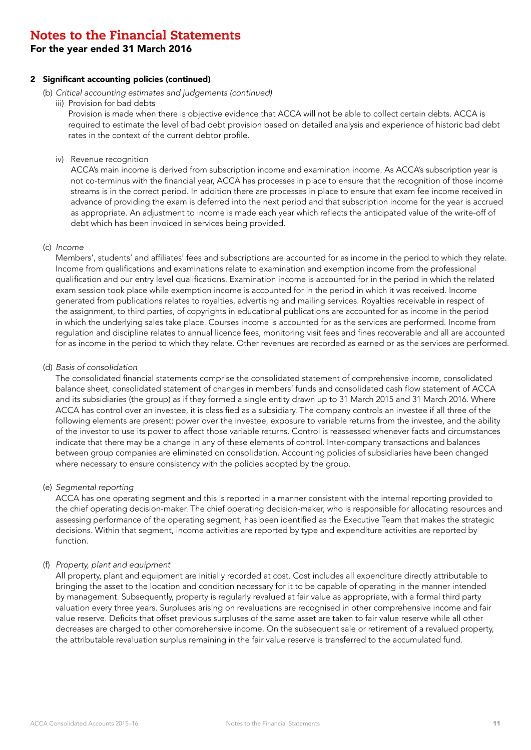# Notes to the Financial Statements

## For the year ended 31 March 2016

### 2 Significant accounting policies (continued)

(b) *Critical accounting estimates and judgements (continued)*

iii) Provision for bad debts

Provision is made when there is objective evidence that ACCA will not be able to collect certain debts. ACCA is required to estimate the level of bad debt provision based on detailed analysis and experience of historic bad debt rates in the context of the current debtor profile.

iv) Revenue recognition

ACCA's main income is derived from subscription income and examination income. As ACCA's subscription year is not co-terminus with the financial year, ACCA has processes in place to ensure that the recognition of those income streams is in the correct period. In addition there are processes in place to ensure that exam fee income received in advance of providing the exam is deferred into the next period and that subscription income for the year is accrued as appropriate. An adjustment to income is made each year which reflects the anticipated value of the write-off of debt which has been invoiced in services being provided.

(c) *Income*

Members', students' and affiliates' fees and subscriptions are accounted for as income in the period to which they relate. Income from qualifications and examinations relate to examination and exemption income from the professional qualification and our entry level qualifications. Examination income is accounted for in the period in which the related exam session took place while exemption income is accounted for in the period in which it was received. Income generated from publications relates to royalties, advertising and mailing services. Royalties receivable in respect of the assignment, to third parties, of copyrights in educational publications are accounted for as income in the period in which the underlying sales take place. Courses income is accounted for as the services are performed. Income from regulation and discipline relates to annual licence fees, monitoring visit fees and fines recoverable and all are accounted for as income in the period to which they relate. Other revenues are recorded as earned or as the services are performed.

(d) *Basis of consolidation*

The consolidated financial statements comprise the consolidated statement of comprehensive income, consolidated balance sheet, consolidated statement of changes in members' funds and consolidated cash flow statement of ACCA and its subsidiaries (the group) as if they formed a single entity drawn up to 31 March 2015 and 31 March 2016. Where ACCA has control over an investee, it is classified as a subsidiary. The company controls an investee if all three of the following elements are present: power over the investee, exposure to variable returns from the investee, and the ability of the investor to use its power to affect those variable returns. Control is reassessed whenever facts and circumstances indicate that there may be a change in any of these elements of control. Inter-company transactions and balances between group companies are eliminated on consolidation. Accounting policies of subsidiaries have been changed where necessary to ensure consistency with the policies adopted by the group.

(e) *Segmental reporting*

ACCA has one operating segment and this is reported in a manner consistent with the internal reporting provided to the chief operating decision-maker. The chief operating decision-maker, who is responsible for allocating resources and assessing performance of the operating segment, has been identified as the Executive Team that makes the strategic decisions. Within that segment, income activities are reported by type and expenditure activities are reported by function.

(f) *Property, plant and equipment*

All property, plant and equipment are initially recorded at cost. Cost includes all expenditure directly attributable to bringing the asset to the location and condition necessary for it to be capable of operating in the manner intended by management. Subsequently, property is regularly revalued at fair value as appropriate, with a formal third party valuation every three years. Surpluses arising on revaluations are recognised in other comprehensive income and fair value reserve. Deficits that offset previous surpluses of the same asset are taken to fair value reserve while all other decreases are charged to other comprehensive income. On the subsequent sale or retirement of a revalued property, the attributable revaluation surplus remaining in the fair value reserve is transferred to the accumulated fund.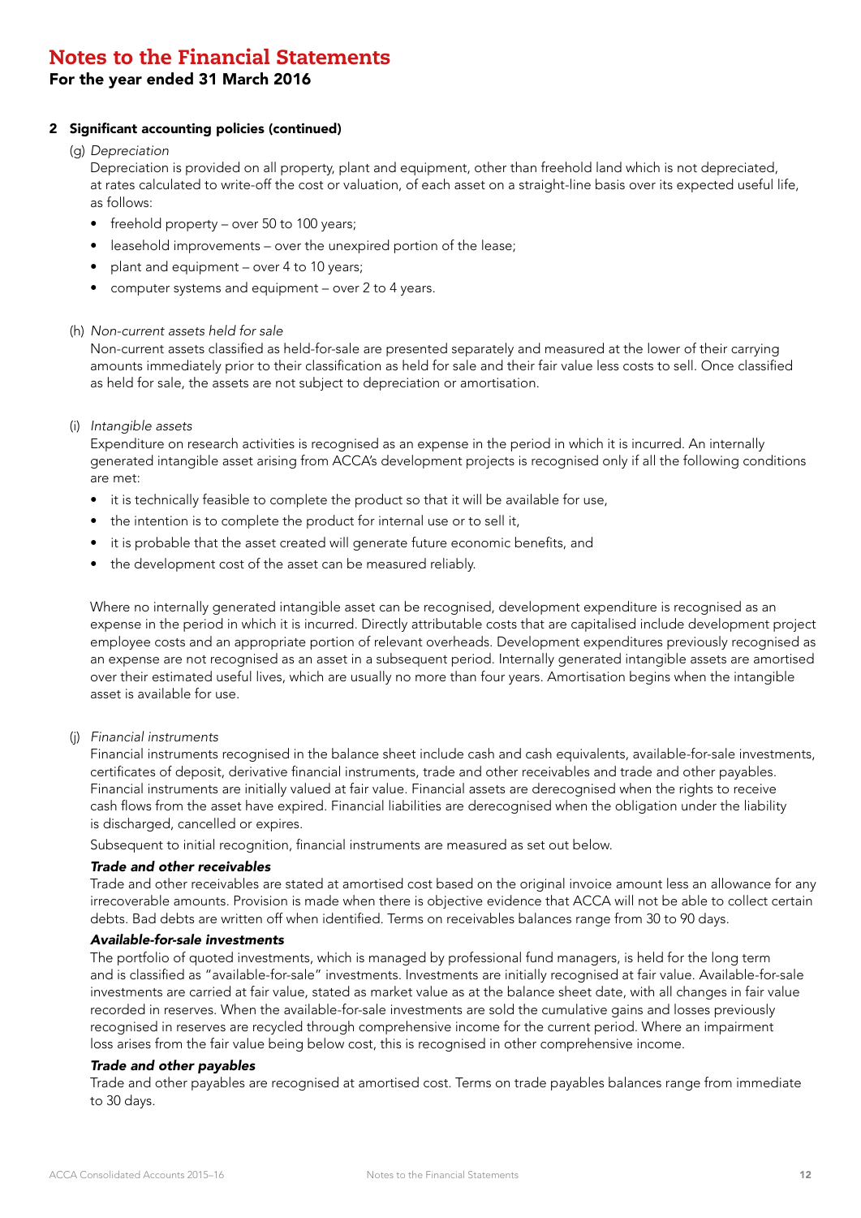# Notes to the Financial Statements

## For the year ended 31 March 2016

### 2 Significant accounting policies (continued)

(g) *Depreciation*

Depreciation is provided on all property, plant and equipment, other than freehold land which is not depreciated, at rates calculated to write-off the cost or valuation, of each asset on a straight-line basis over its expected useful life, as follows:

- freehold property – over 50 to 100 years;
- leasehold improvements – over the unexpired portion of the lease;
- plant and equipment – over 4 to 10 years;
- computer systems and equipment – over 2 to 4 years.

(h) *Non-current assets held for sale*

Non-current assets classified as held-for-sale are presented separately and measured at the lower of their carrying amounts immediately prior to their classification as held for sale and their fair value less costs to sell. Once classified as held for sale, the assets are not subject to depreciation or amortisation.

(i) *Intangible assets*

Expenditure on research activities is recognised as an expense in the period in which it is incurred. An internally generated intangible asset arising from ACCA's development projects is recognised only if all the following conditions are met:

- it is technically feasible to complete the product so that it will be available for use,
- the intention is to complete the product for internal use or to sell it,
- it is probable that the asset created will generate future economic benefits, and
- the development cost of the asset can be measured reliably.

Where no internally generated intangible asset can be recognised, development expenditure is recognised as an expense in the period in which it is incurred. Directly attributable costs that are capitalised include development project employee costs and an appropriate portion of relevant overheads. Development expenditures previously recognised as an expense are not recognised as an asset in a subsequent period. Internally generated intangible assets are amortised over their estimated useful lives, which are usually no more than four years. Amortisation begins when the intangible asset is available for use.

(j) *Financial instruments*

Financial instruments recognised in the balance sheet include cash and cash equivalents, available-for-sale investments, certificates of deposit, derivative financial instruments, trade and other receivables and trade and other payables. Financial instruments are initially valued at fair value. Financial assets are derecognised when the rights to receive cash flows from the asset have expired. Financial liabilities are derecognised when the obligation under the liability is discharged, cancelled or expires.

Subsequent to initial recognition, financial instruments are measured as set out below.

***Trade and other receivables***

Trade and other receivables are stated at amortised cost based on the original invoice amount less an allowance for any irrecoverable amounts. Provision is made when there is objective evidence that ACCA will not be able to collect certain debts. Bad debts are written off when identified. Terms on receivables balances range from 30 to 90 days.

***Available-for-sale investments***

The portfolio of quoted investments, which is managed by professional fund managers, is held for the long term and is classified as "available-for-sale" investments. Investments are initially recognised at fair value. Available-for-sale investments are carried at fair value, stated as market value as at the balance sheet date, with all changes in fair value recorded in reserves. When the available-for-sale investments are sold the cumulative gains and losses previously recognised in reserves are recycled through comprehensive income for the current period. Where an impairment loss arises from the fair value being below cost, this is recognised in other comprehensive income.

***Trade and other payables***

Trade and other payables are recognised at amortised cost. Terms on trade payables balances range from immediate to 30 days.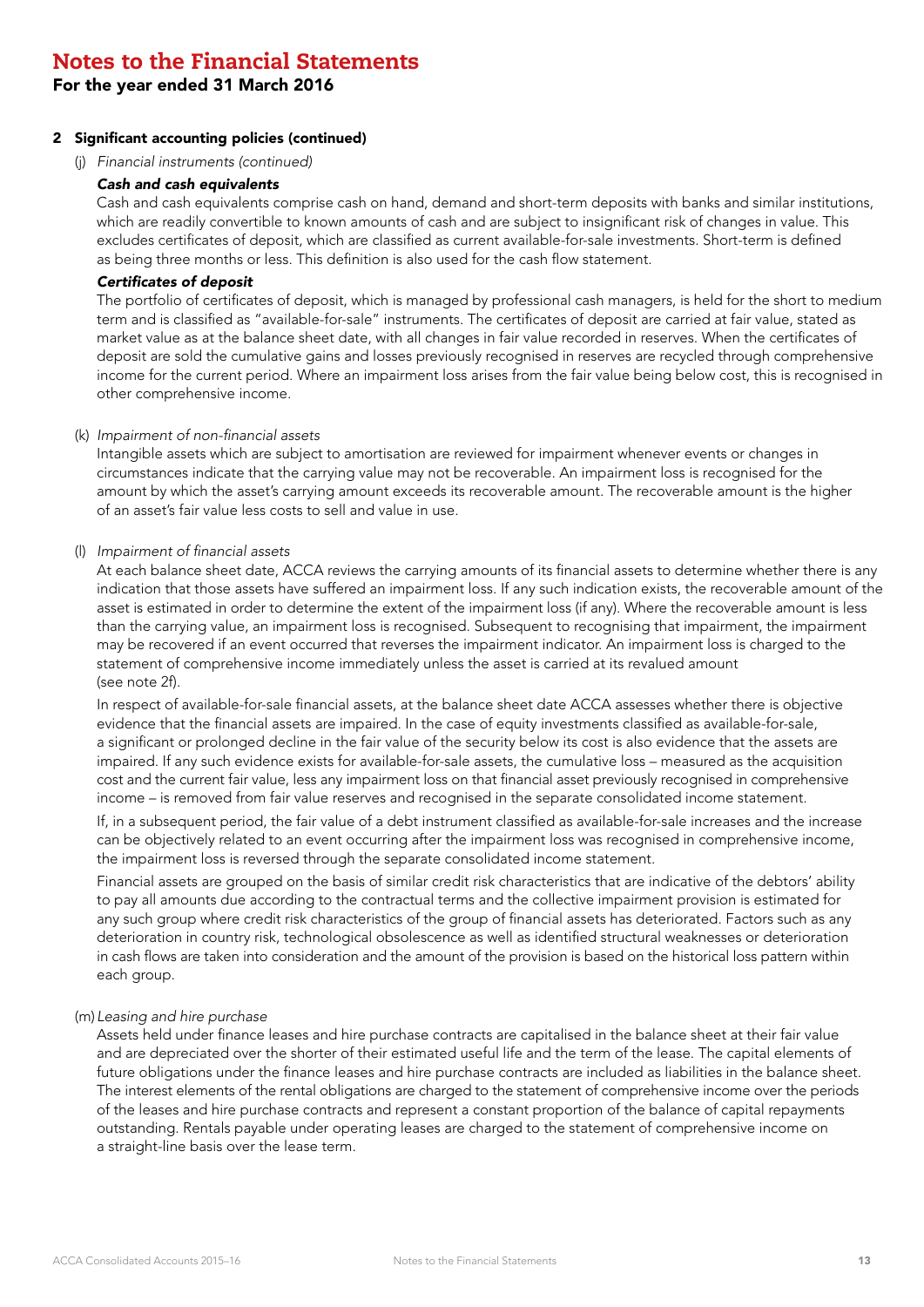# Notes to the Financial Statements

## For the year ended 31 March 2016

### 2 Significant accounting policies (continued)

(j) *Financial instruments (continued)*

***Cash and cash equivalents***

Cash and cash equivalents comprise cash on hand, demand and short-term deposits with banks and similar institutions, which are readily convertible to known amounts of cash and are subject to insignificant risk of changes in value. This excludes certificates of deposit, which are classified as current available-for-sale investments. Short-term is defined as being three months or less. This definition is also used for the cash flow statement.

***Certificates of deposit***

The portfolio of certificates of deposit, which is managed by professional cash managers, is held for the short to medium term and is classified as "available-for-sale" instruments. The certificates of deposit are carried at fair value, stated as market value as at the balance sheet date, with all changes in fair value recorded in reserves. When the certificates of deposit are sold the cumulative gains and losses previously recognised in reserves are recycled through comprehensive income for the current period. Where an impairment loss arises from the fair value being below cost, this is recognised in other comprehensive income.

(k) *Impairment of non-financial assets*

Intangible assets which are subject to amortisation are reviewed for impairment whenever events or changes in circumstances indicate that the carrying value may not be recoverable. An impairment loss is recognised for the amount by which the asset's carrying amount exceeds its recoverable amount. The recoverable amount is the higher of an asset's fair value less costs to sell and value in use.

(l) *Impairment of financial assets*

At each balance sheet date, ACCA reviews the carrying amounts of its financial assets to determine whether there is any indication that those assets have suffered an impairment loss. If any such indication exists, the recoverable amount of the asset is estimated in order to determine the extent of the impairment loss (if any). Where the recoverable amount is less than the carrying value, an impairment loss is recognised. Subsequent to recognising that impairment, the impairment may be recovered if an event occurred that reverses the impairment indicator. An impairment loss is charged to the statement of comprehensive income immediately unless the asset is carried at its revalued amount (see note 2f).

In respect of available-for-sale financial assets, at the balance sheet date ACCA assesses whether there is objective evidence that the financial assets are impaired. In the case of equity investments classified as available-for-sale, a significant or prolonged decline in the fair value of the security below its cost is also evidence that the assets are impaired. If any such evidence exists for available-for-sale assets, the cumulative loss – measured as the acquisition cost and the current fair value, less any impairment loss on that financial asset previously recognised in comprehensive income – is removed from fair value reserves and recognised in the separate consolidated income statement.

If, in a subsequent period, the fair value of a debt instrument classified as available-for-sale increases and the increase can be objectively related to an event occurring after the impairment loss was recognised in comprehensive income, the impairment loss is reversed through the separate consolidated income statement.

Financial assets are grouped on the basis of similar credit risk characteristics that are indicative of the debtors' ability to pay all amounts due according to the contractual terms and the collective impairment provision is estimated for any such group where credit risk characteristics of the group of financial assets has deteriorated. Factors such as any deterioration in country risk, technological obsolescence as well as identified structural weaknesses or deterioration in cash flows are taken into consideration and the amount of the provision is based on the historical loss pattern within each group.

(m) *Leasing and hire purchase*

Assets held under finance leases and hire purchase contracts are capitalised in the balance sheet at their fair value and are depreciated over the shorter of their estimated useful life and the term of the lease. The capital elements of future obligations under the finance leases and hire purchase contracts are included as liabilities in the balance sheet. The interest elements of the rental obligations are charged to the statement of comprehensive income over the periods of the leases and hire purchase contracts and represent a constant proportion of the balance of capital repayments outstanding. Rentals payable under operating leases are charged to the statement of comprehensive income on a straight-line basis over the lease term.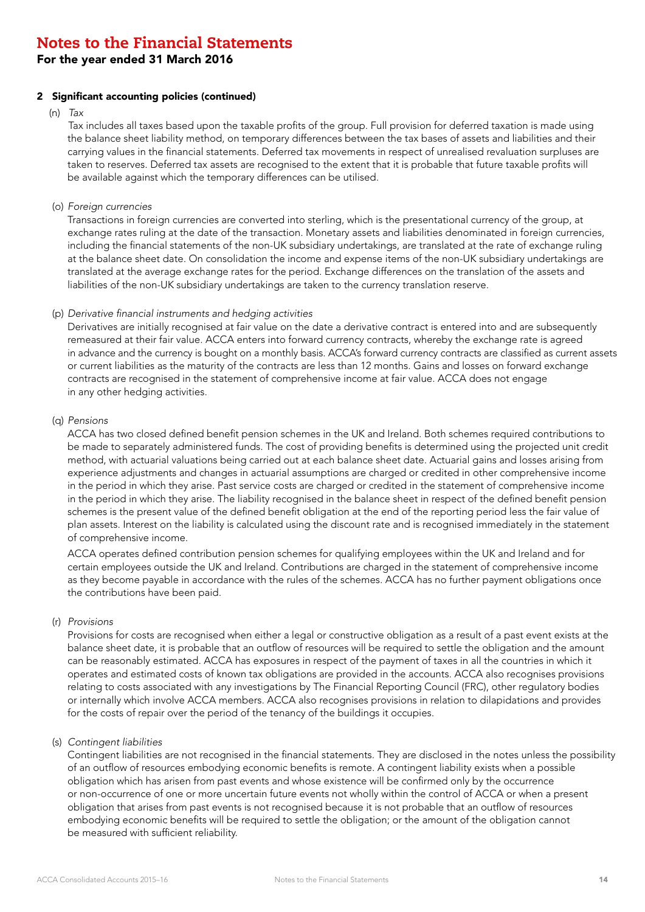# Notes to the Financial Statements

## For the year ended 31 March 2016

### 2 Significant accounting policies (continued)

(n) *Tax*

Tax includes all taxes based upon the taxable profits of the group. Full provision for deferred taxation is made using the balance sheet liability method, on temporary differences between the tax bases of assets and liabilities and their carrying values in the financial statements. Deferred tax movements in respect of unrealised revaluation surpluses are taken to reserves. Deferred tax assets are recognised to the extent that it is probable that future taxable profits will be available against which the temporary differences can be utilised.

(o) *Foreign currencies*

Transactions in foreign currencies are converted into sterling, which is the presentational currency of the group, at exchange rates ruling at the date of the transaction. Monetary assets and liabilities denominated in foreign currencies, including the financial statements of the non-UK subsidiary undertakings, are translated at the rate of exchange ruling at the balance sheet date. On consolidation the income and expense items of the non-UK subsidiary undertakings are translated at the average exchange rates for the period. Exchange differences on the translation of the assets and liabilities of the non-UK subsidiary undertakings are taken to the currency translation reserve.

(p) *Derivative financial instruments and hedging activities*

Derivatives are initially recognised at fair value on the date a derivative contract is entered into and are subsequently remeasured at their fair value. ACCA enters into forward currency contracts, whereby the exchange rate is agreed in advance and the currency is bought on a monthly basis. ACCA's forward currency contracts are classified as current assets or current liabilities as the maturity of the contracts are less than 12 months. Gains and losses on forward exchange contracts are recognised in the statement of comprehensive income at fair value. ACCA does not engage in any other hedging activities.

(q) *Pensions*

ACCA has two closed defined benefit pension schemes in the UK and Ireland. Both schemes required contributions to be made to separately administered funds. The cost of providing benefits is determined using the projected unit credit method, with actuarial valuations being carried out at each balance sheet date. Actuarial gains and losses arising from experience adjustments and changes in actuarial assumptions are charged or credited in other comprehensive income in the period in which they arise. Past service costs are charged or credited in the statement of comprehensive income in the period in which they arise. The liability recognised in the balance sheet in respect of the defined benefit pension schemes is the present value of the defined benefit obligation at the end of the reporting period less the fair value of plan assets. Interest on the liability is calculated using the discount rate and is recognised immediately in the statement of comprehensive income.

ACCA operates defined contribution pension schemes for qualifying employees within the UK and Ireland and for certain employees outside the UK and Ireland. Contributions are charged in the statement of comprehensive income as they become payable in accordance with the rules of the schemes. ACCA has no further payment obligations once the contributions have been paid.

(r) *Provisions*

Provisions for costs are recognised when either a legal or constructive obligation as a result of a past event exists at the balance sheet date, it is probable that an outflow of resources will be required to settle the obligation and the amount can be reasonably estimated. ACCA has exposures in respect of the payment of taxes in all the countries in which it operates and estimated costs of known tax obligations are provided in the accounts. ACCA also recognises provisions relating to costs associated with any investigations by The Financial Reporting Council (FRC), other regulatory bodies or internally which involve ACCA members. ACCA also recognises provisions in relation to dilapidations and provides for the costs of repair over the period of the tenancy of the buildings it occupies.

(s) *Contingent liabilities*

Contingent liabilities are not recognised in the financial statements. They are disclosed in the notes unless the possibility of an outflow of resources embodying economic benefits is remote. A contingent liability exists when a possible obligation which has arisen from past events and whose existence will be confirmed only by the occurrence or non-occurrence of one or more uncertain future events not wholly within the control of ACCA or when a present obligation that arises from past events is not recognised because it is not probable that an outflow of resources embodying economic benefits will be required to settle the obligation; or the amount of the obligation cannot be measured with sufficient reliability.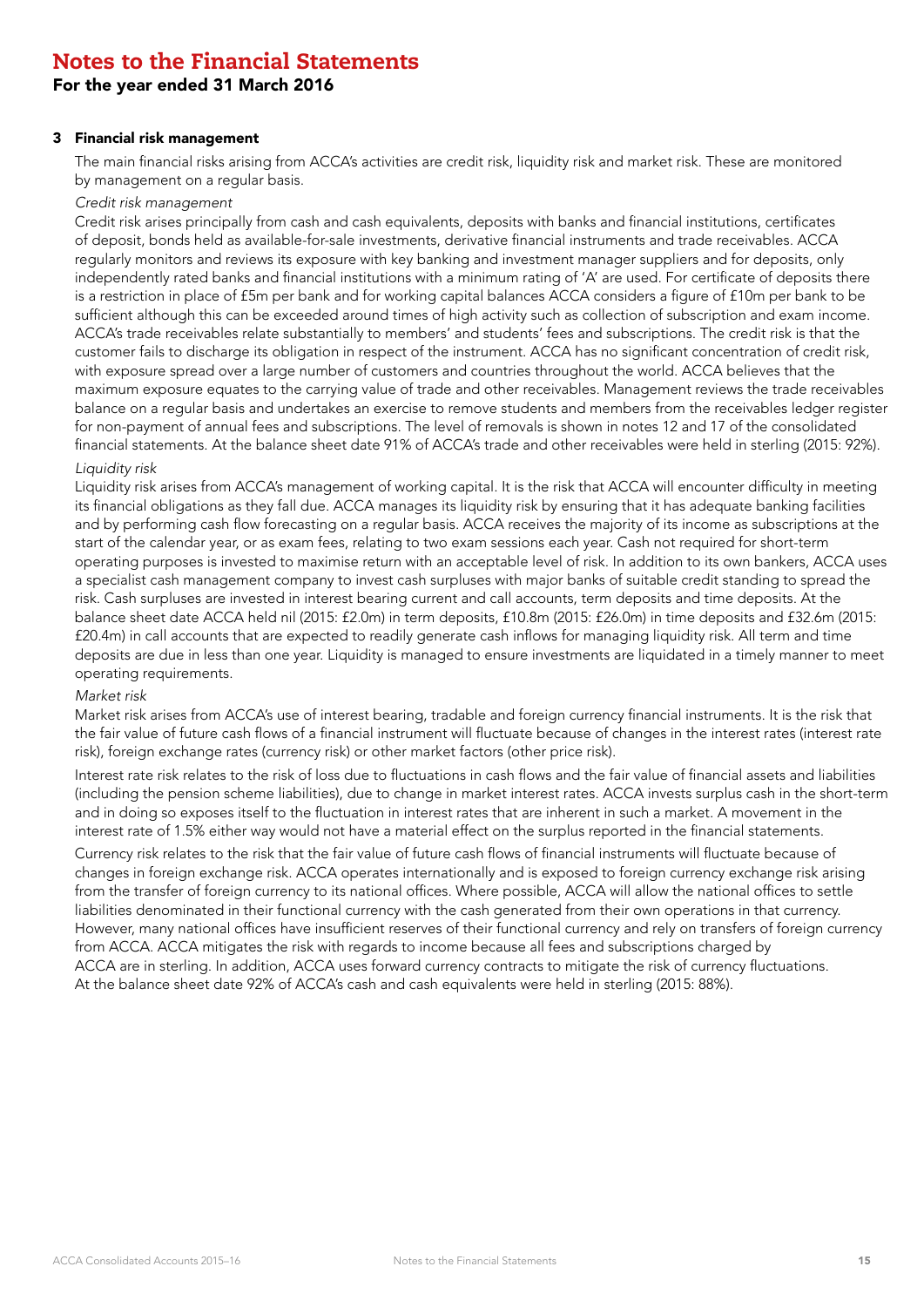# Notes to the Financial Statements

## For the year ended 31 March 2016

### 3 Financial risk management

The main financial risks arising from ACCA's activities are credit risk, liquidity risk and market risk. These are monitored by management on a regular basis.

*Credit risk management*

Credit risk arises principally from cash and cash equivalents, deposits with banks and financial institutions, certificates of deposit, bonds held as available-for-sale investments, derivative financial instruments and trade receivables. ACCA regularly monitors and reviews its exposure with key banking and investment manager suppliers and for deposits, only independently rated banks and financial institutions with a minimum rating of 'A' are used. For certificate of deposits there is a restriction in place of £5m per bank and for working capital balances ACCA considers a figure of £10m per bank to be sufficient although this can be exceeded around times of high activity such as collection of subscription and exam income. ACCA's trade receivables relate substantially to members' and students' fees and subscriptions. The credit risk is that the customer fails to discharge its obligation in respect of the instrument. ACCA has no significant concentration of credit risk, with exposure spread over a large number of customers and countries throughout the world. ACCA believes that the maximum exposure equates to the carrying value of trade and other receivables. Management reviews the trade receivables balance on a regular basis and undertakes an exercise to remove students and members from the receivables ledger register for non-payment of annual fees and subscriptions. The level of removals is shown in notes 12 and 17 of the consolidated financial statements. At the balance sheet date 91% of ACCA's trade and other receivables were held in sterling (2015: 92%).

*Liquidity risk*

Liquidity risk arises from ACCA's management of working capital. It is the risk that ACCA will encounter difficulty in meeting its financial obligations as they fall due. ACCA manages its liquidity risk by ensuring that it has adequate banking facilities and by performing cash flow forecasting on a regular basis. ACCA receives the majority of its income as subscriptions at the start of the calendar year, or as exam fees, relating to two exam sessions each year. Cash not required for short-term operating purposes is invested to maximise return with an acceptable level of risk. In addition to its own bankers, ACCA uses a specialist cash management company to invest cash surpluses with major banks of suitable credit standing to spread the risk. Cash surpluses are invested in interest bearing current and call accounts, term deposits and time deposits. At the balance sheet date ACCA held nil (2015: £2.0m) in term deposits, £10.8m (2015: £26.0m) in time deposits and £32.6m (2015: £20.4m) in call accounts that are expected to readily generate cash inflows for managing liquidity risk. All term and time deposits are due in less than one year. Liquidity is managed to ensure investments are liquidated in a timely manner to meet operating requirements.

*Market risk*

Market risk arises from ACCA's use of interest bearing, tradable and foreign currency financial instruments. It is the risk that the fair value of future cash flows of a financial instrument will fluctuate because of changes in the interest rates (interest rate risk), foreign exchange rates (currency risk) or other market factors (other price risk).

Interest rate risk relates to the risk of loss due to fluctuations in cash flows and the fair value of financial assets and liabilities (including the pension scheme liabilities), due to change in market interest rates. ACCA invests surplus cash in the short-term and in doing so exposes itself to the fluctuation in interest rates that are inherent in such a market. A movement in the interest rate of 1.5% either way would not have a material effect on the surplus reported in the financial statements.

Currency risk relates to the risk that the fair value of future cash flows of financial instruments will fluctuate because of changes in foreign exchange risk. ACCA operates internationally and is exposed to foreign currency exchange risk arising from the transfer of foreign currency to its national offices. Where possible, ACCA will allow the national offices to settle liabilities denominated in their functional currency with the cash generated from their own operations in that currency. However, many national offices have insufficient reserves of their functional currency and rely on transfers of foreign currency from ACCA. ACCA mitigates the risk with regards to income because all fees and subscriptions charged by ACCA are in sterling. In addition, ACCA uses forward currency contracts to mitigate the risk of currency fluctuations. At the balance sheet date 92% of ACCA's cash and cash equivalents were held in sterling (2015: 88%).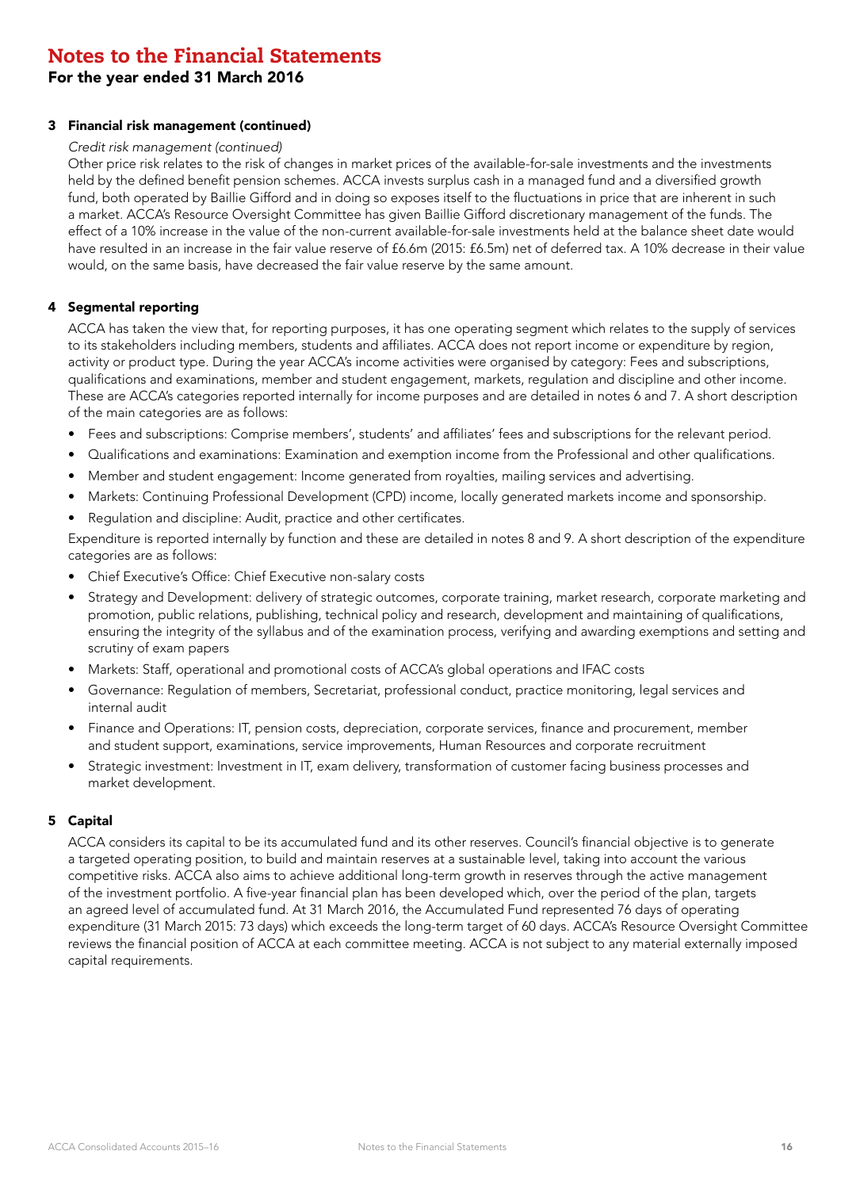# Notes to the Financial Statements

## For the year ended 31 March 2016

### 3 Financial risk management (continued)

*Credit risk management (continued)*

Other price risk relates to the risk of changes in market prices of the available-for-sale investments and the investments held by the defined benefit pension schemes. ACCA invests surplus cash in a managed fund and a diversified growth fund, both operated by Baillie Gifford and in doing so exposes itself to the fluctuations in price that are inherent in such a market. ACCA's Resource Oversight Committee has given Baillie Gifford discretionary management of the funds. The effect of a 10% increase in the value of the non-current available-for-sale investments held at the balance sheet date would have resulted in an increase in the fair value reserve of £6.6m (2015: £6.5m) net of deferred tax. A 10% decrease in their value would, on the same basis, have decreased the fair value reserve by the same amount.

### 4 Segmental reporting

ACCA has taken the view that, for reporting purposes, it has one operating segment which relates to the supply of services to its stakeholders including members, students and affiliates. ACCA does not report income or expenditure by region, activity or product type. During the year ACCA's income activities were organised by category: Fees and subscriptions, qualifications and examinations, member and student engagement, markets, regulation and discipline and other income. These are ACCA's categories reported internally for income purposes and are detailed in notes 6 and 7. A short description of the main categories are as follows:

- Fees and subscriptions: Comprise members', students' and affiliates' fees and subscriptions for the relevant period.
- Qualifications and examinations: Examination and exemption income from the Professional and other qualifications.
- Member and student engagement: Income generated from royalties, mailing services and advertising.
- Markets: Continuing Professional Development (CPD) income, locally generated markets income and sponsorship.
- Regulation and discipline: Audit, practice and other certificates.

Expenditure is reported internally by function and these are detailed in notes 8 and 9. A short description of the expenditure categories are as follows:

- Chief Executive's Office: Chief Executive non-salary costs
- Strategy and Development: delivery of strategic outcomes, corporate training, market research, corporate marketing and promotion, public relations, publishing, technical policy and research, development and maintaining of qualifications, ensuring the integrity of the syllabus and of the examination process, verifying and awarding exemptions and setting and scrutiny of exam papers
- Markets: Staff, operational and promotional costs of ACCA's global operations and IFAC costs
- Governance: Regulation of members, Secretariat, professional conduct, practice monitoring, legal services and internal audit
- Finance and Operations: IT, pension costs, depreciation, corporate services, finance and procurement, member and student support, examinations, service improvements, Human Resources and corporate recruitment
- Strategic investment: Investment in IT, exam delivery, transformation of customer facing business processes and market development.

### 5 Capital

ACCA considers its capital to be its accumulated fund and its other reserves. Council's financial objective is to generate a targeted operating position, to build and maintain reserves at a sustainable level, taking into account the various competitive risks. ACCA also aims to achieve additional long-term growth in reserves through the active management of the investment portfolio. A five-year financial plan has been developed which, over the period of the plan, targets an agreed level of accumulated fund. At 31 March 2016, the Accumulated Fund represented 76 days of operating expenditure (31 March 2015: 73 days) which exceeds the long-term target of 60 days. ACCA's Resource Oversight Committee reviews the financial position of ACCA at each committee meeting. ACCA is not subject to any material externally imposed capital requirements.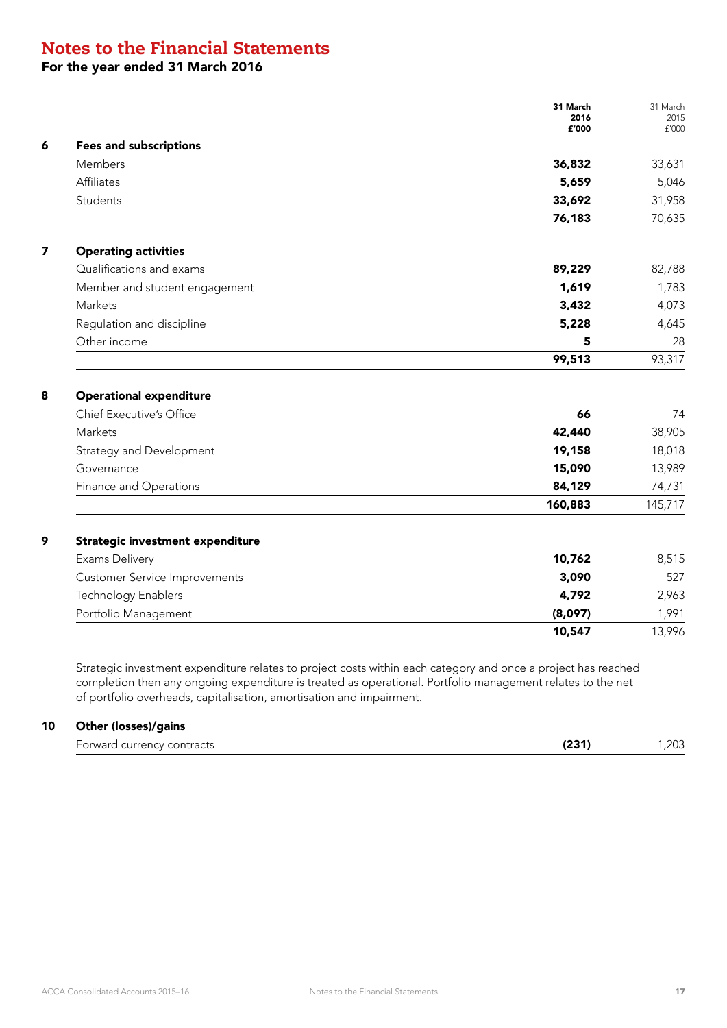# Notes to the Financial Statements

## For the year ended 31 March 2016

| | | 31 March 2016 £'000 | 31 March 2015 £'000 |
|---|---|---|---|
| **6** | **Fees and subscriptions** | | |
| | Members | **36,832** | 33,631 |
| | Affiliates | **5,659** | 5,046 |
| | Students | **33,692** | 31,958 |
| | | **76,183** | 70,635 |
| **7** | **Operating activities** | | |
| | Qualifications and exams | **89,229** | 82,788 |
| | Member and student engagement | **1,619** | 1,783 |
| | Markets | **3,432** | 4,073 |
| | Regulation and discipline | **5,228** | 4,645 |
| | Other income | **5** | 28 |
| | | **99,513** | 93,317 |
| **8** | **Operational expenditure** | | |
| | Chief Executive's Office | **66** | 74 |
| | Markets | **42,440** | 38,905 |
| | Strategy and Development | **19,158** | 18,018 |
| | Governance | **15,090** | 13,989 |
| | Finance and Operations | **84,129** | 74,731 |
| | | **160,883** | 145,717 |
| **9** | **Strategic investment expenditure** | | |
| | Exams Delivery | **10,762** | 8,515 |
| | Customer Service Improvements | **3,090** | 527 |
| | Technology Enablers | **4,792** | 2,963 |
| | Portfolio Management | **(8,097)** | 1,991 |
| | | **10,547** | 13,996 |

Strategic investment expenditure relates to project costs within each category and once a project has reached completion then any ongoing expenditure is treated as operational. Portfolio management relates to the net of portfolio overheads, capitalisation, amortisation and impairment.

| | | 31 March 2016 £'000 | 31 March 2015 £'000 |
|---|---|---|---|
| **10** | **Other (losses)/gains** | | |
| | Forward currency contracts | **(231)** | 1,203 |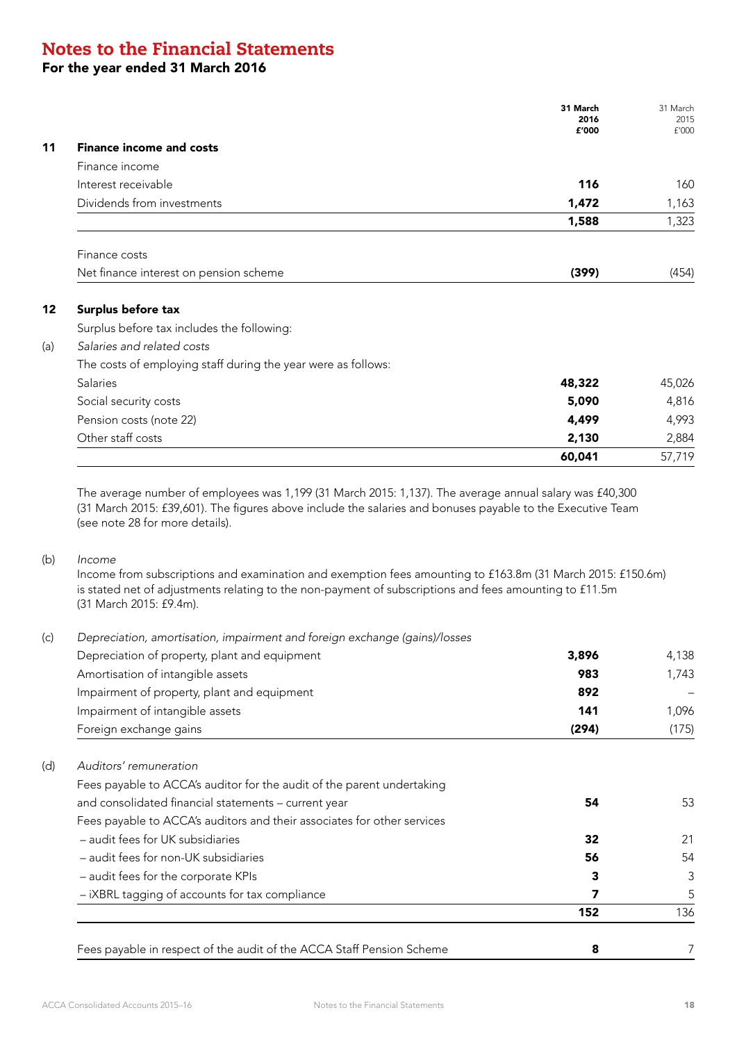# Notes to the Financial Statements

## For the year ended 31 March 2016

| | | 31 March 2016 £'000 | 31 March 2015 £'000 |
|---|---|---|---|
| **11** | **Finance income and costs** | | |
| | Finance income | | |
| | Interest receivable | **116** | 160 |
| | Dividends from investments | **1,472** | 1,163 |
| | | **1,588** | 1,323 |
| | Finance costs | | |
| | Net finance interest on pension scheme | **(399)** | (454) |
| **12** | **Surplus before tax** | | |
| | Surplus before tax includes the following: | | |
| (a) | *Salaries and related costs* | | |
| | The costs of employing staff during the year were as follows: | | |
| | Salaries | **48,322** | 45,026 |
| | Social security costs | **5,090** | 4,816 |
| | Pension costs (note 22) | **4,499** | 4,993 |
| | Other staff costs | **2,130** | 2,884 |
| | | **60,041** | 57,719 |

The average number of employees was 1,199 (31 March 2015: 1,137). The average annual salary was £40,300 (31 March 2015: £39,601). The figures above include the salaries and bonuses payable to the Executive Team (see note 28 for more details).

(b) *Income*

Income from subscriptions and examination and exemption fees amounting to £163.8m (31 March 2015: £150.6m) is stated net of adjustments relating to the non-payment of subscriptions and fees amounting to £11.5m (31 March 2015: £9.4m).

| | | 31 March 2016 £'000 | 31 March 2015 £'000 |
|---|---|---|---|
| (c) | *Depreciation, amortisation, impairment and foreign exchange (gains)/losses* | | |
| | Depreciation of property, plant and equipment | **3,896** | 4,138 |
| | Amortisation of intangible assets | **983** | 1,743 |
| | Impairment of property, plant and equipment | **892** | – |
| | Impairment of intangible assets | **141** | 1,096 |
| | Foreign exchange gains | **(294)** | (175) |
| (d) | *Auditors' remuneration* | | |
| | Fees payable to ACCA's auditor for the audit of the parent undertaking and consolidated financial statements – current year | **54** | 53 |
| | Fees payable to ACCA's auditors and their associates for other services | | |
| | – audit fees for UK subsidiaries | **32** | 21 |
| | – audit fees for non-UK subsidiaries | **56** | 54 |
| | – audit fees for the corporate KPIs | **3** | 3 |
| | – iXBRL tagging of accounts for tax compliance | **7** | 5 |
| | | **152** | 136 |
| | Fees payable in respect of the audit of the ACCA Staff Pension Scheme | **8** | 7 |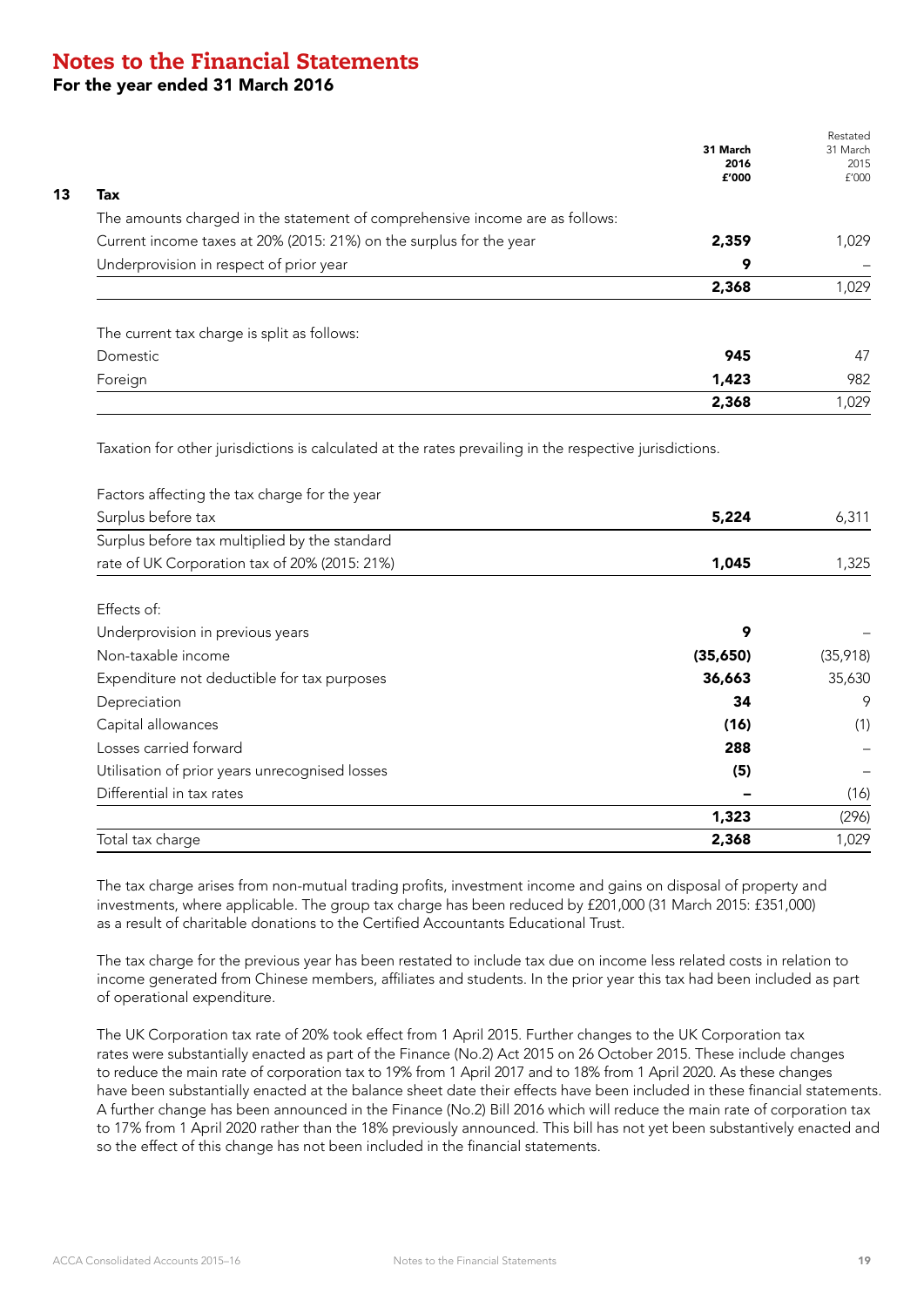# Notes to the Financial Statements

## For the year ended 31 March 2016

### 13 Tax

| | 31 March 2016 £'000 | Restated 31 March 2015 £'000 |
|---|---|---|
| The amounts charged in the statement of comprehensive income are as follows: | | |
| Current income taxes at 20% (2015: 21%) on the surplus for the year | **2,359** | 1,029 |
| Underprovision in respect of prior year | **9** | – |
| | **2,368** | 1,029 |
| The current tax charge is split as follows: | | |
| Domestic | **945** | 47 |
| Foreign | **1,423** | 982 |
| | **2,368** | 1,029 |

Taxation for other jurisdictions is calculated at the rates prevailing in the respective jurisdictions.

| | 31 March 2016 £'000 | Restated 31 March 2015 £'000 |
|---|---|---|
| Factors affecting the tax charge for the year | | |
| Surplus before tax | **5,224** | 6,311 |
| Surplus before tax multiplied by the standard rate of UK Corporation tax of 20% (2015: 21%) | **1,045** | 1,325 |
| Effects of: | | |
| Underprovision in previous years | **9** | – |
| Non-taxable income | **(35,650)** | (35,918) |
| Expenditure not deductible for tax purposes | **36,663** | 35,630 |
| Depreciation | **34** | 9 |
| Capital allowances | **(16)** | (1) |
| Losses carried forward | **288** | – |
| Utilisation of prior years unrecognised losses | **(5)** | – |
| Differential in tax rates | **–** | (16) |
| | **1,323** | (296) |
| Total tax charge | **2,368** | 1,029 |

The tax charge arises from non-mutual trading profits, investment income and gains on disposal of property and investments, where applicable. The group tax charge has been reduced by £201,000 (31 March 2015: £351,000) as a result of charitable donations to the Certified Accountants Educational Trust.

The tax charge for the previous year has been restated to include tax due on income less related costs in relation to income generated from Chinese members, affiliates and students. In the prior year this tax had been included as part of operational expenditure.

The UK Corporation tax rate of 20% took effect from 1 April 2015. Further changes to the UK Corporation tax rates were substantially enacted as part of the Finance (No.2) Act 2015 on 26 October 2015. These include changes to reduce the main rate of corporation tax to 19% from 1 April 2017 and to 18% from 1 April 2020. As these changes have been substantially enacted at the balance sheet date their effects have been included in these financial statements. A further change has been announced in the Finance (No.2) Bill 2016 which will reduce the main rate of corporation tax to 17% from 1 April 2020 rather than the 18% previously announced. This bill has not yet been substantively enacted and so the effect of this change has not been included in the financial statements.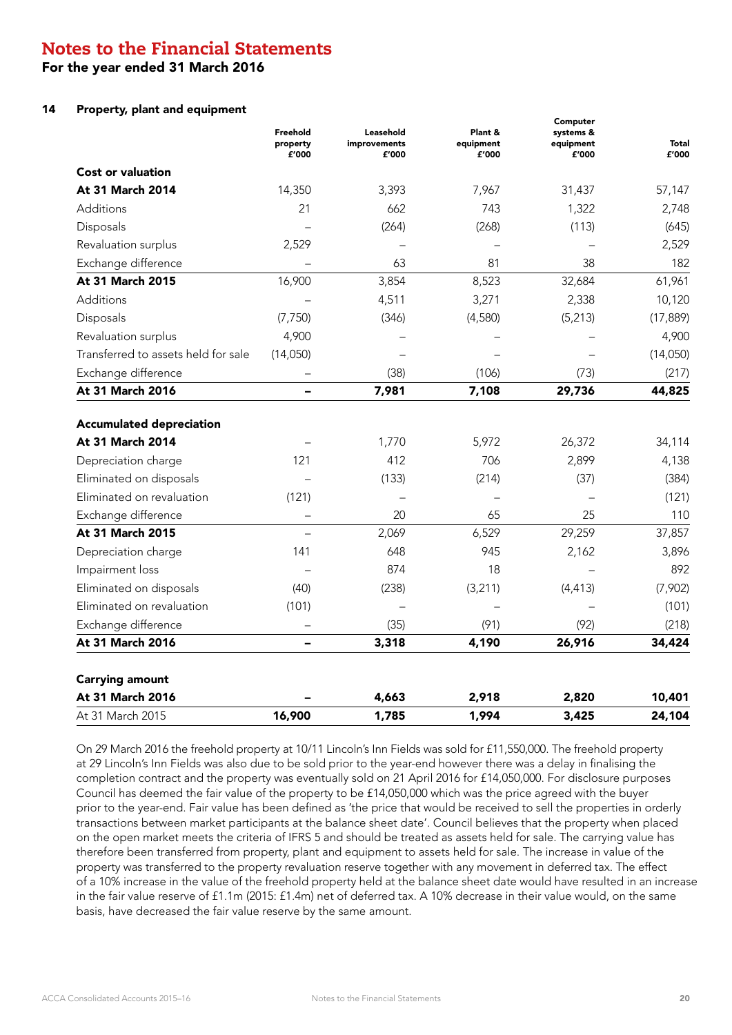# Notes to the Financial Statements

## For the year ended 31 March 2016

### 14 Property, plant and equipment

| | Freehold property £'000 | Leasehold improvements £'000 | Plant & equipment £'000 | Computer systems & equipment £'000 | Total £'000 |
|---|---|---|---|---|---|
| **Cost or valuation** | | | | | |
| **At 31 March 2014** | 14,350 | 3,393 | 7,967 | 31,437 | 57,147 |
| Additions | 21 | 662 | 743 | 1,322 | 2,748 |
| Disposals | – | (264) | (268) | (113) | (645) |
| Revaluation surplus | 2,529 | – | – | – | 2,529 |
| Exchange difference | – | 63 | 81 | 38 | 182 |
| **At 31 March 2015** | 16,900 | 3,854 | 8,523 | 32,684 | 61,961 |
| Additions | – | 4,511 | 3,271 | 2,338 | 10,120 |
| Disposals | (7,750) | (346) | (4,580) | (5,213) | (17,889) |
| Revaluation surplus | 4,900 | – | – | – | 4,900 |
| Transferred to assets held for sale | (14,050) | – | – | – | (14,050) |
| Exchange difference | – | (38) | (106) | (73) | (217) |
| **At 31 March 2016** | **–** | **7,981** | **7,108** | **29,736** | **44,825** |
| | | | | | |
| **Accumulated depreciation** | | | | | |
| **At 31 March 2014** | – | 1,770 | 5,972 | 26,372 | 34,114 |
| Depreciation charge | 121 | 412 | 706 | 2,899 | 4,138 |
| Eliminated on disposals | – | (133) | (214) | (37) | (384) |
| Eliminated on revaluation | (121) | – | – | – | (121) |
| Exchange difference | – | 20 | 65 | 25 | 110 |
| **At 31 March 2015** | – | 2,069 | 6,529 | 29,259 | 37,857 |
| Depreciation charge | 141 | 648 | 945 | 2,162 | 3,896 |
| Impairment loss | – | 874 | 18 | – | 892 |
| Eliminated on disposals | (40) | (238) | (3,211) | (4,413) | (7,902) |
| Eliminated on revaluation | (101) | – | – | – | (101) |
| Exchange difference | – | (35) | (91) | (92) | (218) |
| **At 31 March 2016** | **–** | **3,318** | **4,190** | **26,916** | **34,424** |
| | | | | | |
| **Carrying amount** | | | | | |
| **At 31 March 2016** | **–** | **4,663** | **2,918** | **2,820** | **10,401** |
| At 31 March 2015 | **16,900** | **1,785** | **1,994** | **3,425** | **24,104** |

On 29 March 2016 the freehold property at 10/11 Lincoln's Inn Fields was sold for £11,550,000. The freehold property at 29 Lincoln's Inn Fields was also due to be sold prior to the year-end however there was a delay in finalising the completion contract and the property was eventually sold on 21 April 2016 for £14,050,000. For disclosure purposes Council has deemed the fair value of the property to be £14,050,000 which was the price agreed with the buyer prior to the year-end. Fair value has been defined as 'the price that would be received to sell the properties in orderly transactions between market participants at the balance sheet date'. Council believes that the property when placed on the open market meets the criteria of IFRS 5 and should be treated as assets held for sale. The carrying value has therefore been transferred from property, plant and equipment to assets held for sale. The increase in value of the property was transferred to the property revaluation reserve together with any movement in deferred tax. The effect of a 10% increase in the value of the freehold property held at the balance sheet date would have resulted in an increase in the fair value reserve of £1.1m (2015: £1.4m) net of deferred tax. A 10% decrease in their value would, on the same basis, have decreased the fair value reserve by the same amount.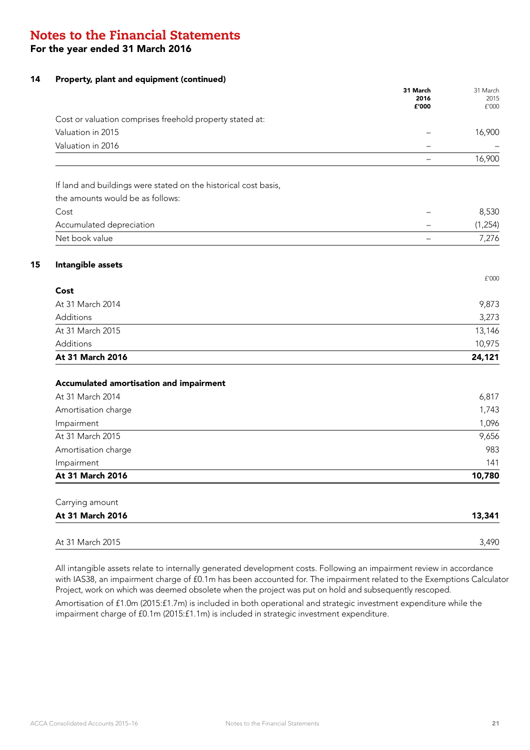# Notes to the Financial Statements

## For the year ended 31 March 2016

### 14 Property, plant and equipment (continued)

| | **31 March 2016 £'000** | 31 March 2015 £'000 |
|---|---|---|
| Cost or valuation comprises freehold property stated at: | | |
| Valuation in 2015 | – | 16,900 |
| Valuation in 2016 | – | – |
| | – | 16,900 |

If land and buildings were stated on the historical cost basis, the amounts would be as follows:

| | **31 March 2016 £'000** | 31 March 2015 £'000 |
|---|---|---|
| Cost | – | 8,530 |
| Accumulated depreciation | – | (1,254) |
| Net book value | – | 7,276 |

### 15 Intangible assets

| | £'000 |
|---|---|
| **Cost** | |
| At 31 March 2014 | 9,873 |
| Additions | 3,273 |
| At 31 March 2015 | 13,146 |
| Additions | 10,975 |
| **At 31 March 2016** | **24,121** |
| **Accumulated amortisation and impairment** | |
| At 31 March 2014 | 6,817 |
| Amortisation charge | 1,743 |
| Impairment | 1,096 |
| At 31 March 2015 | 9,656 |
| Amortisation charge | 983 |
| Impairment | 141 |
| **At 31 March 2016** | **10,780** |
| Carrying amount | |
| **At 31 March 2016** | **13,341** |
| At 31 March 2015 | 3,490 |

All intangible assets relate to internally generated development costs. Following an impairment review in accordance with IAS38, an impairment charge of £0.1m has been accounted for. The impairment related to the Exemptions Calculator Project, work on which was deemed obsolete when the project was put on hold and subsequently rescoped.

Amortisation of £1.0m (2015:£1.7m) is included in both operational and strategic investment expenditure while the impairment charge of £0.1m (2015:£1.1m) is included in strategic investment expenditure.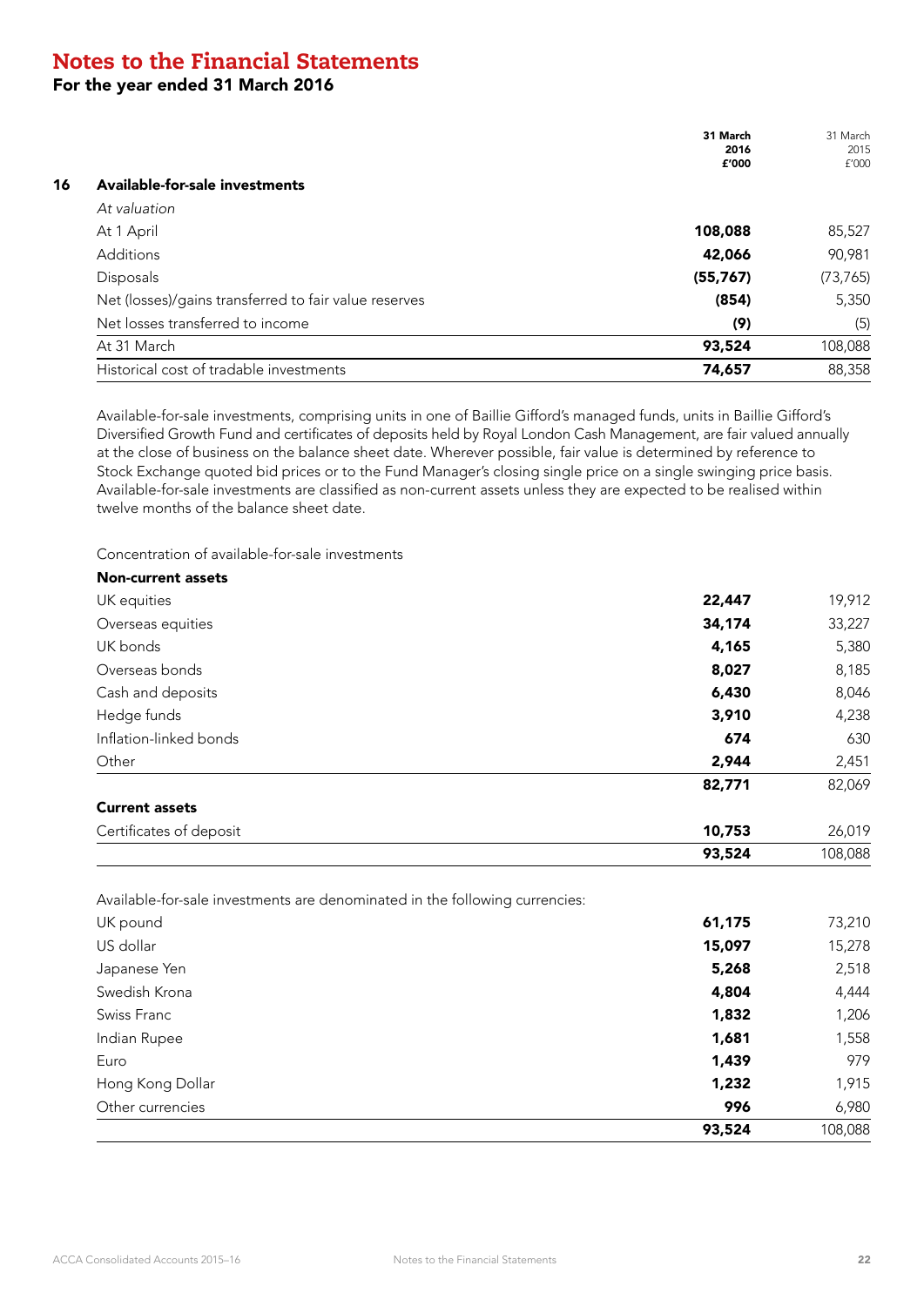# Notes to the Financial Statements

## For the year ended 31 March 2016

| | | 31 March 2016 £'000 | 31 March 2015 £'000 |
|---|---|---|---|
| **16** | **Available-for-sale investments** | | |
| | *At valuation* | | |
| | At 1 April | **108,088** | 85,527 |
| | Additions | **42,066** | 90,981 |
| | Disposals | **(55,767)** | (73,765) |
| | Net (losses)/gains transferred to fair value reserves | **(854)** | 5,350 |
| | Net losses transferred to income | **(9)** | (5) |
| | At 31 March | **93,524** | 108,088 |
| | Historical cost of tradable investments | **74,657** | 88,358 |

Available-for-sale investments, comprising units in one of Baillie Gifford's managed funds, units in Baillie Gifford's Diversified Growth Fund and certificates of deposits held by Royal London Cash Management, are fair valued annually at the close of business on the balance sheet date. Wherever possible, fair value is determined by reference to Stock Exchange quoted bid prices or to the Fund Manager's closing single price on a single swinging price basis. Available-for-sale investments are classified as non-current assets unless they are expected to be realised within twelve months of the balance sheet date.

Concentration of available-for-sale investments

| | 31 March 2016 £'000 | 31 March 2015 £'000 |
|---|---|---|
| **Non-current assets** | | |
| UK equities | **22,447** | 19,912 |
| Overseas equities | **34,174** | 33,227 |
| UK bonds | **4,165** | 5,380 |
| Overseas bonds | **8,027** | 8,185 |
| Cash and deposits | **6,430** | 8,046 |
| Hedge funds | **3,910** | 4,238 |
| Inflation-linked bonds | **674** | 630 |
| Other | **2,944** | 2,451 |
| | **82,771** | 82,069 |
| **Current assets** | | |
| Certificates of deposit | **10,753** | 26,019 |
| | **93,524** | 108,088 |

Available-for-sale investments are denominated in the following currencies:

| | 31 March 2016 £'000 | 31 March 2015 £'000 |
|---|---|---|
| UK pound | **61,175** | 73,210 |
| US dollar | **15,097** | 15,278 |
| Japanese Yen | **5,268** | 2,518 |
| Swedish Krona | **4,804** | 4,444 |
| Swiss Franc | **1,832** | 1,206 |
| Indian Rupee | **1,681** | 1,558 |
| Euro | **1,439** | 979 |
| Hong Kong Dollar | **1,232** | 1,915 |
| Other currencies | **996** | 6,980 |
| | **93,524** | 108,088 |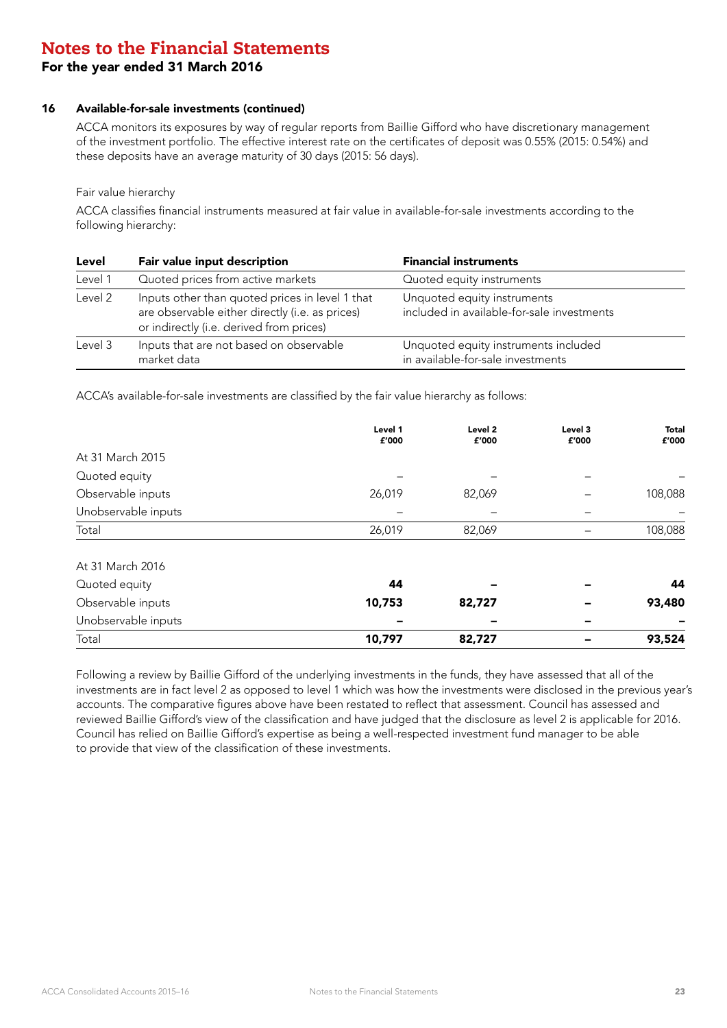# Notes to the Financial Statements

## For the year ended 31 March 2016

### 16 Available-for-sale investments (continued)

ACCA monitors its exposures by way of regular reports from Baillie Gifford who have discretionary management of the investment portfolio. The effective interest rate on the certificates of deposit was 0.55% (2015: 0.54%) and these deposits have an average maturity of 30 days (2015: 56 days).

Fair value hierarchy

ACCA classifies financial instruments measured at fair value in available-for-sale investments according to the following hierarchy:

| Level | Fair value input description | Financial instruments |
|---|---|---|
| Level 1 | Quoted prices from active markets | Quoted equity instruments |
| Level 2 | Inputs other than quoted prices in level 1 that are observable either directly (i.e. as prices) or indirectly (i.e. derived from prices) | Unquoted equity instruments included in available-for-sale investments |
| Level 3 | Inputs that are not based on observable market data | Unquoted equity instruments included in available-for-sale investments |

ACCA's available-for-sale investments are classified by the fair value hierarchy as follows:

| | Level 1 £'000 | Level 2 £'000 | Level 3 £'000 | Total £'000 |
|---|---|---|---|---|
| At 31 March 2015 | | | | |
| Quoted equity | – | – | – | – |
| Observable inputs | 26,019 | 82,069 | – | 108,088 |
| Unobservable inputs | – | – | – | – |
| Total | 26,019 | 82,069 | – | 108,088 |
| At 31 March 2016 | | | | |
| Quoted equity | **44** | **–** | **–** | **44** |
| Observable inputs | **10,753** | **82,727** | **–** | **93,480** |
| Unobservable inputs | **–** | **–** | **–** | **–** |
| Total | **10,797** | **82,727** | **–** | **93,524** |

Following a review by Baillie Gifford of the underlying investments in the funds, they have assessed that all of the investments are in fact level 2 as opposed to level 1 which was how the investments were disclosed in the previous year's accounts. The comparative figures above have been restated to reflect that assessment. Council has assessed and reviewed Baillie Gifford's view of the classification and have judged that the disclosure as level 2 is applicable for 2016. Council has relied on Baillie Gifford's expertise as being a well-respected investment fund manager to be able to provide that view of the classification of these investments.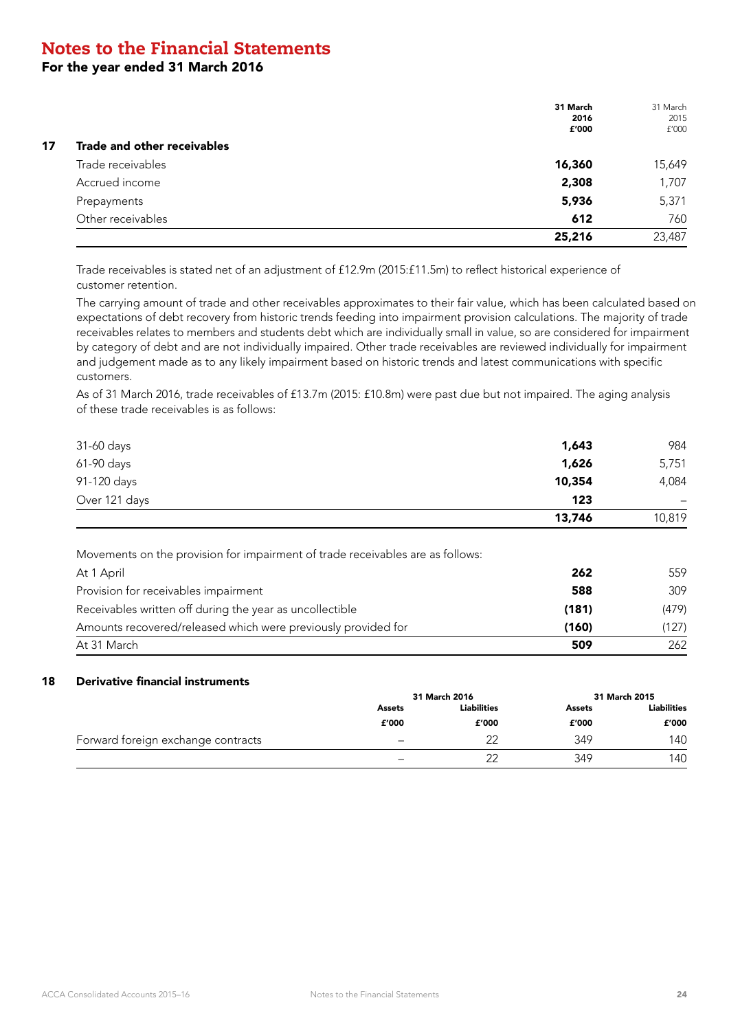# Notes to the Financial Statements

## For the year ended 31 March 2016

| | 31 March 2016 £'000 | 31 March 2015 £'000 |
|---|---|---|
| **17 Trade and other receivables** | | |
| Trade receivables | **16,360** | 15,649 |
| Accrued income | **2,308** | 1,707 |
| Prepayments | **5,936** | 5,371 |
| Other receivables | **612** | 760 |
| | **25,216** | 23,487 |

Trade receivables is stated net of an adjustment of £12.9m (2015:£11.5m) to reflect historical experience of customer retention.

The carrying amount of trade and other receivables approximates to their fair value, which has been calculated based on expectations of debt recovery from historic trends feeding into impairment provision calculations. The majority of trade receivables relates to members and students debt which are individually small in value, so are considered for impairment by category of debt and are not individually impaired. Other trade receivables are reviewed individually for impairment and judgement made as to any likely impairment based on historic trends and latest communications with specific customers.

As of 31 March 2016, trade receivables of £13.7m (2015: £10.8m) were past due but not impaired. The aging analysis of these trade receivables is as follows:

| | 2016 | 2015 |
|---|---|---|
| 31-60 days | **1,643** | 984 |
| 61-90 days | **1,626** | 5,751 |
| 91-120 days | **10,354** | 4,084 |
| Over 121 days | **123** | – |
| | **13,746** | 10,819 |

Movements on the provision for impairment of trade receivables are as follows:

| | 2016 | 2015 |
|---|---|---|
| At 1 April | **262** | 559 |
| Provision for receivables impairment | **588** | 309 |
| Receivables written off during the year as uncollectible | **(181)** | (479) |
| Amounts recovered/released which were previously provided for | **(160)** | (127) |
| At 31 March | **509** | 262 |

### 18 Derivative financial instruments

| | 31 March 2016 | | 31 March 2015 | |
|---|---|---|---|---|
| | **Assets £'000** | **Liabilities £'000** | **Assets £'000** | **Liabilities £'000** |
| Forward foreign exchange contracts | – | 22 | 349 | 140 |
| | – | 22 | 349 | 140 |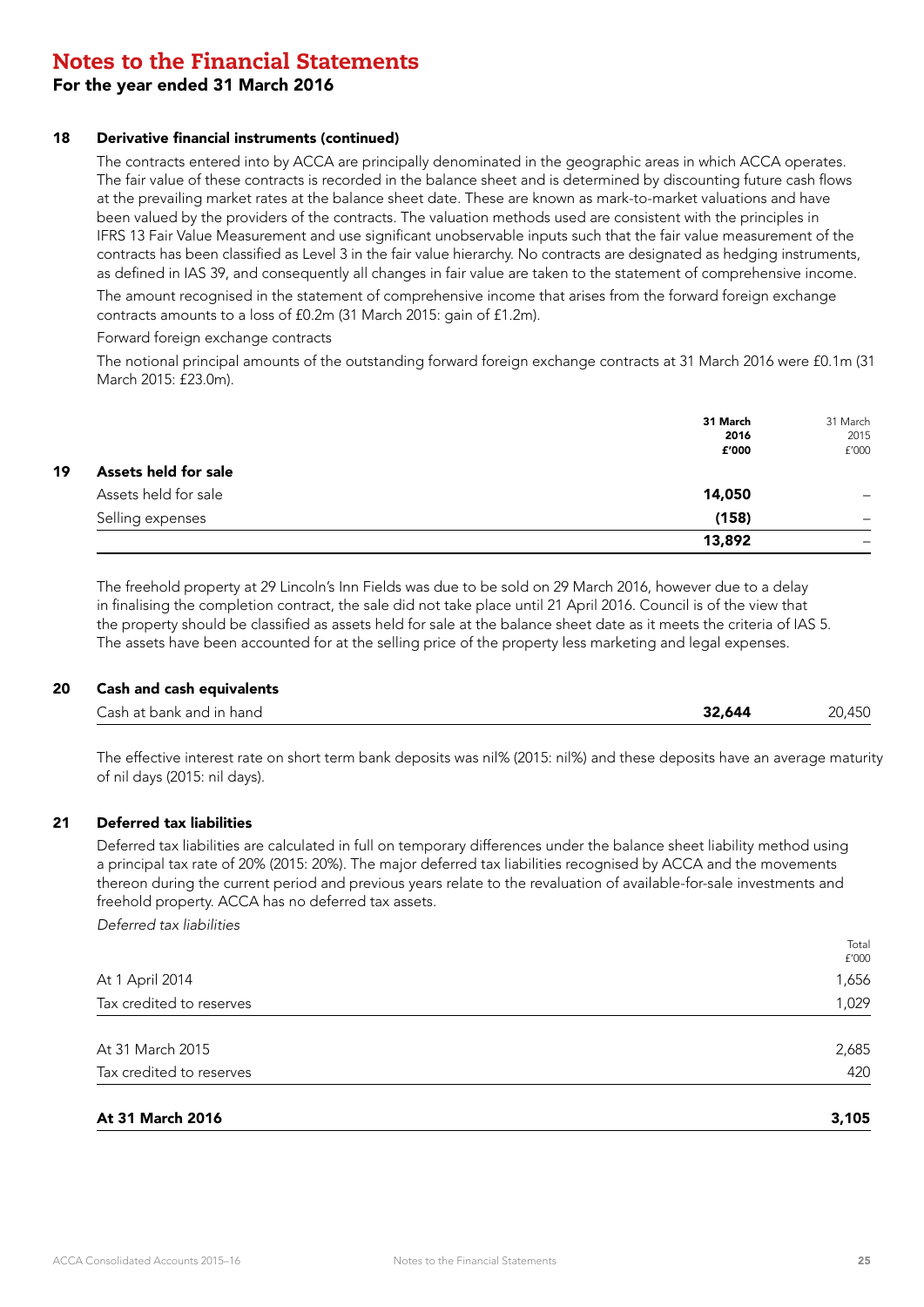# Notes to the Financial Statements

## For the year ended 31 March 2016

### 18 Derivative financial instruments (continued)

The contracts entered into by ACCA are principally denominated in the geographic areas in which ACCA operates. The fair value of these contracts is recorded in the balance sheet and is determined by discounting future cash flows at the prevailing market rates at the balance sheet date. These are known as mark-to-market valuations and have been valued by the providers of the contracts. The valuation methods used are consistent with the principles in IFRS 13 Fair Value Measurement and use significant unobservable inputs such that the fair value measurement of the contracts has been classified as Level 3 in the fair value hierarchy. No contracts are designated as hedging instruments, as defined in IAS 39, and consequently all changes in fair value are taken to the statement of comprehensive income.

The amount recognised in the statement of comprehensive income that arises from the forward foreign exchange contracts amounts to a loss of £0.2m (31 March 2015: gain of £1.2m).

Forward foreign exchange contracts

The notional principal amounts of the outstanding forward foreign exchange contracts at 31 March 2016 were £0.1m (31 March 2015: £23.0m).

### 19 Assets held for sale

| | **31 March 2016 £'000** | 31 March 2015 £'000 |
|---|---|---|
| Assets held for sale | **14,050** | – |
| Selling expenses | **(158)** | – |
| | **13,892** | – |

The freehold property at 29 Lincoln's Inn Fields was due to be sold on 29 March 2016, however due to a delay in finalising the completion contract, the sale did not take place until 21 April 2016. Council is of the view that the property should be classified as assets held for sale at the balance sheet date as it meets the criteria of IAS 5. The assets have been accounted for at the selling price of the property less marketing and legal expenses.

### 20 Cash and cash equivalents

| | **31 March 2016 £'000** | 31 March 2015 £'000 |
|---|---|---|
| Cash at bank and in hand | **32,644** | 20,450 |

The effective interest rate on short term bank deposits was nil% (2015: nil%) and these deposits have an average maturity of nil days (2015: nil days).

### 21 Deferred tax liabilities

Deferred tax liabilities are calculated in full on temporary differences under the balance sheet liability method using a principal tax rate of 20% (2015: 20%). The major deferred tax liabilities recognised by ACCA and the movements thereon during the current period and previous years relate to the revaluation of available-for-sale investments and freehold property. ACCA has no deferred tax assets.

*Deferred tax liabilities*

| | Total £'000 |
|---|---|
| At 1 April 2014 | 1,656 |
| Tax credited to reserves | 1,029 |
| At 31 March 2015 | 2,685 |
| Tax credited to reserves | 420 |
| **At 31 March 2016** | **3,105** |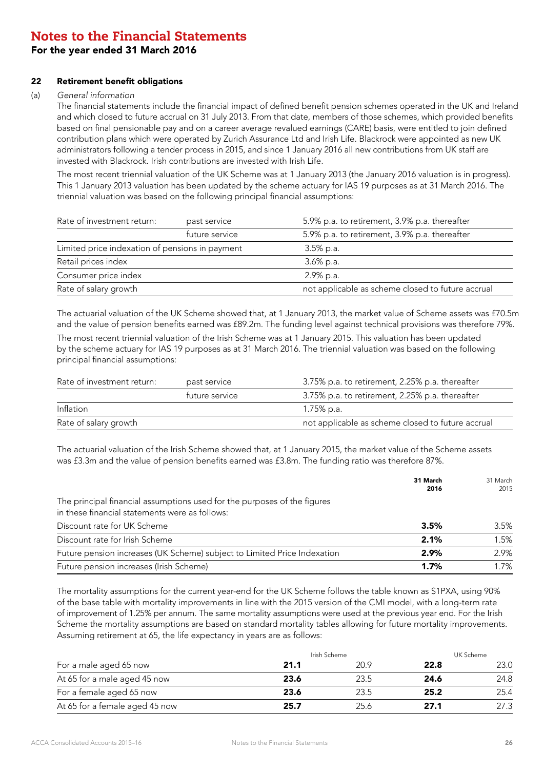# Notes to the Financial Statements

## For the year ended 31 March 2016

### 22 Retirement benefit obligations

(a) *General information*

The financial statements include the financial impact of defined benefit pension schemes operated in the UK and Ireland and which closed to future accrual on 31 July 2013. From that date, members of those schemes, which provided benefits based on final pensionable pay and on a career average revalued earnings (CARE) basis, were entitled to join defined contribution plans which were operated by Zurich Assurance Ltd and Irish Life. Blackrock were appointed as new UK administrators following a tender process in 2015, and since 1 January 2016 all new contributions from UK staff are invested with Blackrock. Irish contributions are invested with Irish Life.

The most recent triennial valuation of the UK Scheme was at 1 January 2013 (the January 2016 valuation is in progress). This 1 January 2013 valuation has been updated by the scheme actuary for IAS 19 purposes as at 31 March 2016. The triennial valuation was based on the following principal financial assumptions:

| | | |
|---|---|---|
| Rate of investment return: | past service | 5.9% p.a. to retirement, 3.9% p.a. thereafter |
| | future service | 5.9% p.a. to retirement, 3.9% p.a. thereafter |
| Limited price indexation of pensions in payment | | 3.5% p.a. |
| Retail prices index | | 3.6% p.a. |
| Consumer price index | | 2.9% p.a. |
| Rate of salary growth | | not applicable as scheme closed to future accrual |

The actuarial valuation of the UK Scheme showed that, at 1 January 2013, the market value of Scheme assets was £70.5m and the value of pension benefits earned was £89.2m. The funding level against technical provisions was therefore 79%.

The most recent triennial valuation of the Irish Scheme was at 1 January 2015. This valuation has been updated by the scheme actuary for IAS 19 purposes as at 31 March 2016. The triennial valuation was based on the following principal financial assumptions:

| | | |
|---|---|---|
| Rate of investment return: | past service | 3.75% p.a. to retirement, 2.25% p.a. thereafter |
| | future service | 3.75% p.a. to retirement, 2.25% p.a. thereafter |
| Inflation | | 1.75% p.a. |
| Rate of salary growth | | not applicable as scheme closed to future accrual |

The actuarial valuation of the Irish Scheme showed that, at 1 January 2015, the market value of the Scheme assets was £3.3m and the value of pension benefits earned was £3.8m. The funding ratio was therefore 87%.

| | **31 March 2016** | 31 March 2015 |
|---|---|---|
| The principal financial assumptions used for the purposes of the figures in these financial statements were as follows: | | |
| Discount rate for UK Scheme | **3.5%** | 3.5% |
| Discount rate for Irish Scheme | **2.1%** | 1.5% |
| Future pension increases (UK Scheme) subject to Limited Price Indexation | **2.9%** | 2.9% |
| Future pension increases (Irish Scheme) | **1.7%** | 1.7% |

The mortality assumptions for the current year-end for the UK Scheme follows the table known as S1PXA, using 90% of the base table with mortality improvements in line with the 2015 version of the CMI model, with a long-term rate of improvement of 1.25% per annum. The same mortality assumptions were used at the previous year end. For the Irish Scheme the mortality assumptions are based on standard mortality tables allowing for future mortality improvements. Assuming retirement at 65, the life expectancy in years are as follows:

| | Irish Scheme | | UK Scheme | |
|---|---|---|---|---|
| For a male aged 65 now | **21.1** | 20.9 | **22.8** | 23.0 |
| At 65 for a male aged 45 now | **23.6** | 23.5 | **24.6** | 24.8 |
| For a female aged 65 now | **23.6** | 23.5 | **25.2** | 25.4 |
| At 65 for a female aged 45 now | **25.7** | 25.6 | **27.1** | 27.3 |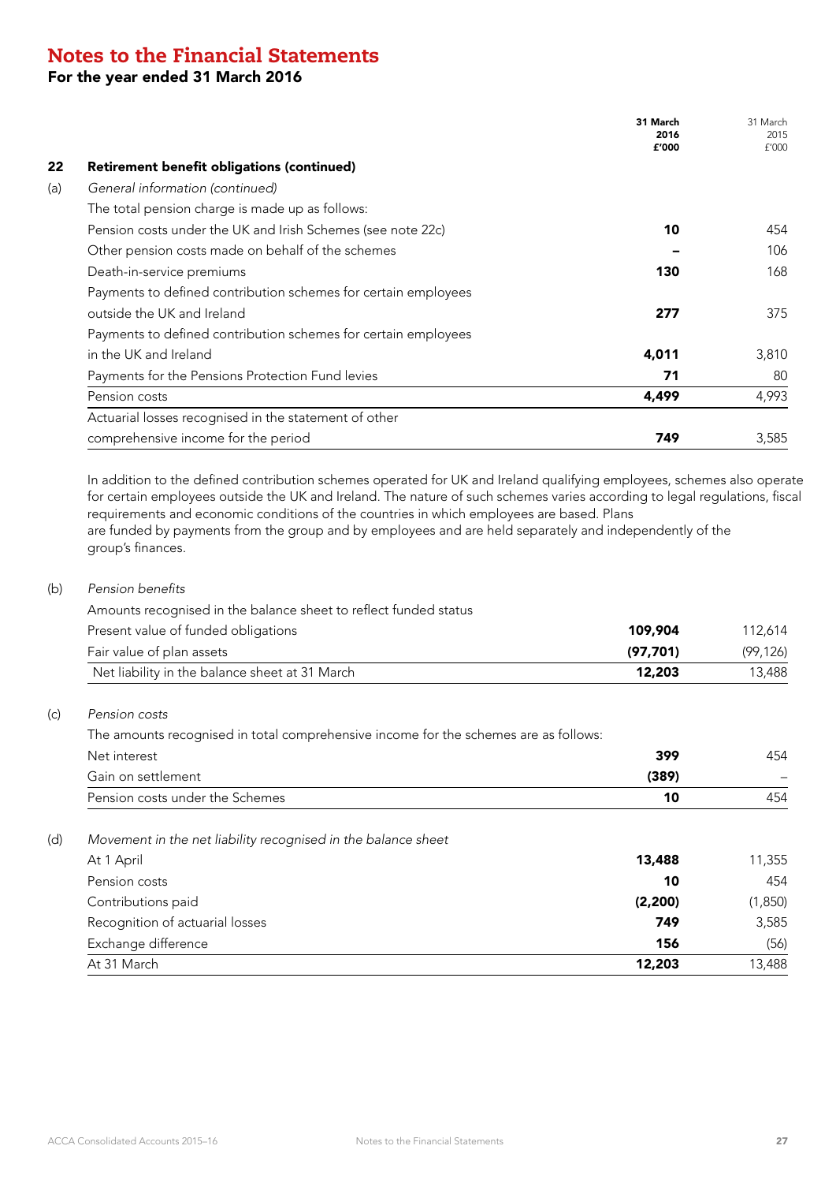# Notes to the Financial Statements

## For the year ended 31 March 2016

| | | 31 March 2016 £'000 | 31 March 2015 £'000 |
|---|---|---|---|
| **22** | **Retirement benefit obligations (continued)** | | |
| (a) | *General information (continued)* | | |
| | The total pension charge is made up as follows: | | |
| | Pension costs under the UK and Irish Schemes (see note 22c) | **10** | 454 |
| | Other pension costs made on behalf of the schemes | **–** | 106 |
| | Death-in-service premiums | **130** | 168 |
| | Payments to defined contribution schemes for certain employees outside the UK and Ireland | **277** | 375 |
| | Payments to defined contribution schemes for certain employees in the UK and Ireland | **4,011** | 3,810 |
| | Payments for the Pensions Protection Fund levies | **71** | 80 |
| | Pension costs | **4,499** | 4,993 |
| | Actuarial losses recognised in the statement of other comprehensive income for the period | **749** | 3,585 |

In addition to the defined contribution schemes operated for UK and Ireland qualifying employees, schemes also operate for certain employees outside the UK and Ireland. The nature of such schemes varies according to legal regulations, fiscal requirements and economic conditions of the countries in which employees are based. Plans are funded by payments from the group and by employees and are held separately and independently of the group's finances.

| | | 31 March 2016 £'000 | 31 March 2015 £'000 |
|---|---|---|---|
| (b) | *Pension benefits* | | |
| | Amounts recognised in the balance sheet to reflect funded status | | |
| | Present value of funded obligations | **109,904** | 112,614 |
| | Fair value of plan assets | **(97,701)** | (99,126) |
| | Net liability in the balance sheet at 31 March | **12,203** | 13,488 |
| (c) | *Pension costs* | | |
| | The amounts recognised in total comprehensive income for the schemes are as follows: | | |
| | Net interest | **399** | 454 |
| | Gain on settlement | **(389)** | – |
| | Pension costs under the Schemes | **10** | 454 |
| (d) | *Movement in the net liability recognised in the balance sheet* | | |
| | At 1 April | **13,488** | 11,355 |
| | Pension costs | **10** | 454 |
| | Contributions paid | **(2,200)** | (1,850) |
| | Recognition of actuarial losses | **749** | 3,585 |
| | Exchange difference | **156** | (56) |
| | At 31 March | **12,203** | 13,488 |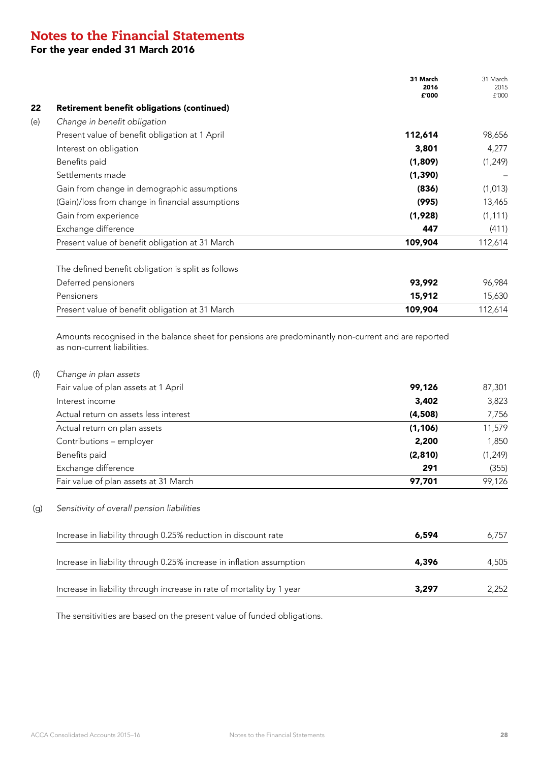# Notes to the Financial Statements

## For the year ended 31 March 2016

| | | 31 March 2016 £'000 | 31 March 2015 £'000 |
|---|---|---|---|
| **22** | **Retirement benefit obligations (continued)** | | |
| (e) | *Change in benefit obligation* | | |
| | Present value of benefit obligation at 1 April | **112,614** | 98,656 |
| | Interest on obligation | **3,801** | 4,277 |
| | Benefits paid | **(1,809)** | (1,249) |
| | Settlements made | **(1,390)** | – |
| | Gain from change in demographic assumptions | **(836)** | (1,013) |
| | (Gain)/loss from change in financial assumptions | **(995)** | 13,465 |
| | Gain from experience | **(1,928)** | (1,111) |
| | Exchange difference | **447** | (411) |
| | Present value of benefit obligation at 31 March | **109,904** | 112,614 |
| | | | |
| | The defined benefit obligation is split as follows | | |
| | Deferred pensioners | **93,992** | 96,984 |
| | Pensioners | **15,912** | 15,630 |
| | Present value of benefit obligation at 31 March | **109,904** | 112,614 |

Amounts recognised in the balance sheet for pensions are predominantly non-current and are reported as non-current liabilities.

| | | 31 March 2016 £'000 | 31 March 2015 £'000 |
|---|---|---|---|
| (f) | *Change in plan assets* | | |
| | Fair value of plan assets at 1 April | **99,126** | 87,301 |
| | Interest income | **3,402** | 3,823 |
| | Actual return on assets less interest | **(4,508)** | 7,756 |
| | Actual return on plan assets | **(1,106)** | 11,579 |
| | Contributions – employer | **2,200** | 1,850 |
| | Benefits paid | **(2,810)** | (1,249) |
| | Exchange difference | **291** | (355) |
| | Fair value of plan assets at 31 March | **97,701** | 99,126 |

| | | 31 March 2016 £'000 | 31 March 2015 £'000 |
|---|---|---|---|
| (g) | *Sensitivity of overall pension liabilities* | | |
| | Increase in liability through 0.25% reduction in discount rate | **6,594** | 6,757 |
| | Increase in liability through 0.25% increase in inflation assumption | **4,396** | 4,505 |
| | Increase in liability through increase in rate of mortality by 1 year | **3,297** | 2,252 |

The sensitivities are based on the present value of funded obligations.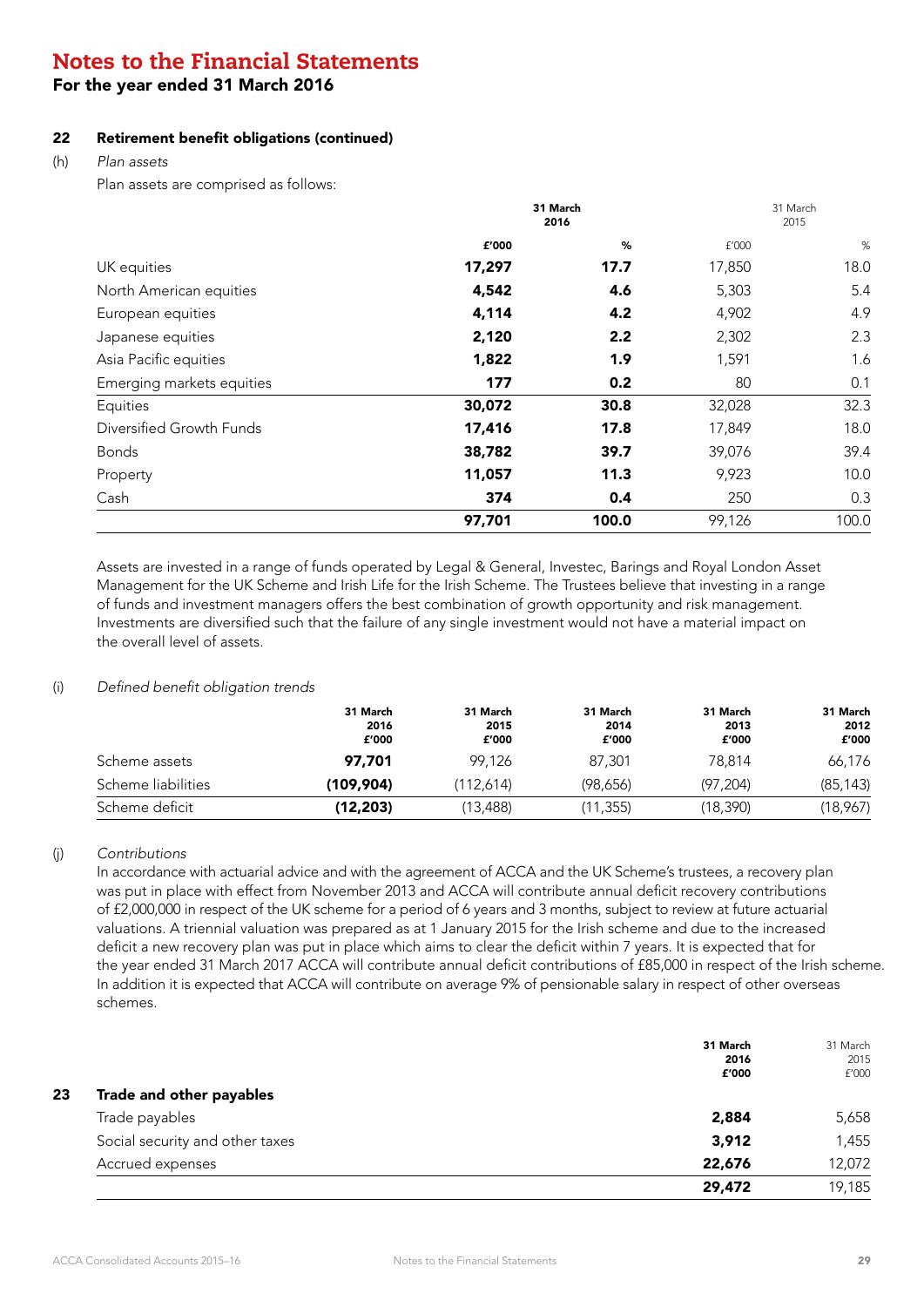# Notes to the Financial Statements

## For the year ended 31 March 2016

### 22 Retirement benefit obligations (continued)

(h) *Plan assets*

Plan assets are comprised as follows:

| | 31 March 2016 | | 31 March 2015 | |
|---|---|---|---|---|
| | £'000 | % | £'000 | % |
| UK equities | **17,297** | **17.7** | 17,850 | 18.0 |
| North American equities | **4,542** | **4.6** | 5,303 | 5.4 |
| European equities | **4,114** | **4.2** | 4,902 | 4.9 |
| Japanese equities | **2,120** | **2.2** | 2,302 | 2.3 |
| Asia Pacific equities | **1,822** | **1.9** | 1,591 | 1.6 |
| Emerging markets equities | **177** | **0.2** | 80 | 0.1 |
| Equities | **30,072** | **30.8** | 32,028 | 32.3 |
| Diversified Growth Funds | **17,416** | **17.8** | 17,849 | 18.0 |
| Bonds | **38,782** | **39.7** | 39,076 | 39.4 |
| Property | **11,057** | **11.3** | 9,923 | 10.0 |
| Cash | **374** | **0.4** | 250 | 0.3 |
| | **97,701** | **100.0** | 99,126 | 100.0 |

Assets are invested in a range of funds operated by Legal & General, Investec, Barings and Royal London Asset Management for the UK Scheme and Irish Life for the Irish Scheme. The Trustees believe that investing in a range of funds and investment managers offers the best combination of growth opportunity and risk management. Investments are diversified such that the failure of any single investment would not have a material impact on the overall level of assets.

(i) *Defined benefit obligation trends*

| | 31 March 2016 £'000 | 31 March 2015 £'000 | 31 March 2014 £'000 | 31 March 2013 £'000 | 31 March 2012 £'000 |
|---|---|---|---|---|---|
| Scheme assets | **97,701** | 99,126 | 87,301 | 78,814 | 66,176 |
| Scheme liabilities | **(109,904)** | (112,614) | (98,656) | (97,204) | (85,143) |
| Scheme deficit | **(12,203)** | (13,488) | (11,355) | (18,390) | (18,967) |

(j) *Contributions*

In accordance with actuarial advice and with the agreement of ACCA and the UK Scheme's trustees, a recovery plan was put in place with effect from November 2013 and ACCA will contribute annual deficit recovery contributions of £2,000,000 in respect of the UK scheme for a period of 6 years and 3 months, subject to review at future actuarial valuations. A triennial valuation was prepared as at 1 January 2015 for the Irish scheme and due to the increased deficit a new recovery plan was put in place which aims to clear the deficit within 7 years. It is expected that for the year ended 31 March 2017 ACCA will contribute annual deficit contributions of £85,000 in respect of the Irish scheme. In addition it is expected that ACCA will contribute on average 9% of pensionable salary in respect of other overseas schemes.

### 23 Trade and other payables

| | 31 March 2016 £'000 | 31 March 2015 £'000 |
|---|---|---|
| Trade payables | **2,884** | 5,658 |
| Social security and other taxes | **3,912** | 1,455 |
| Accrued expenses | **22,676** | 12,072 |
| | **29,472** | 19,185 |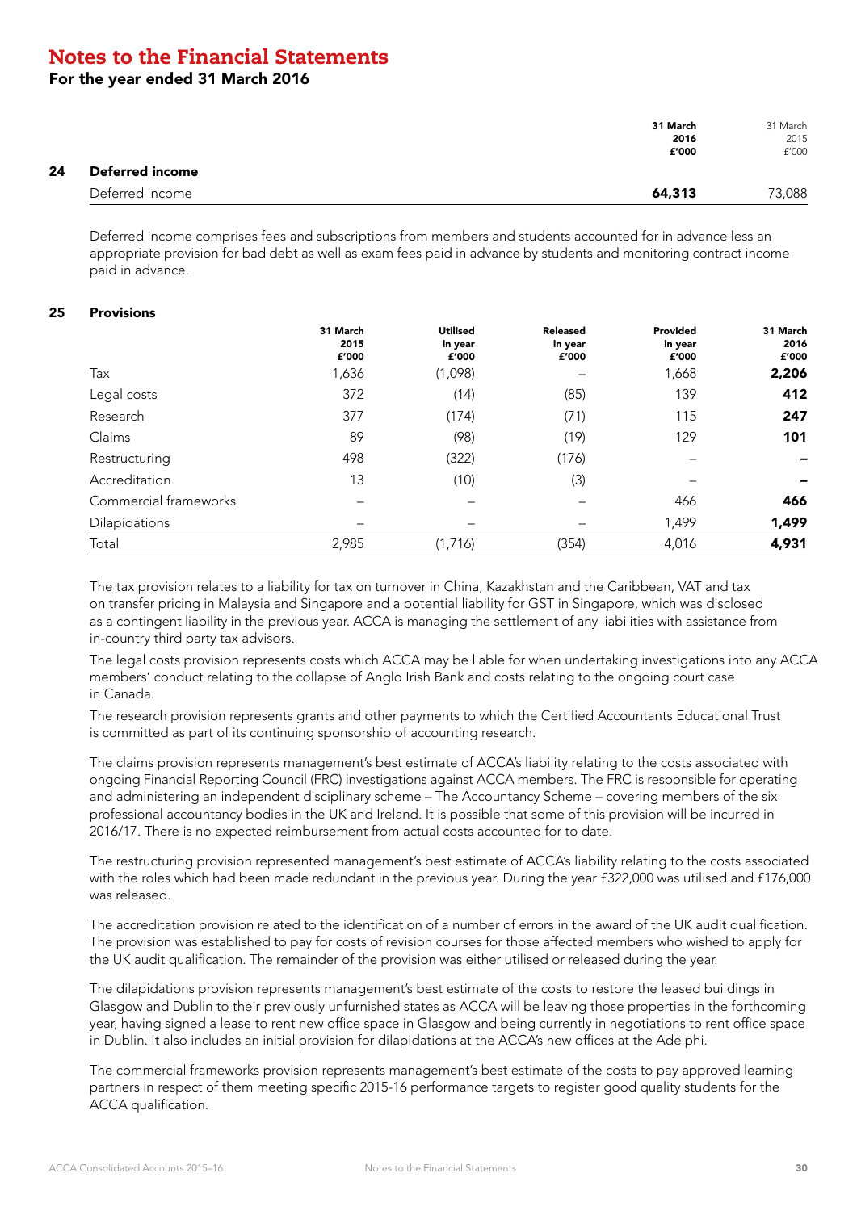# Notes to the Financial Statements

## For the year ended 31 March 2016

| | 31 March 2016 £'000 | 31 March 2015 £'000 |
|---|---|---|
| **24 Deferred income** | | |
| Deferred income | **64,313** | 73,088 |

Deferred income comprises fees and subscriptions from members and students accounted for in advance less an appropriate provision for bad debt as well as exam fees paid in advance by students and monitoring contract income paid in advance.

### 25 Provisions

| | 31 March 2015 £'000 | Utilised in year £'000 | Released in year £'000 | Provided in year £'000 | 31 March 2016 £'000 |
|---|---|---|---|---|---|
| Tax | 1,636 | (1,098) | – | 1,668 | **2,206** |
| Legal costs | 372 | (14) | (85) | 139 | **412** |
| Research | 377 | (174) | (71) | 115 | **247** |
| Claims | 89 | (98) | (19) | 129 | **101** |
| Restructuring | 498 | (322) | (176) | – | **–** |
| Accreditation | 13 | (10) | (3) | – | **–** |
| Commercial frameworks | – | – | – | 466 | **466** |
| Dilapidations | – | – | – | 1,499 | **1,499** |
| Total | 2,985 | (1,716) | (354) | 4,016 | **4,931** |

The tax provision relates to a liability for tax on turnover in China, Kazakhstan and the Caribbean, VAT and tax on transfer pricing in Malaysia and Singapore and a potential liability for GST in Singapore, which was disclosed as a contingent liability in the previous year. ACCA is managing the settlement of any liabilities with assistance from in-country third party tax advisors.

The legal costs provision represents costs which ACCA may be liable for when undertaking investigations into any ACCA members' conduct relating to the collapse of Anglo Irish Bank and costs relating to the ongoing court case in Canada.

The research provision represents grants and other payments to which the Certified Accountants Educational Trust is committed as part of its continuing sponsorship of accounting research.

The claims provision represents management's best estimate of ACCA's liability relating to the costs associated with ongoing Financial Reporting Council (FRC) investigations against ACCA members. The FRC is responsible for operating and administering an independent disciplinary scheme – The Accountancy Scheme – covering members of the six professional accountancy bodies in the UK and Ireland. It is possible that some of this provision will be incurred in 2016/17. There is no expected reimbursement from actual costs accounted for to date.

The restructuring provision represented management's best estimate of ACCA's liability relating to the costs associated with the roles which had been made redundant in the previous year. During the year £322,000 was utilised and £176,000 was released.

The accreditation provision related to the identification of a number of errors in the award of the UK audit qualification. The provision was established to pay for costs of revision courses for those affected members who wished to apply for the UK audit qualification. The remainder of the provision was either utilised or released during the year.

The dilapidations provision represents management's best estimate of the costs to restore the leased buildings in Glasgow and Dublin to their previously unfurnished states as ACCA will be leaving those properties in the forthcoming year, having signed a lease to rent new office space in Glasgow and being currently in negotiations to rent office space in Dublin. It also includes an initial provision for dilapidations at the ACCA's new offices at the Adelphi.

The commercial frameworks provision represents management's best estimate of the costs to pay approved learning partners in respect of them meeting specific 2015-16 performance targets to register good quality students for the ACCA qualification.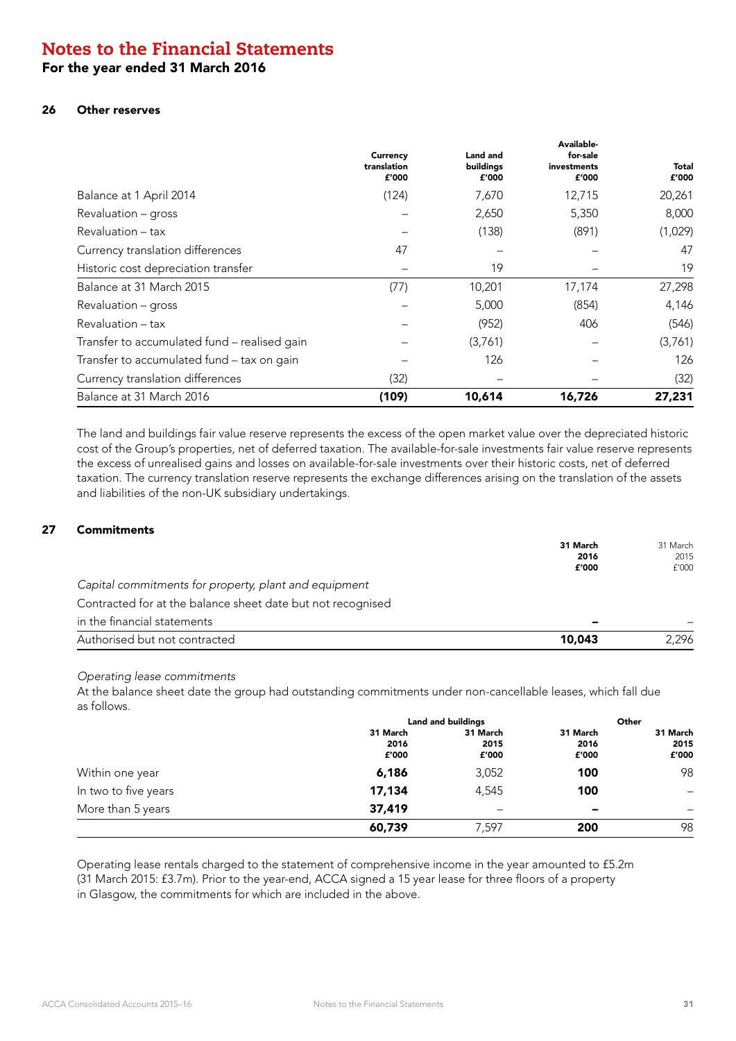# Notes to the Financial Statements

## For the year ended 31 March 2016

### 26 Other reserves

| | Currency translation £'000 | Land and buildings £'000 | Available-for-sale investments £'000 | Total £'000 |
|---|---|---|---|---|
| Balance at 1 April 2014 | (124) | 7,670 | 12,715 | 20,261 |
| Revaluation – gross | – | 2,650 | 5,350 | 8,000 |
| Revaluation – tax | – | (138) | (891) | (1,029) |
| Currency translation differences | 47 | – | – | 47 |
| Historic cost depreciation transfer | – | 19 | – | 19 |
| Balance at 31 March 2015 | (77) | 10,201 | 17,174 | 27,298 |
| Revaluation – gross | – | 5,000 | (854) | 4,146 |
| Revaluation – tax | – | (952) | 406 | (546) |
| Transfer to accumulated fund – realised gain | – | (3,761) | – | (3,761) |
| Transfer to accumulated fund – tax on gain | – | 126 | – | 126 |
| Currency translation differences | (32) | – | – | (32) |
| **Balance at 31 March 2016** | **(109)** | **10,614** | **16,726** | **27,231** |

The land and buildings fair value reserve represents the excess of the open market value over the depreciated historic cost of the Group's properties, net of deferred taxation. The available-for-sale investments fair value reserve represents the excess of unrealised gains and losses on available-for-sale investments over their historic costs, net of deferred taxation. The currency translation reserve represents the exchange differences arising on the translation of the assets and liabilities of the non-UK subsidiary undertakings.

### 27 Commitments

| | 31 March 2016 £'000 | 31 March 2015 £'000 |
|---|---|---|
| *Capital commitments for property, plant and equipment* | | |
| Contracted for at the balance sheet date but not recognised in the financial statements | **–** | – |
| Authorised but not contracted | **10,043** | 2,296 |

*Operating lease commitments*

At the balance sheet date the group had outstanding commitments under non-cancellable leases, which fall due as follows.

| | Land and buildings | | Other | |
|---|---|---|---|---|
| | 31 March 2016 £'000 | 31 March 2015 £'000 | 31 March 2016 £'000 | 31 March 2015 £'000 |
| Within one year | **6,186** | 3,052 | **100** | 98 |
| In two to five years | **17,134** | 4,545 | **100** | – |
| More than 5 years | **37,419** | – | **–** | – |
| | **60,739** | 7,597 | **200** | 98 |

Operating lease rentals charged to the statement of comprehensive income in the year amounted to £5.2m (31 March 2015: £3.7m). Prior to the year-end, ACCA signed a 15 year lease for three floors of a property in Glasgow, the commitments for which are included in the above.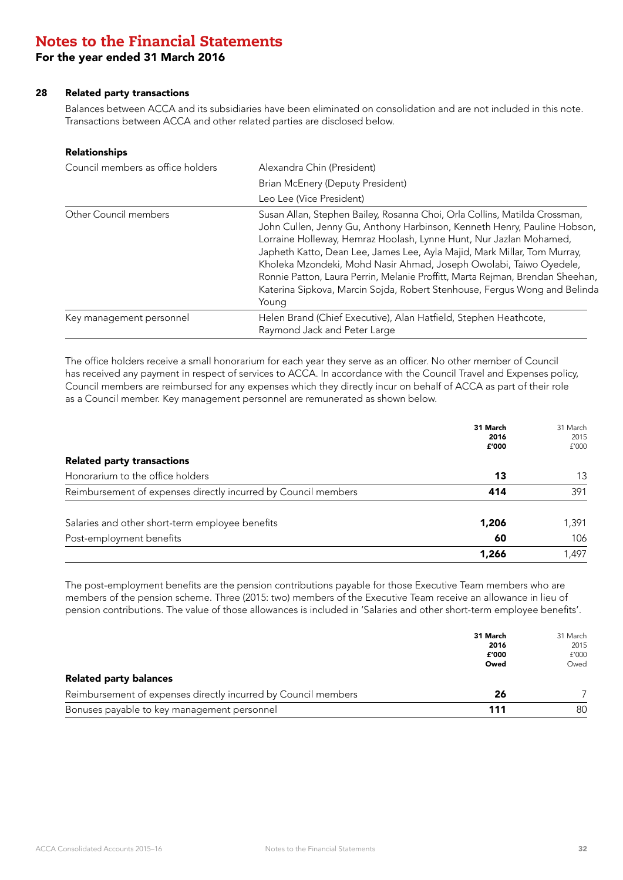# Notes to the Financial Statements

## For the year ended 31 March 2016

### 28 Related party transactions

Balances between ACCA and its subsidiaries have been eliminated on consolidation and are not included in this note. Transactions between ACCA and other related parties are disclosed below.

**Relationships**

| | |
|---|---|
| Council members as office holders | Alexandra Chin (President) |
| | Brian McEnery (Deputy President) |
| | Leo Lee (Vice President) |
| Other Council members | Susan Allan, Stephen Bailey, Rosanna Choi, Orla Collins, Matilda Crossman, John Cullen, Jenny Gu, Anthony Harbinson, Kenneth Henry, Pauline Hobson, Lorraine Holleway, Hemraz Hoolash, Lynne Hunt, Nur Jazlan Mohamed, Japheth Katto, Dean Lee, James Lee, Ayla Majid, Mark Millar, Tom Murray, Kholeka Mzondeki, Mohd Nasir Ahmad, Joseph Owolabi, Taiwo Oyedele, Ronnie Patton, Laura Perrin, Melanie Proffitt, Marta Rejman, Brendan Sheehan, Katerina Sipkova, Marcin Sojda, Robert Stenhouse, Fergus Wong and Belinda Young |
| Key management personnel | Helen Brand (Chief Executive), Alan Hatfield, Stephen Heathcote, Raymond Jack and Peter Large |

The office holders receive a small honorarium for each year they serve as an officer. No other member of Council has received any payment in respect of services to ACCA. In accordance with the Council Travel and Expenses policy, Council members are reimbursed for any expenses which they directly incur on behalf of ACCA as part of their role as a Council member. Key management personnel are remunerated as shown below.

| | **31 March 2016 £'000** | 31 March 2015 £'000 |
|---|---|---|
| **Related party transactions** | | |
| Honorarium to the office holders | **13** | 13 |
| Reimbursement of expenses directly incurred by Council members | **414** | 391 |
| | | |
| Salaries and other short-term employee benefits | **1,206** | 1,391 |
| Post-employment benefits | **60** | 106 |
| | **1,266** | 1,497 |

The post-employment benefits are the pension contributions payable for those Executive Team members who are members of the pension scheme. Three (2015: two) members of the Executive Team receive an allowance in lieu of pension contributions. The value of those allowances is included in 'Salaries and other short-term employee benefits'.

| | **31 March 2016 £'000 Owed** | 31 March 2015 £'000 Owed |
|---|---|---|
| **Related party balances** | | |
| Reimbursement of expenses directly incurred by Council members | **26** | 7 |
| Bonuses payable to key management personnel | **111** | 80 |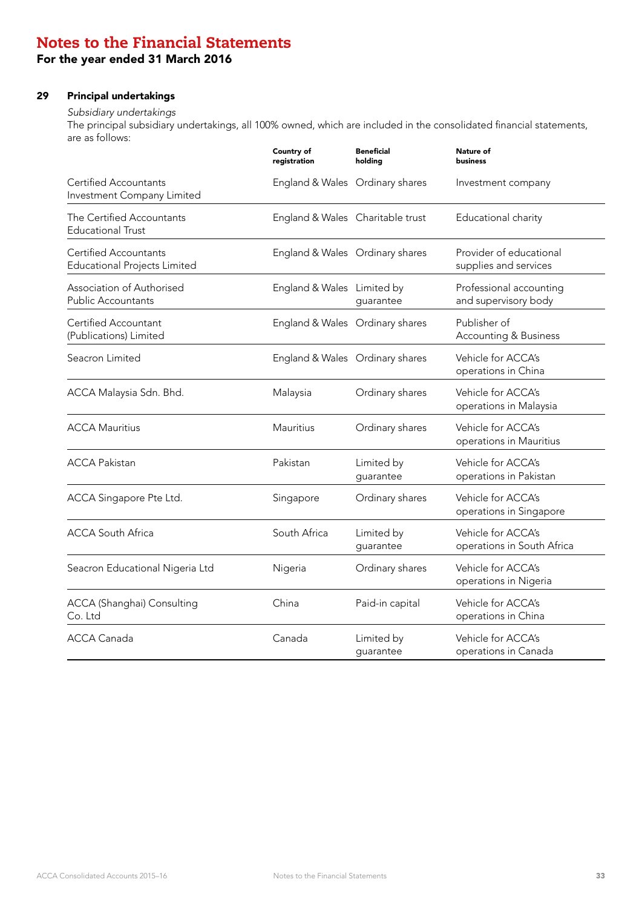# Notes to the Financial Statements

## For the year ended 31 March 2016

### 29 Principal undertakings

*Subsidiary undertakings*

The principal subsidiary undertakings, all 100% owned, which are included in the consolidated financial statements, are as follows:

| | Country of registration | Beneficial holding | Nature of business |
|---|---|---|---|
| Certified Accountants Investment Company Limited | England & Wales | Ordinary shares | Investment company |
| The Certified Accountants Educational Trust | England & Wales | Charitable trust | Educational charity |
| Certified Accountants Educational Projects Limited | England & Wales | Ordinary shares | Provider of educational supplies and services |
| Association of Authorised Public Accountants | England & Wales | Limited by guarantee | Professional accounting and supervisory body |
| Certified Accountant (Publications) Limited | England & Wales | Ordinary shares | Publisher of Accounting & Business |
| Seacron Limited | England & Wales | Ordinary shares | Vehicle for ACCA's operations in China |
| ACCA Malaysia Sdn. Bhd. | Malaysia | Ordinary shares | Vehicle for ACCA's operations in Malaysia |
| ACCA Mauritius | Mauritius | Ordinary shares | Vehicle for ACCA's operations in Mauritius |
| ACCA Pakistan | Pakistan | Limited by guarantee | Vehicle for ACCA's operations in Pakistan |
| ACCA Singapore Pte Ltd. | Singapore | Ordinary shares | Vehicle for ACCA's operations in Singapore |
| ACCA South Africa | South Africa | Limited by guarantee | Vehicle for ACCA's operations in South Africa |
| Seacron Educational Nigeria Ltd | Nigeria | Ordinary shares | Vehicle for ACCA's operations in Nigeria |
| ACCA (Shanghai) Consulting Co. Ltd | China | Paid-in capital | Vehicle for ACCA's operations in China |
| ACCA Canada | Canada | Limited by guarantee | Vehicle for ACCA's operations in Canada |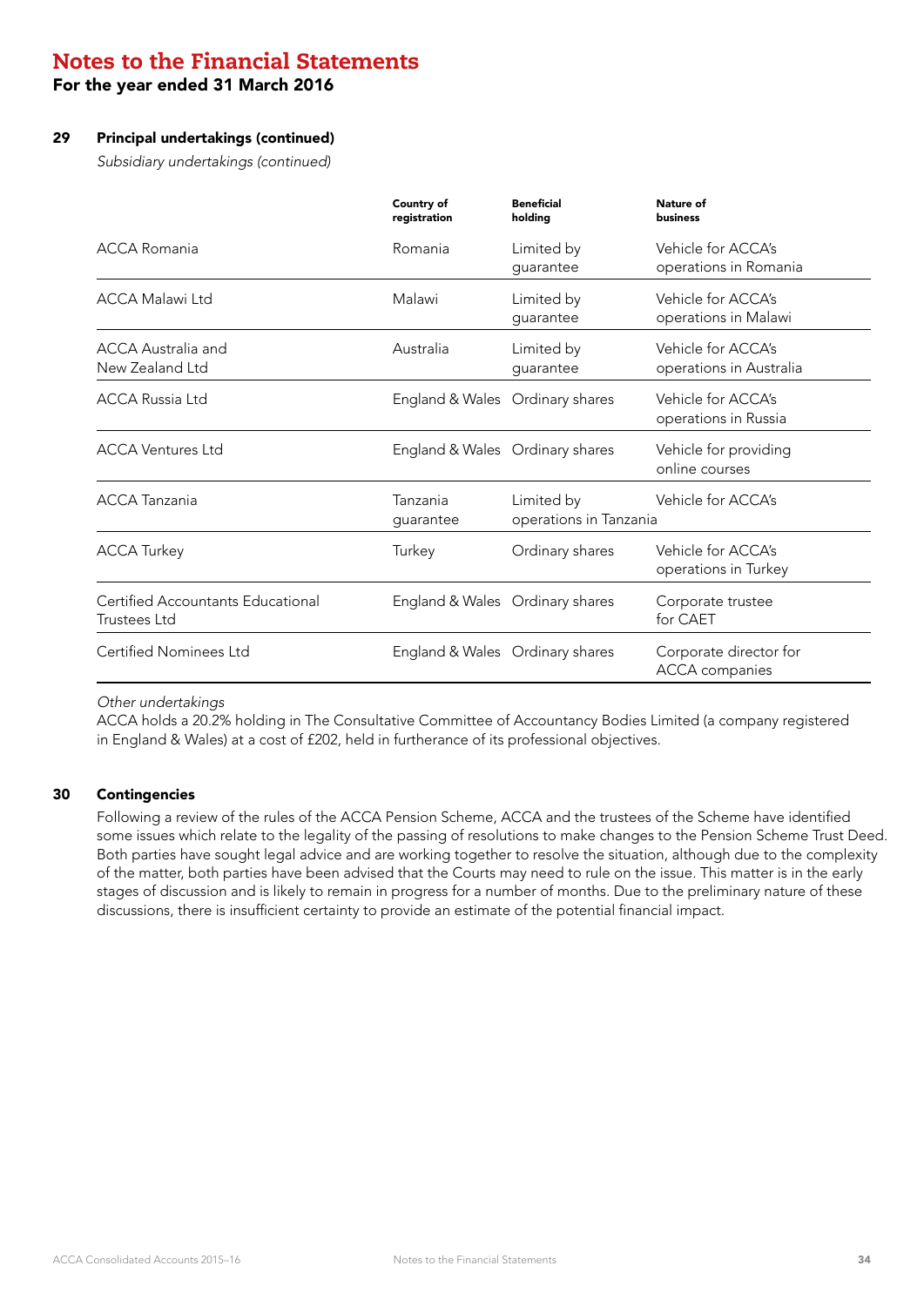# Notes to the Financial Statements

## For the year ended 31 March 2016

### 29 Principal undertakings (continued)

*Subsidiary undertakings (continued)*

| | Country of registration | Beneficial holding | Nature of business |
|---|---|---|---|
| ACCA Romania | Romania | Limited by guarantee | Vehicle for ACCA's operations in Romania |
| ACCA Malawi Ltd | Malawi | Limited by guarantee | Vehicle for ACCA's operations in Malawi |
| ACCA Australia and New Zealand Ltd | Australia | Limited by guarantee | Vehicle for ACCA's operations in Australia |
| ACCA Russia Ltd | England & Wales | Ordinary shares | Vehicle for ACCA's operations in Russia |
| ACCA Ventures Ltd | England & Wales | Ordinary shares | Vehicle for providing online courses |
| ACCA Tanzania | Tanzania | Limited by guarantee | Vehicle for ACCA's operations in Tanzania |
| ACCA Turkey | Turkey | Ordinary shares | Vehicle for ACCA's operations in Turkey |
| Certified Accountants Educational Trustees Ltd | England & Wales | Ordinary shares | Corporate trustee for CAET |
| Certified Nominees Ltd | England & Wales | Ordinary shares | Corporate director for ACCA companies |

*Other undertakings*

ACCA holds a 20.2% holding in The Consultative Committee of Accountancy Bodies Limited (a company registered in England & Wales) at a cost of £202, held in furtherance of its professional objectives.

### 30 Contingencies

Following a review of the rules of the ACCA Pension Scheme, ACCA and the trustees of the Scheme have identified some issues which relate to the legality of the passing of resolutions to make changes to the Pension Scheme Trust Deed. Both parties have sought legal advice and are working together to resolve the situation, although due to the complexity of the matter, both parties have been advised that the Courts may need to rule on the issue. This matter is in the early stages of discussion and is likely to remain in progress for a number of months. Due to the preliminary nature of these discussions, there is insufficient certainty to provide an estimate of the potential financial impact.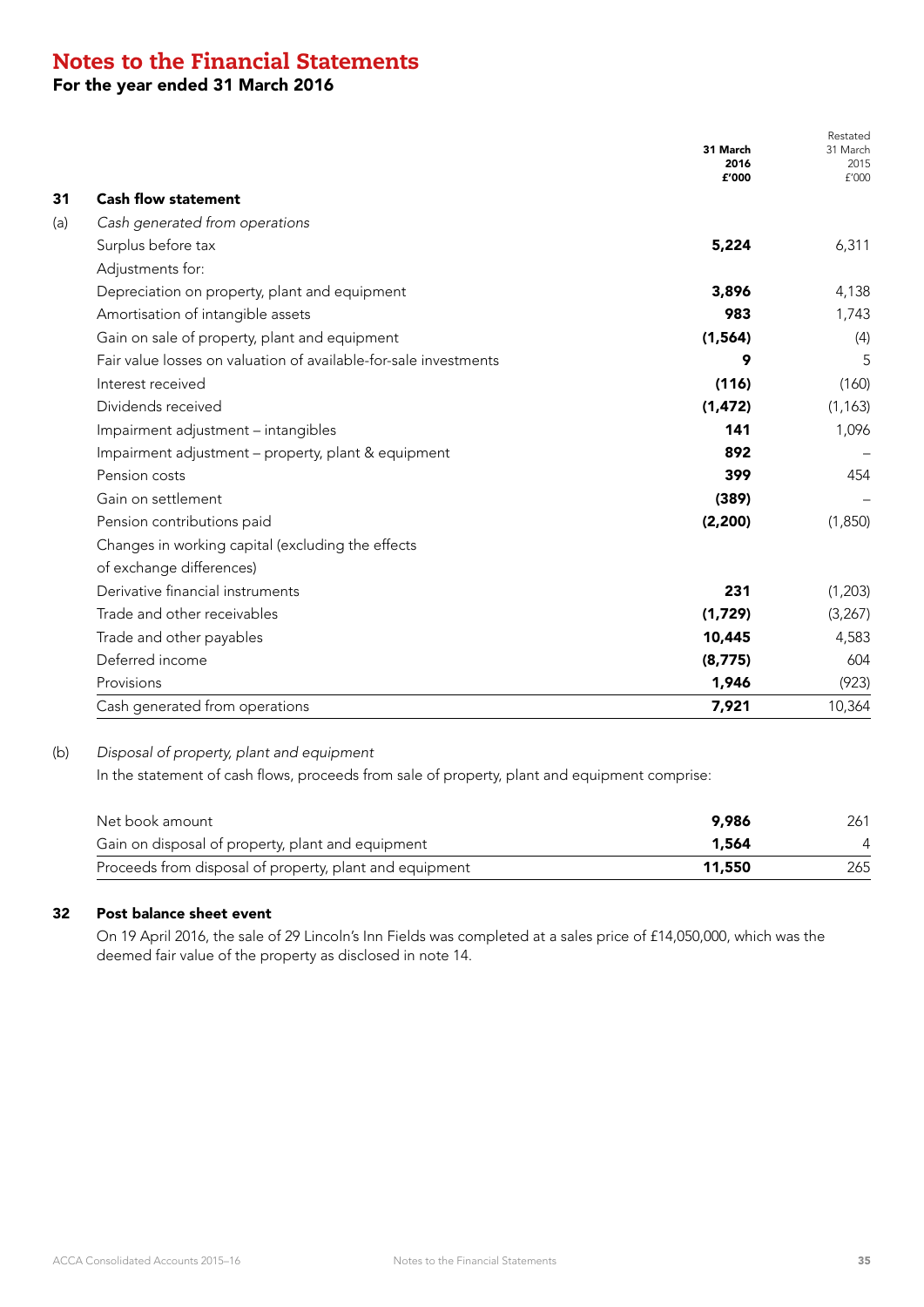# Notes to the Financial Statements

## For the year ended 31 March 2016

### 31 Cash flow statement

#### (a) *Cash generated from operations*

| | 31 March 2016 £'000 | Restated 31 March 2015 £'000 |
|---|---|---|
| Surplus before tax | **5,224** | 6,311 |
| Adjustments for: | | |
| Depreciation on property, plant and equipment | **3,896** | 4,138 |
| Amortisation of intangible assets | **983** | 1,743 |
| Gain on sale of property, plant and equipment | **(1,564)** | (4) |
| Fair value losses on valuation of available-for-sale investments | **9** | 5 |
| Interest received | **(116)** | (160) |
| Dividends received | **(1,472)** | (1,163) |
| Impairment adjustment – intangibles | **141** | 1,096 |
| Impairment adjustment – property, plant & equipment | **892** | – |
| Pension costs | **399** | 454 |
| Gain on settlement | **(389)** | – |
| Pension contributions paid | **(2,200)** | (1,850) |
| Changes in working capital (excluding the effects of exchange differences) | | |
| Derivative financial instruments | **231** | (1,203) |
| Trade and other receivables | **(1,729)** | (3,267) |
| Trade and other payables | **10,445** | 4,583 |
| Deferred income | **(8,775)** | 604 |
| Provisions | **1,946** | (923) |
| Cash generated from operations | **7,921** | 10,364 |

#### (b) *Disposal of property, plant and equipment*

In the statement of cash flows, proceeds from sale of property, plant and equipment comprise:

| | 31 March 2016 £'000 | Restated 31 March 2015 £'000 |
|---|---|---|
| Net book amount | **9,986** | 261 |
| Gain on disposal of property, plant and equipment | **1,564** | 4 |
| Proceeds from disposal of property, plant and equipment | **11,550** | 265 |

### 32 Post balance sheet event

On 19 April 2016, the sale of 29 Lincoln's Inn Fields was completed at a sales price of £14,050,000, which was the deemed fair value of the property as disclosed in note 14.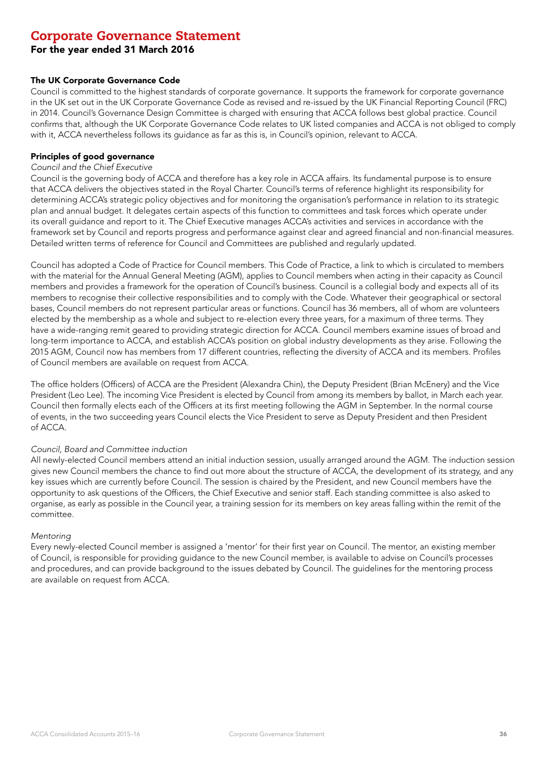# Corporate Governance Statement

## For the year ended 31 March 2016

### The UK Corporate Governance Code

Council is committed to the highest standards of corporate governance. It supports the framework for corporate governance in the UK set out in the UK Corporate Governance Code as revised and re-issued by the UK Financial Reporting Council (FRC) in 2014. Council's Governance Design Committee is charged with ensuring that ACCA follows best global practice. Council confirms that, although the UK Corporate Governance Code relates to UK listed companies and ACCA is not obliged to comply with it, ACCA nevertheless follows its guidance as far as this is, in Council's opinion, relevant to ACCA.

### Principles of good governance

*Council and the Chief Executive*

Council is the governing body of ACCA and therefore has a key role in ACCA affairs. Its fundamental purpose is to ensure that ACCA delivers the objectives stated in the Royal Charter. Council's terms of reference highlight its responsibility for determining ACCA's strategic policy objectives and for monitoring the organisation's performance in relation to its strategic plan and annual budget. It delegates certain aspects of this function to committees and task forces which operate under its overall guidance and report to it. The Chief Executive manages ACCA's activities and services in accordance with the framework set by Council and reports progress and performance against clear and agreed financial and non-financial measures. Detailed written terms of reference for Council and Committees are published and regularly updated.

Council has adopted a Code of Practice for Council members. This Code of Practice, a link to which is circulated to members with the material for the Annual General Meeting (AGM), applies to Council members when acting in their capacity as Council members and provides a framework for the operation of Council's business. Council is a collegial body and expects all of its members to recognise their collective responsibilities and to comply with the Code. Whatever their geographical or sectoral bases, Council members do not represent particular areas or functions. Council has 36 members, all of whom are volunteers elected by the membership as a whole and subject to re-election every three years, for a maximum of three terms. They have a wide-ranging remit geared to providing strategic direction for ACCA. Council members examine issues of broad and long-term importance to ACCA, and establish ACCA's position on global industry developments as they arise. Following the 2015 AGM, Council now has members from 17 different countries, reflecting the diversity of ACCA and its members. Profiles of Council members are available on request from ACCA.

The office holders (Officers) of ACCA are the President (Alexandra Chin), the Deputy President (Brian McEnery) and the Vice President (Leo Lee). The incoming Vice President is elected by Council from among its members by ballot, in March each year. Council then formally elects each of the Officers at its first meeting following the AGM in September. In the normal course of events, in the two succeeding years Council elects the Vice President to serve as Deputy President and then President of ACCA.

*Council, Board and Committee induction*

All newly-elected Council members attend an initial induction session, usually arranged around the AGM. The induction session gives new Council members the chance to find out more about the structure of ACCA, the development of its strategy, and any key issues which are currently before Council. The session is chaired by the President, and new Council members have the opportunity to ask questions of the Officers, the Chief Executive and senior staff. Each standing committee is also asked to organise, as early as possible in the Council year, a training session for its members on key areas falling within the remit of the committee.

*Mentoring*

Every newly-elected Council member is assigned a 'mentor' for their first year on Council. The mentor, an existing member of Council, is responsible for providing guidance to the new Council member, is available to advise on Council's processes and procedures, and can provide background to the issues debated by Council. The guidelines for the mentoring process are available on request from ACCA.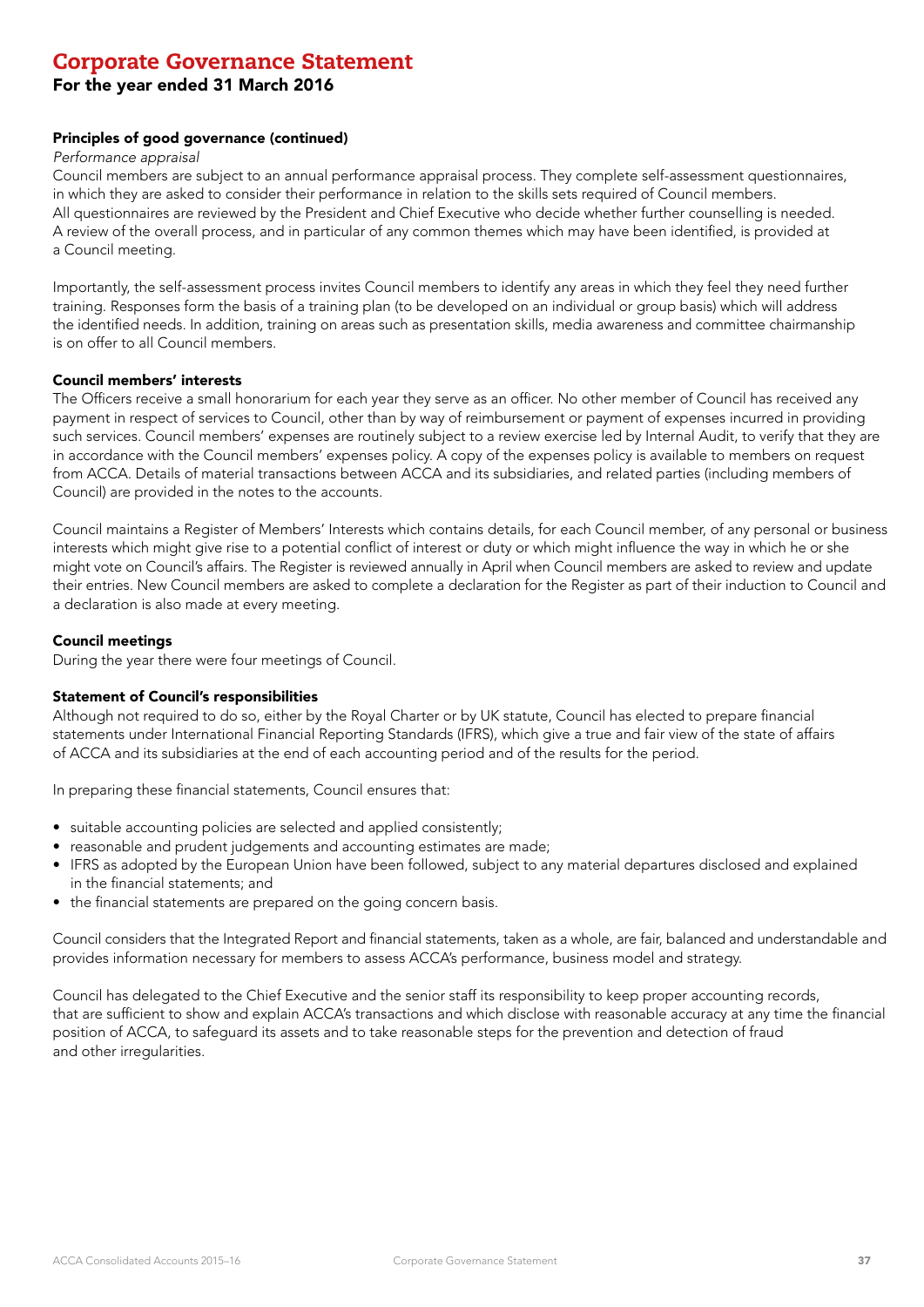# Corporate Governance Statement

## For the year ended 31 March 2016

### Principles of good governance (continued)

*Performance appraisal*

Council members are subject to an annual performance appraisal process. They complete self-assessment questionnaires, in which they are asked to consider their performance in relation to the skills sets required of Council members. All questionnaires are reviewed by the President and Chief Executive who decide whether further counselling is needed. A review of the overall process, and in particular of any common themes which may have been identified, is provided at a Council meeting.

Importantly, the self-assessment process invites Council members to identify any areas in which they feel they need further training. Responses form the basis of a training plan (to be developed on an individual or group basis) which will address the identified needs. In addition, training on areas such as presentation skills, media awareness and committee chairmanship is on offer to all Council members.

### Council members' interests

The Officers receive a small honorarium for each year they serve as an officer. No other member of Council has received any payment in respect of services to Council, other than by way of reimbursement or payment of expenses incurred in providing such services. Council members' expenses are routinely subject to a review exercise led by Internal Audit, to verify that they are in accordance with the Council members' expenses policy. A copy of the expenses policy is available to members on request from ACCA. Details of material transactions between ACCA and its subsidiaries, and related parties (including members of Council) are provided in the notes to the accounts.

Council maintains a Register of Members' Interests which contains details, for each Council member, of any personal or business interests which might give rise to a potential conflict of interest or duty or which might influence the way in which he or she might vote on Council's affairs. The Register is reviewed annually in April when Council members are asked to review and update their entries. New Council members are asked to complete a declaration for the Register as part of their induction to Council and a declaration is also made at every meeting.

### Council meetings

During the year there were four meetings of Council.

### Statement of Council's responsibilities

Although not required to do so, either by the Royal Charter or by UK statute, Council has elected to prepare financial statements under International Financial Reporting Standards (IFRS), which give a true and fair view of the state of affairs of ACCA and its subsidiaries at the end of each accounting period and of the results for the period.

In preparing these financial statements, Council ensures that:

- suitable accounting policies are selected and applied consistently;
- reasonable and prudent judgements and accounting estimates are made;
- IFRS as adopted by the European Union have been followed, subject to any material departures disclosed and explained in the financial statements; and
- the financial statements are prepared on the going concern basis.

Council considers that the Integrated Report and financial statements, taken as a whole, are fair, balanced and understandable and provides information necessary for members to assess ACCA's performance, business model and strategy.

Council has delegated to the Chief Executive and the senior staff its responsibility to keep proper accounting records, that are sufficient to show and explain ACCA's transactions and which disclose with reasonable accuracy at any time the financial position of ACCA, to safeguard its assets and to take reasonable steps for the prevention and detection of fraud and other irregularities.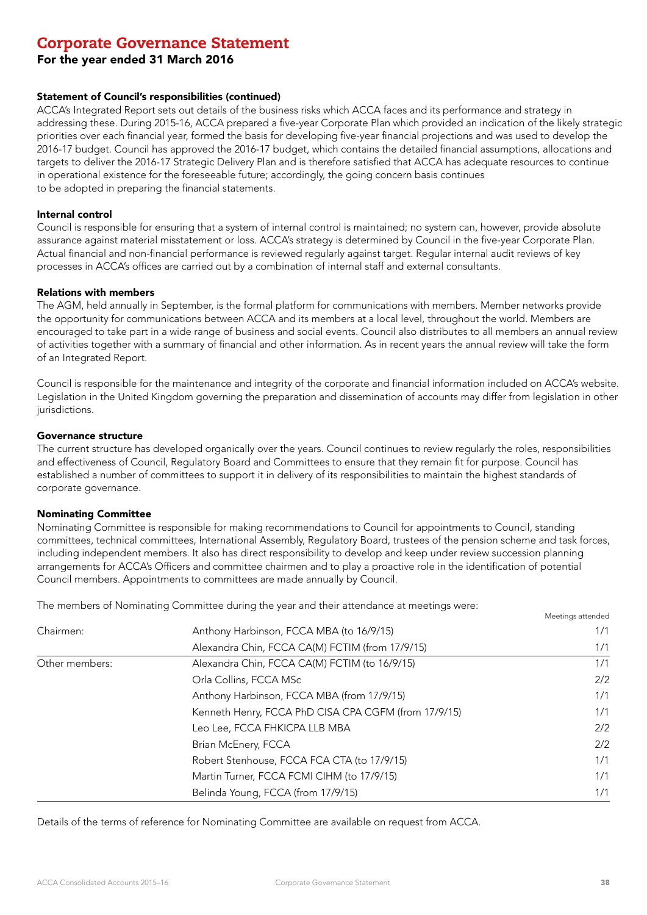# Corporate Governance Statement

## For the year ended 31 March 2016

### Statement of Council's responsibilities (continued)

ACCA's Integrated Report sets out details of the business risks which ACCA faces and its performance and strategy in addressing these. During 2015-16, ACCA prepared a five-year Corporate Plan which provided an indication of the likely strategic priorities over each financial year, formed the basis for developing five-year financial projections and was used to develop the 2016-17 budget. Council has approved the 2016-17 budget, which contains the detailed financial assumptions, allocations and targets to deliver the 2016-17 Strategic Delivery Plan and is therefore satisfied that ACCA has adequate resources to continue in operational existence for the foreseeable future; accordingly, the going concern basis continues to be adopted in preparing the financial statements.

### Internal control

Council is responsible for ensuring that a system of internal control is maintained; no system can, however, provide absolute assurance against material misstatement or loss. ACCA's strategy is determined by Council in the five-year Corporate Plan. Actual financial and non-financial performance is reviewed regularly against target. Regular internal audit reviews of key processes in ACCA's offices are carried out by a combination of internal staff and external consultants.

### Relations with members

The AGM, held annually in September, is the formal platform for communications with members. Member networks provide the opportunity for communications between ACCA and its members at a local level, throughout the world. Members are encouraged to take part in a wide range of business and social events. Council also distributes to all members an annual review of activities together with a summary of financial and other information. As in recent years the annual review will take the form of an Integrated Report.

Council is responsible for the maintenance and integrity of the corporate and financial information included on ACCA's website. Legislation in the United Kingdom governing the preparation and dissemination of accounts may differ from legislation in other jurisdictions.

### Governance structure

The current structure has developed organically over the years. Council continues to review regularly the roles, responsibilities and effectiveness of Council, Regulatory Board and Committees to ensure that they remain fit for purpose. Council has established a number of committees to support it in delivery of its responsibilities to maintain the highest standards of corporate governance.

### Nominating Committee

Nominating Committee is responsible for making recommendations to Council for appointments to Council, standing committees, technical committees, International Assembly, Regulatory Board, trustees of the pension scheme and task forces, including independent members. It also has direct responsibility to develop and keep under review succession planning arrangements for ACCA's Officers and committee chairmen and to play a proactive role in the identification of potential Council members. Appointments to committees are made annually by Council.

The members of Nominating Committee during the year and their attendance at meetings were:

| | | Meetings attended |
|---|---|---|
| Chairmen: | Anthony Harbinson, FCCA MBA (to 16/9/15) | 1/1 |
| | Alexandra Chin, FCCA CA(M) FCTIM (from 17/9/15) | 1/1 |
| Other members: | Alexandra Chin, FCCA CA(M) FCTIM (to 16/9/15) | 1/1 |
| | Orla Collins, FCCA MSc | 2/2 |
| | Anthony Harbinson, FCCA MBA (from 17/9/15) | 1/1 |
| | Kenneth Henry, FCCA PhD CISA CPA CGFM (from 17/9/15) | 1/1 |
| | Leo Lee, FCCA FHKICPA LLB MBA | 2/2 |
| | Brian McEnery, FCCA | 2/2 |
| | Robert Stenhouse, FCCA FCA CTA (to 17/9/15) | 1/1 |
| | Martin Turner, FCCA FCMI CIHM (to 17/9/15) | 1/1 |
| | Belinda Young, FCCA (from 17/9/15) | 1/1 |

Details of the terms of reference for Nominating Committee are available on request from ACCA.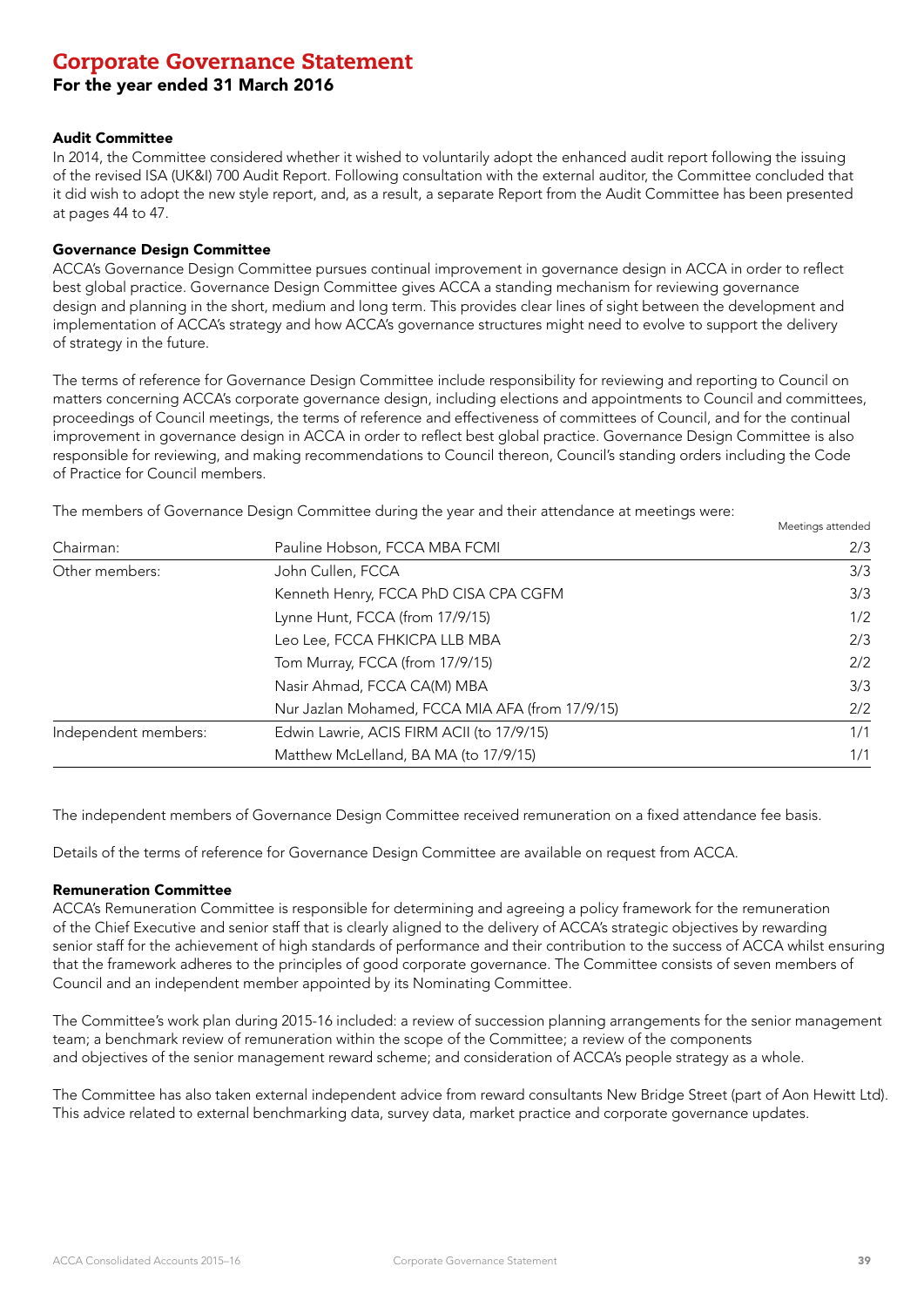# Corporate Governance Statement

## For the year ended 31 March 2016

### Audit Committee

In 2014, the Committee considered whether it wished to voluntarily adopt the enhanced audit report following the issuing of the revised ISA (UK&I) 700 Audit Report. Following consultation with the external auditor, the Committee concluded that it did wish to adopt the new style report, and, as a result, a separate Report from the Audit Committee has been presented at pages 44 to 47.

### Governance Design Committee

ACCA's Governance Design Committee pursues continual improvement in governance design in ACCA in order to reflect best global practice. Governance Design Committee gives ACCA a standing mechanism for reviewing governance design and planning in the short, medium and long term. This provides clear lines of sight between the development and implementation of ACCA's strategy and how ACCA's governance structures might need to evolve to support the delivery of strategy in the future.

The terms of reference for Governance Design Committee include responsibility for reviewing and reporting to Council on matters concerning ACCA's corporate governance design, including elections and appointments to Council and committees, proceedings of Council meetings, the terms of reference and effectiveness of committees of Council, and for the continual improvement in governance design in ACCA in order to reflect best global practice. Governance Design Committee is also responsible for reviewing, and making recommendations to Council thereon, Council's standing orders including the Code of Practice for Council members.

The members of Governance Design Committee during the year and their attendance at meetings were:

| | | Meetings attended |
|---|---|---|
| Chairman: | Pauline Hobson, FCCA MBA FCMI | 2/3 |
| Other members: | John Cullen, FCCA | 3/3 |
| | Kenneth Henry, FCCA PhD CISA CPA CGFM | 3/3 |
| | Lynne Hunt, FCCA (from 17/9/15) | 1/2 |
| | Leo Lee, FCCA FHKICPA LLB MBA | 2/3 |
| | Tom Murray, FCCA (from 17/9/15) | 2/2 |
| | Nasir Ahmad, FCCA CA(M) MBA | 3/3 |
| | Nur Jazlan Mohamed, FCCA MIA AFA (from 17/9/15) | 2/2 |
| Independent members: | Edwin Lawrie, ACIS FIRM ACII (to 17/9/15) | 1/1 |
| | Matthew McLelland, BA MA (to 17/9/15) | 1/1 |

The independent members of Governance Design Committee received remuneration on a fixed attendance fee basis.

Details of the terms of reference for Governance Design Committee are available on request from ACCA.

### Remuneration Committee

ACCA's Remuneration Committee is responsible for determining and agreeing a policy framework for the remuneration of the Chief Executive and senior staff that is clearly aligned to the delivery of ACCA's strategic objectives by rewarding senior staff for the achievement of high standards of performance and their contribution to the success of ACCA whilst ensuring that the framework adheres to the principles of good corporate governance. The Committee consists of seven members of Council and an independent member appointed by its Nominating Committee.

The Committee's work plan during 2015-16 included: a review of succession planning arrangements for the senior management team; a benchmark review of remuneration within the scope of the Committee; a review of the components and objectives of the senior management reward scheme; and consideration of ACCA's people strategy as a whole.

The Committee has also taken external independent advice from reward consultants New Bridge Street (part of Aon Hewitt Ltd). This advice related to external benchmarking data, survey data, market practice and corporate governance updates.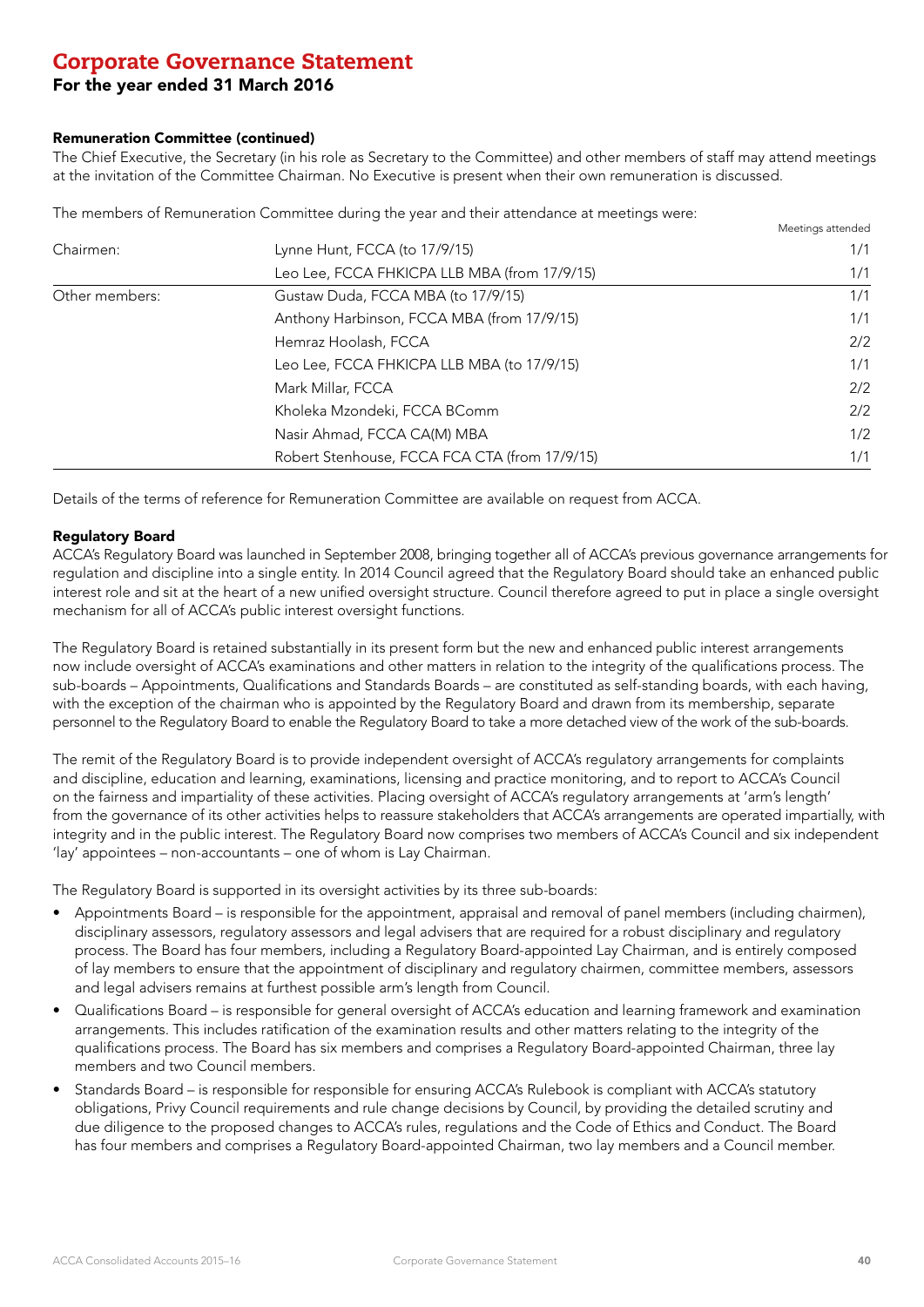# Corporate Governance Statement

## For the year ended 31 March 2016

### Remuneration Committee (continued)

The Chief Executive, the Secretary (in his role as Secretary to the Committee) and other members of staff may attend meetings at the invitation of the Committee Chairman. No Executive is present when their own remuneration is discussed.

The members of Remuneration Committee during the year and their attendance at meetings were:

| | | Meetings attended |
|---|---|---|
| Chairmen: | Lynne Hunt, FCCA (to 17/9/15) | 1/1 |
| | Leo Lee, FCCA FHKICPA LLB MBA (from 17/9/15) | 1/1 |
| Other members: | Gustaw Duda, FCCA MBA (to 17/9/15) | 1/1 |
| | Anthony Harbinson, FCCA MBA (from 17/9/15) | 1/1 |
| | Hemraz Hoolash, FCCA | 2/2 |
| | Leo Lee, FCCA FHKICPA LLB MBA (to 17/9/15) | 1/1 |
| | Mark Millar, FCCA | 2/2 |
| | Kholeka Mzondeki, FCCA BComm | 2/2 |
| | Nasir Ahmad, FCCA CA(M) MBA | 1/2 |
| | Robert Stenhouse, FCCA FCA CTA (from 17/9/15) | 1/1 |

Details of the terms of reference for Remuneration Committee are available on request from ACCA.

### Regulatory Board

ACCA's Regulatory Board was launched in September 2008, bringing together all of ACCA's previous governance arrangements for regulation and discipline into a single entity. In 2014 Council agreed that the Regulatory Board should take an enhanced public interest role and sit at the heart of a new unified oversight structure. Council therefore agreed to put in place a single oversight mechanism for all of ACCA's public interest oversight functions.

The Regulatory Board is retained substantially in its present form but the new and enhanced public interest arrangements now include oversight of ACCA's examinations and other matters in relation to the integrity of the qualifications process. The sub-boards – Appointments, Qualifications and Standards Boards – are constituted as self-standing boards, with each having, with the exception of the chairman who is appointed by the Regulatory Board and drawn from its membership, separate personnel to the Regulatory Board to enable the Regulatory Board to take a more detached view of the work of the sub-boards.

The remit of the Regulatory Board is to provide independent oversight of ACCA's regulatory arrangements for complaints and discipline, education and learning, examinations, licensing and practice monitoring, and to report to ACCA's Council on the fairness and impartiality of these activities. Placing oversight of ACCA's regulatory arrangements at 'arm's length' from the governance of its other activities helps to reassure stakeholders that ACCA's arrangements are operated impartially, with integrity and in the public interest. The Regulatory Board now comprises two members of ACCA's Council and six independent 'lay' appointees – non-accountants – one of whom is Lay Chairman.

The Regulatory Board is supported in its oversight activities by its three sub-boards:

- Appointments Board – is responsible for the appointment, appraisal and removal of panel members (including chairmen), disciplinary assessors, regulatory assessors and legal advisers that are required for a robust disciplinary and regulatory process. The Board has four members, including a Regulatory Board-appointed Lay Chairman, and is entirely composed of lay members to ensure that the appointment of disciplinary and regulatory chairmen, committee members, assessors and legal advisers remains at furthest possible arm's length from Council.
- Qualifications Board – is responsible for general oversight of ACCA's education and learning framework and examination arrangements. This includes ratification of the examination results and other matters relating to the integrity of the qualifications process. The Board has six members and comprises a Regulatory Board-appointed Chairman, three lay members and two Council members.
- Standards Board – is responsible for responsible for ensuring ACCA's Rulebook is compliant with ACCA's statutory obligations, Privy Council requirements and rule change decisions by Council, by providing the detailed scrutiny and due diligence to the proposed changes to ACCA's rules, regulations and the Code of Ethics and Conduct. The Board has four members and comprises a Regulatory Board-appointed Chairman, two lay members and a Council member.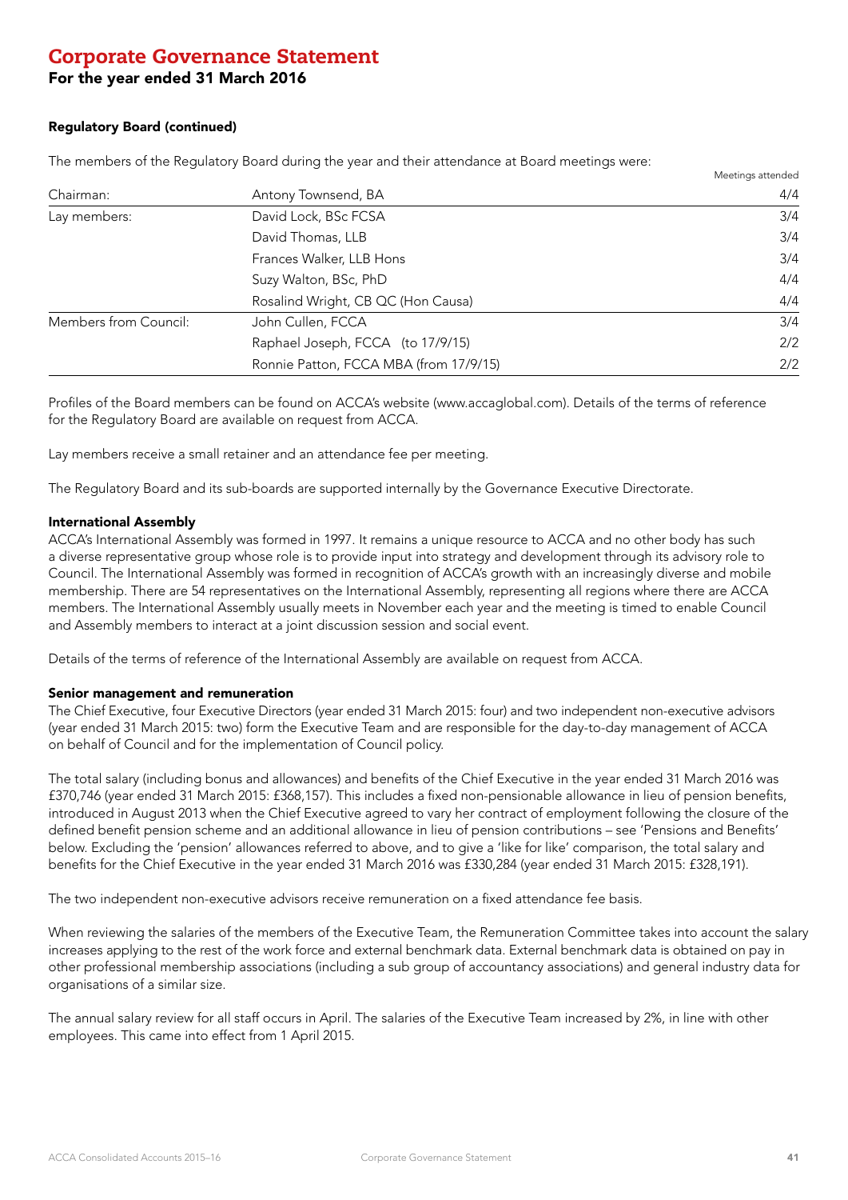# Corporate Governance Statement

## For the year ended 31 March 2016

### Regulatory Board (continued)

The members of the Regulatory Board during the year and their attendance at Board meetings were:

| | | Meetings attended |
|---|---|---|
| Chairman: | Antony Townsend, BA | 4/4 |
| Lay members: | David Lock, BSc FCSA | 3/4 |
| | David Thomas, LLB | 3/4 |
| | Frances Walker, LLB Hons | 3/4 |
| | Suzy Walton, BSc, PhD | 4/4 |
| | Rosalind Wright, CB QC (Hon Causa) | 4/4 |
| Members from Council: | John Cullen, FCCA | 3/4 |
| | Raphael Joseph, FCCA (to 17/9/15) | 2/2 |
| | Ronnie Patton, FCCA MBA (from 17/9/15) | 2/2 |

Profiles of the Board members can be found on ACCA's website (www.accaglobal.com). Details of the terms of reference for the Regulatory Board are available on request from ACCA.

Lay members receive a small retainer and an attendance fee per meeting.

The Regulatory Board and its sub-boards are supported internally by the Governance Executive Directorate.

### International Assembly

ACCA's International Assembly was formed in 1997. It remains a unique resource to ACCA and no other body has such a diverse representative group whose role is to provide input into strategy and development through its advisory role to Council. The International Assembly was formed in recognition of ACCA's growth with an increasingly diverse and mobile membership. There are 54 representatives on the International Assembly, representing all regions where there are ACCA members. The International Assembly usually meets in November each year and the meeting is timed to enable Council and Assembly members to interact at a joint discussion session and social event.

Details of the terms of reference of the International Assembly are available on request from ACCA.

### Senior management and remuneration

The Chief Executive, four Executive Directors (year ended 31 March 2015: four) and two independent non-executive advisors (year ended 31 March 2015: two) form the Executive Team and are responsible for the day-to-day management of ACCA on behalf of Council and for the implementation of Council policy.

The total salary (including bonus and allowances) and benefits of the Chief Executive in the year ended 31 March 2016 was £370,746 (year ended 31 March 2015: £368,157). This includes a fixed non-pensionable allowance in lieu of pension benefits, introduced in August 2013 when the Chief Executive agreed to vary her contract of employment following the closure of the defined benefit pension scheme and an additional allowance in lieu of pension contributions – see 'Pensions and Benefits' below. Excluding the 'pension' allowances referred to above, and to give a 'like for like' comparison, the total salary and benefits for the Chief Executive in the year ended 31 March 2016 was £330,284 (year ended 31 March 2015: £328,191).

The two independent non-executive advisors receive remuneration on a fixed attendance fee basis.

When reviewing the salaries of the members of the Executive Team, the Remuneration Committee takes into account the salary increases applying to the rest of the work force and external benchmark data. External benchmark data is obtained on pay in other professional membership associations (including a sub group of accountancy associations) and general industry data for organisations of a similar size.

The annual salary review for all staff occurs in April. The salaries of the Executive Team increased by 2%, in line with other employees. This came into effect from 1 April 2015.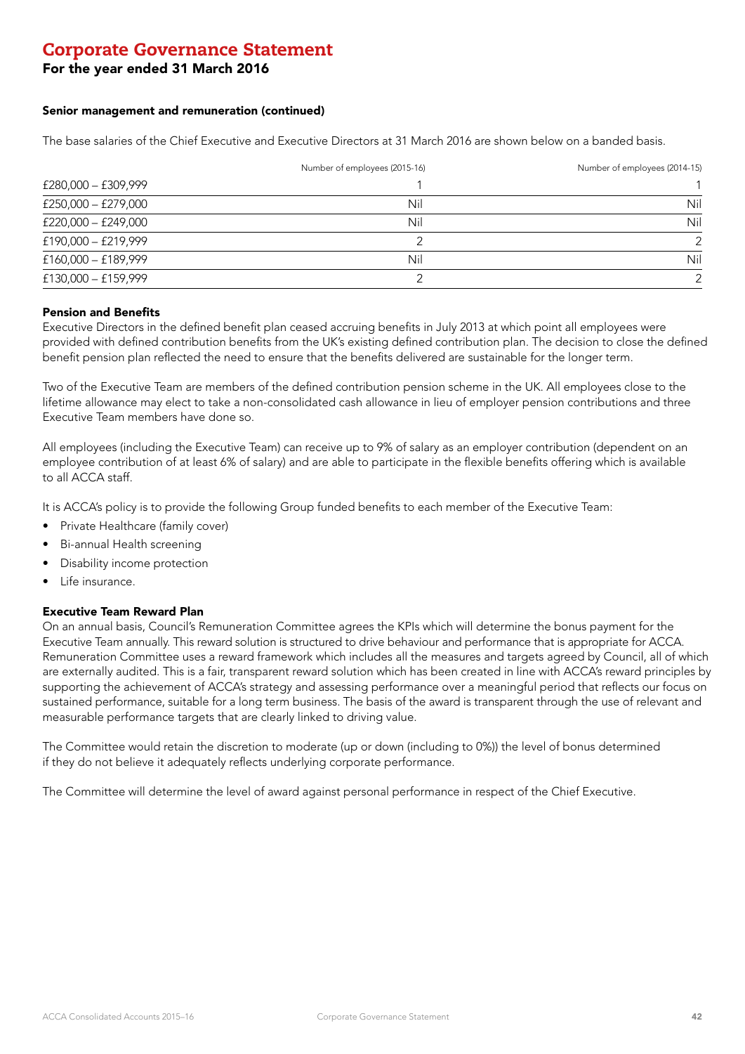# Corporate Governance Statement

## For the year ended 31 March 2016

### Senior management and remuneration (continued)

The base salaries of the Chief Executive and Executive Directors at 31 March 2016 are shown below on a banded basis.

| | Number of employees (2015-16) | Number of employees (2014-15) |
|---|---|---|
| £280,000 – £309,999 | 1 | 1 |
| £250,000 – £279,000 | Nil | Nil |
| £220,000 – £249,000 | Nil | Nil |
| £190,000 – £219,999 | 2 | 2 |
| £160,000 – £189,999 | Nil | Nil |
| £130,000 – £159,999 | 2 | 2 |

### Pension and Benefits

Executive Directors in the defined benefit plan ceased accruing benefits in July 2013 at which point all employees were provided with defined contribution benefits from the UK's existing defined contribution plan. The decision to close the defined benefit pension plan reflected the need to ensure that the benefits delivered are sustainable for the longer term.

Two of the Executive Team are members of the defined contribution pension scheme in the UK. All employees close to the lifetime allowance may elect to take a non-consolidated cash allowance in lieu of employer pension contributions and three Executive Team members have done so.

All employees (including the Executive Team) can receive up to 9% of salary as an employer contribution (dependent on an employee contribution of at least 6% of salary) and are able to participate in the flexible benefits offering which is available to all ACCA staff.

It is ACCA's policy to provide the following Group funded benefits to each member of the Executive Team:

- Private Healthcare (family cover)
- Bi-annual Health screening
- Disability income protection
- Life insurance.

### Executive Team Reward Plan

On an annual basis, Council's Remuneration Committee agrees the KPIs which will determine the bonus payment for the Executive Team annually. This reward solution is structured to drive behaviour and performance that is appropriate for ACCA. Remuneration Committee uses a reward framework which includes all the measures and targets agreed by Council, all of which are externally audited. This is a fair, transparent reward solution which has been created in line with ACCA's reward principles by supporting the achievement of ACCA's strategy and assessing performance over a meaningful period that reflects our focus on sustained performance, suitable for a long term business. The basis of the award is transparent through the use of relevant and measurable performance targets that are clearly linked to driving value.

The Committee would retain the discretion to moderate (up or down (including to 0%)) the level of bonus determined if they do not believe it adequately reflects underlying corporate performance.

The Committee will determine the level of award against personal performance in respect of the Chief Executive.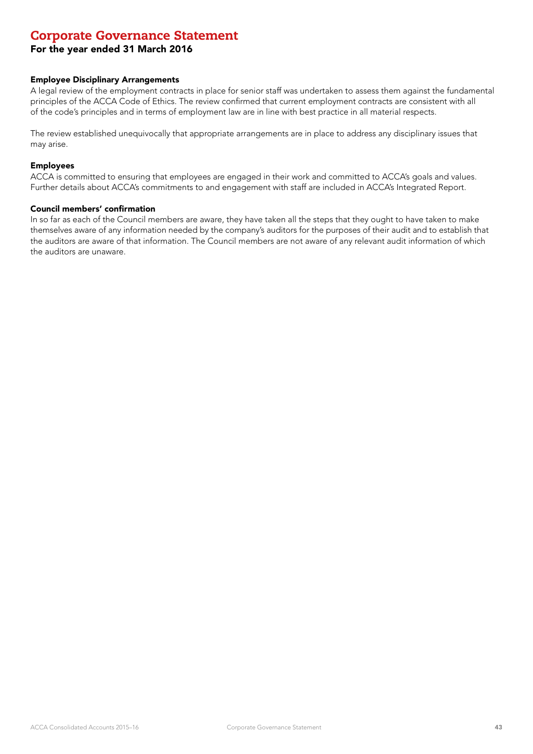# Corporate Governance Statement

## For the year ended 31 March 2016

### Employee Disciplinary Arrangements

A legal review of the employment contracts in place for senior staff was undertaken to assess them against the fundamental principles of the ACCA Code of Ethics. The review confirmed that current employment contracts are consistent with all of the code's principles and in terms of employment law are in line with best practice in all material respects.

The review established unequivocally that appropriate arrangements are in place to address any disciplinary issues that may arise.

### Employees

ACCA is committed to ensuring that employees are engaged in their work and committed to ACCA's goals and values. Further details about ACCA's commitments to and engagement with staff are included in ACCA's Integrated Report.

### Council members' confirmation

In so far as each of the Council members are aware, they have taken all the steps that they ought to have taken to make themselves aware of any information needed by the company's auditors for the purposes of their audit and to establish that the auditors are aware of that information. The Council members are not aware of any relevant audit information of which the auditors are unaware.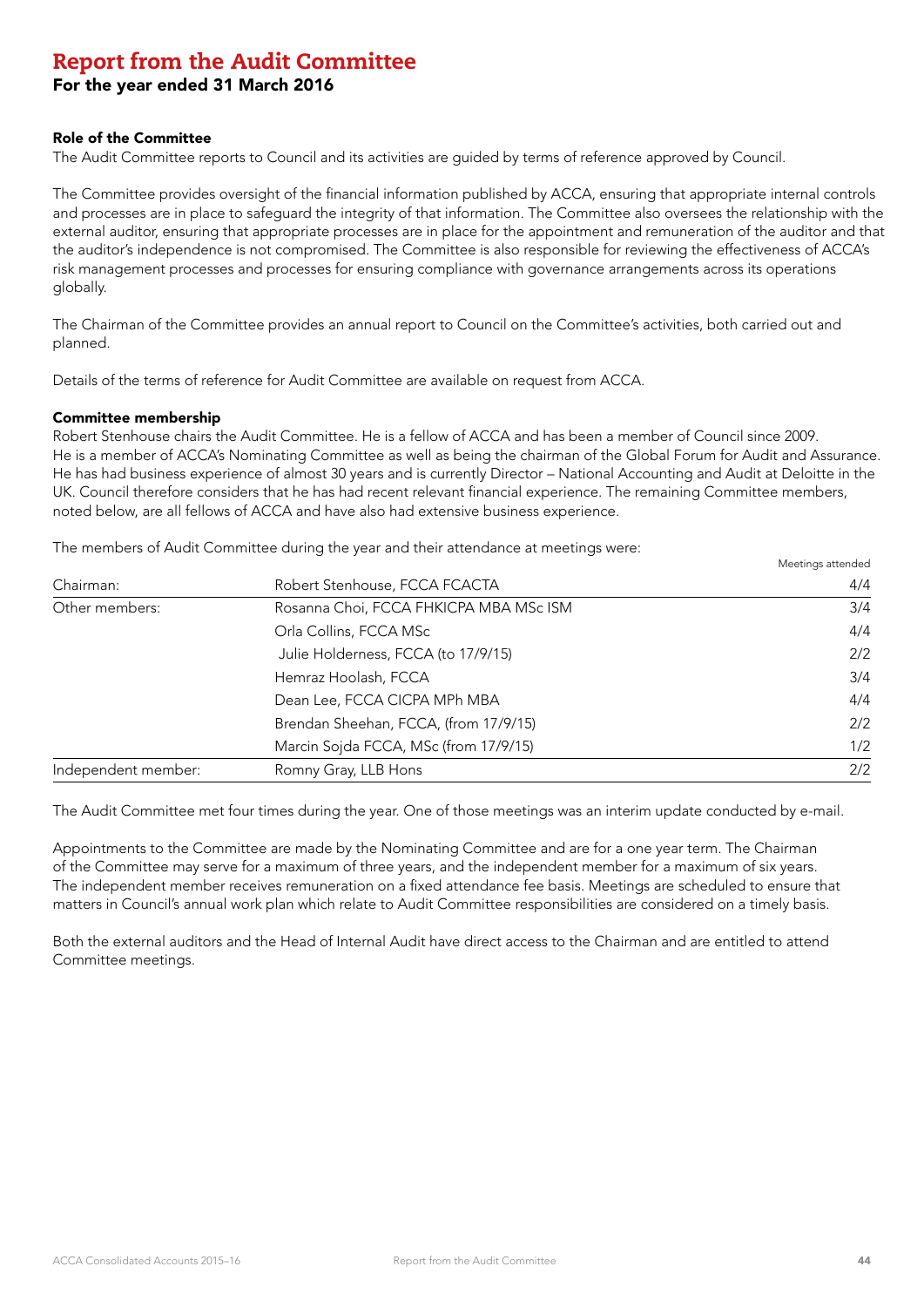# Report from the Audit Committee

## For the year ended 31 March 2016

### Role of the Committee

The Audit Committee reports to Council and its activities are guided by terms of reference approved by Council.

The Committee provides oversight of the financial information published by ACCA, ensuring that appropriate internal controls and processes are in place to safeguard the integrity of that information. The Committee also oversees the relationship with the external auditor, ensuring that appropriate processes are in place for the appointment and remuneration of the auditor and that the auditor's independence is not compromised. The Committee is also responsible for reviewing the effectiveness of ACCA's risk management processes and processes for ensuring compliance with governance arrangements across its operations globally.

The Chairman of the Committee provides an annual report to Council on the Committee's activities, both carried out and planned.

Details of the terms of reference for Audit Committee are available on request from ACCA.

### Committee membership

Robert Stenhouse chairs the Audit Committee. He is a fellow of ACCA and has been a member of Council since 2009. He is a member of ACCA's Nominating Committee as well as being the chairman of the Global Forum for Audit and Assurance. He has had business experience of almost 30 years and is currently Director – National Accounting and Audit at Deloitte in the UK. Council therefore considers that he has had recent relevant financial experience. The remaining Committee members, noted below, are all fellows of ACCA and have also had extensive business experience.

The members of Audit Committee during the year and their attendance at meetings were:

| | | Meetings attended |
|---|---|---|
| Chairman: | Robert Stenhouse, FCCA FCACTA | 4/4 |
| Other members: | Rosanna Choi, FCCA FHKICPA MBA MSc ISM | 3/4 |
| | Orla Collins, FCCA MSc | 4/4 |
| | Julie Holderness, FCCA (to 17/9/15) | 2/2 |
| | Hemraz Hoolash, FCCA | 3/4 |
| | Dean Lee, FCCA CICPA MPh MBA | 4/4 |
| | Brendan Sheehan, FCCA, (from 17/9/15) | 2/2 |
| | Marcin Sojda FCCA, MSc (from 17/9/15) | 1/2 |
| Independent member: | Romny Gray, LLB Hons | 2/2 |

The Audit Committee met four times during the year. One of those meetings was an interim update conducted by e-mail.

Appointments to the Committee are made by the Nominating Committee and are for a one year term. The Chairman of the Committee may serve for a maximum of three years, and the independent member for a maximum of six years. The independent member receives remuneration on a fixed attendance fee basis. Meetings are scheduled to ensure that matters in Council's annual work plan which relate to Audit Committee responsibilities are considered on a timely basis.

Both the external auditors and the Head of Internal Audit have direct access to the Chairman and are entitled to attend Committee meetings.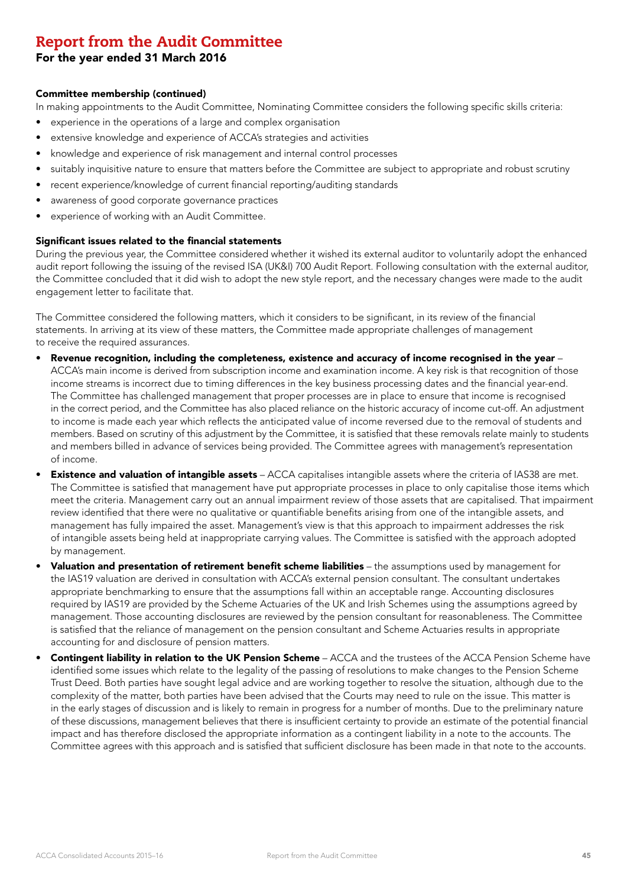# Report from the Audit Committee

## For the year ended 31 March 2016

### Committee membership (continued)

In making appointments to the Audit Committee, Nominating Committee considers the following specific skills criteria:

- experience in the operations of a large and complex organisation
- extensive knowledge and experience of ACCA's strategies and activities
- knowledge and experience of risk management and internal control processes
- suitably inquisitive nature to ensure that matters before the Committee are subject to appropriate and robust scrutiny
- recent experience/knowledge of current financial reporting/auditing standards
- awareness of good corporate governance practices
- experience of working with an Audit Committee.

### Significant issues related to the financial statements

During the previous year, the Committee considered whether it wished its external auditor to voluntarily adopt the enhanced audit report following the issuing of the revised ISA (UK&I) 700 Audit Report. Following consultation with the external auditor, the Committee concluded that it did wish to adopt the new style report, and the necessary changes were made to the audit engagement letter to facilitate that.

The Committee considered the following matters, which it considers to be significant, in its review of the financial statements. In arriving at its view of these matters, the Committee made appropriate challenges of management to receive the required assurances.

- **Revenue recognition, including the completeness, existence and accuracy of income recognised in the year** – ACCA's main income is derived from subscription income and examination income. A key risk is that recognition of those income streams is incorrect due to timing differences in the key business processing dates and the financial year-end. The Committee has challenged management that proper processes are in place to ensure that income is recognised in the correct period, and the Committee has also placed reliance on the historic accuracy of income cut-off. An adjustment to income is made each year which reflects the anticipated value of income reversed due to the removal of students and members. Based on scrutiny of this adjustment by the Committee, it is satisfied that these removals relate mainly to students and members billed in advance of services being provided. The Committee agrees with management's representation of income.
- **Existence and valuation of intangible assets** – ACCA capitalises intangible assets where the criteria of IAS38 are met. The Committee is satisfied that management have put appropriate processes in place to only capitalise those items which meet the criteria. Management carry out an annual impairment review of those assets that are capitalised. That impairment review identified that there were no qualitative or quantifiable benefits arising from one of the intangible assets, and management has fully impaired the asset. Management's view is that this approach to impairment addresses the risk of intangible assets being held at inappropriate carrying values. The Committee is satisfied with the approach adopted by management.
- **Valuation and presentation of retirement benefit scheme liabilities** – the assumptions used by management for the IAS19 valuation are derived in consultation with ACCA's external pension consultant. The consultant undertakes appropriate benchmarking to ensure that the assumptions fall within an acceptable range. Accounting disclosures required by IAS19 are provided by the Scheme Actuaries of the UK and Irish Schemes using the assumptions agreed by management. Those accounting disclosures are reviewed by the pension consultant for reasonableness. The Committee is satisfied that the reliance of management on the pension consultant and Scheme Actuaries results in appropriate accounting for and disclosure of pension matters.
- **Contingent liability in relation to the UK Pension Scheme** – ACCA and the trustees of the ACCA Pension Scheme have identified some issues which relate to the legality of the passing of resolutions to make changes to the Pension Scheme Trust Deed. Both parties have sought legal advice and are working together to resolve the situation, although due to the complexity of the matter, both parties have been advised that the Courts may need to rule on the issue. This matter is in the early stages of discussion and is likely to remain in progress for a number of months. Due to the preliminary nature of these discussions, management believes that there is insufficient certainty to provide an estimate of the potential financial impact and has therefore disclosed the appropriate information as a contingent liability in a note to the accounts. The Committee agrees with this approach and is satisfied that sufficient disclosure has been made in that note to the accounts.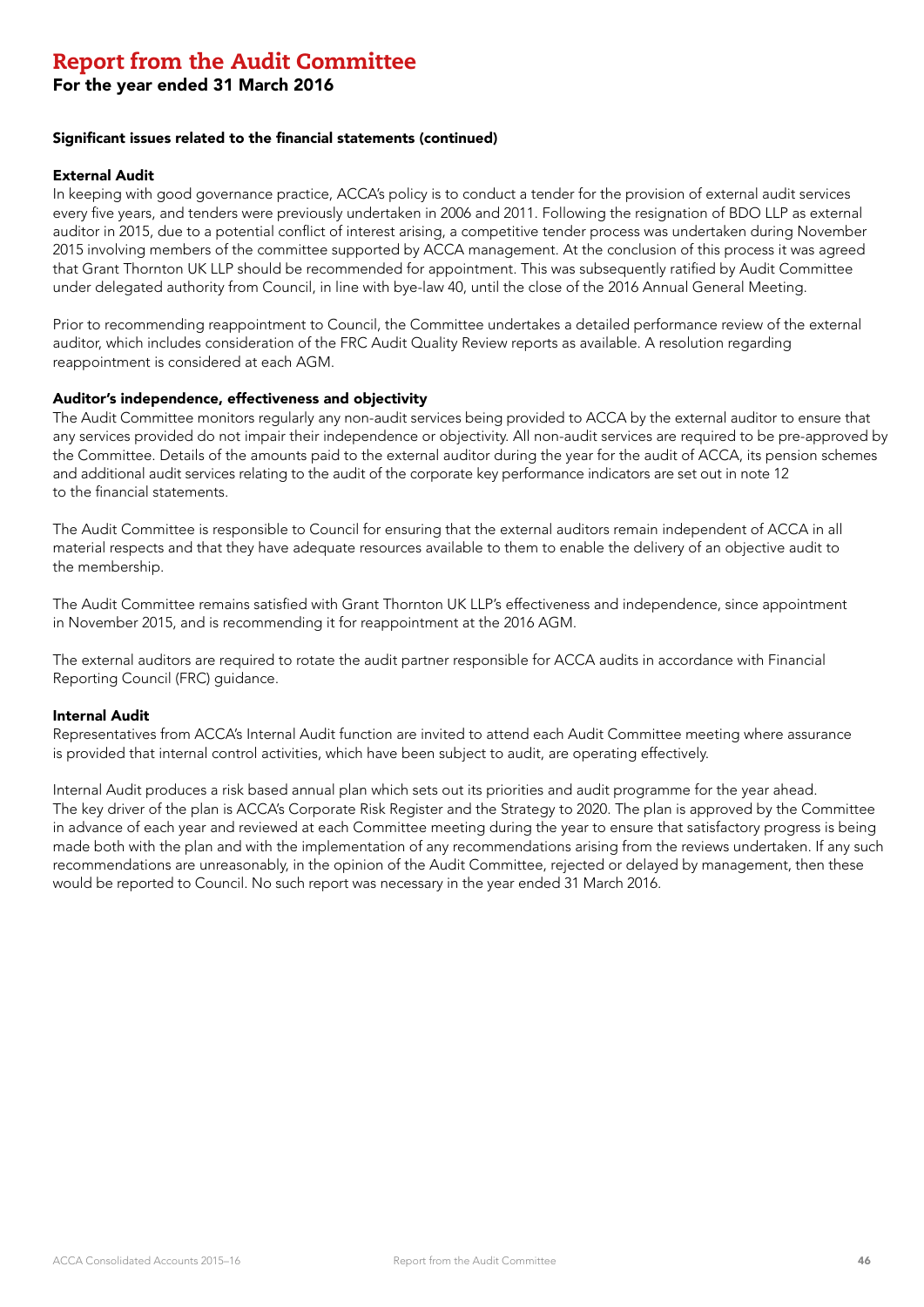# Report from the Audit Committee

## For the year ended 31 March 2016

### Significant issues related to the financial statements (continued)

**External Audit**

In keeping with good governance practice, ACCA's policy is to conduct a tender for the provision of external audit services every five years, and tenders were previously undertaken in 2006 and 2011. Following the resignation of BDO LLP as external auditor in 2015, due to a potential conflict of interest arising, a competitive tender process was undertaken during November 2015 involving members of the committee supported by ACCA management. At the conclusion of this process it was agreed that Grant Thornton UK LLP should be recommended for appointment. This was subsequently ratified by Audit Committee under delegated authority from Council, in line with bye-law 40, until the close of the 2016 Annual General Meeting.

Prior to recommending reappointment to Council, the Committee undertakes a detailed performance review of the external auditor, which includes consideration of the FRC Audit Quality Review reports as available. A resolution regarding reappointment is considered at each AGM.

**Auditor's independence, effectiveness and objectivity**

The Audit Committee monitors regularly any non-audit services being provided to ACCA by the external auditor to ensure that any services provided do not impair their independence or objectivity. All non-audit services are required to be pre-approved by the Committee. Details of the amounts paid to the external auditor during the year for the audit of ACCA, its pension schemes and additional audit services relating to the audit of the corporate key performance indicators are set out in note 12 to the financial statements.

The Audit Committee is responsible to Council for ensuring that the external auditors remain independent of ACCA in all material respects and that they have adequate resources available to them to enable the delivery of an objective audit to the membership.

The Audit Committee remains satisfied with Grant Thornton UK LLP's effectiveness and independence, since appointment in November 2015, and is recommending it for reappointment at the 2016 AGM.

The external auditors are required to rotate the audit partner responsible for ACCA audits in accordance with Financial Reporting Council (FRC) guidance.

**Internal Audit**

Representatives from ACCA's Internal Audit function are invited to attend each Audit Committee meeting where assurance is provided that internal control activities, which have been subject to audit, are operating effectively.

Internal Audit produces a risk based annual plan which sets out its priorities and audit programme for the year ahead. The key driver of the plan is ACCA's Corporate Risk Register and the Strategy to 2020. The plan is approved by the Committee in advance of each year and reviewed at each Committee meeting during the year to ensure that satisfactory progress is being made both with the plan and with the implementation of any recommendations arising from the reviews undertaken. If any such recommendations are unreasonably, in the opinion of the Audit Committee, rejected or delayed by management, then these would be reported to Council. No such report was necessary in the year ended 31 March 2016.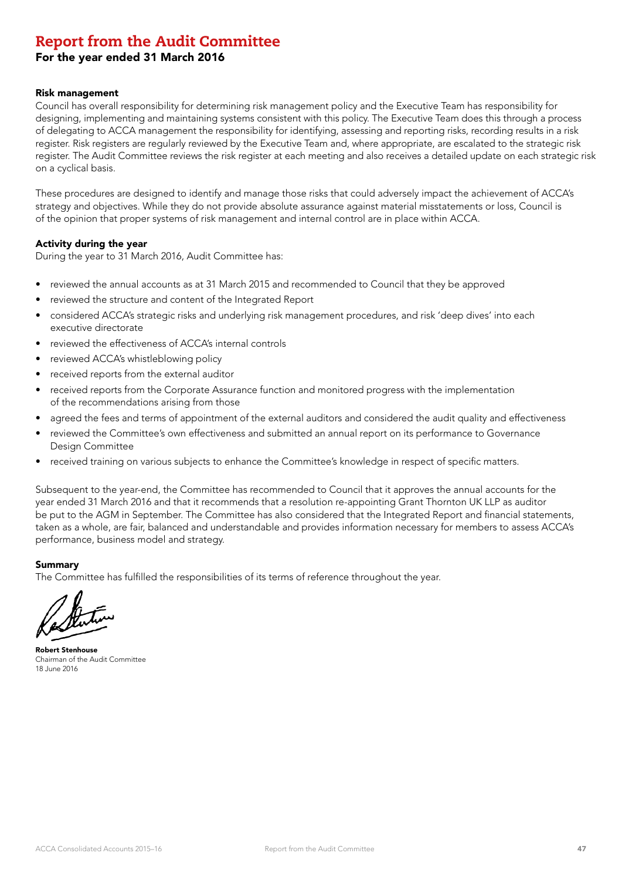# Report from the Audit Committee

## For the year ended 31 March 2016

### Risk management

Council has overall responsibility for determining risk management policy and the Executive Team has responsibility for designing, implementing and maintaining systems consistent with this policy. The Executive Team does this through a process of delegating to ACCA management the responsibility for identifying, assessing and reporting risks, recording results in a risk register. Risk registers are regularly reviewed by the Executive Team and, where appropriate, are escalated to the strategic risk register. The Audit Committee reviews the risk register at each meeting and also receives a detailed update on each strategic risk on a cyclical basis.

These procedures are designed to identify and manage those risks that could adversely impact the achievement of ACCA's strategy and objectives. While they do not provide absolute assurance against material misstatements or loss, Council is of the opinion that proper systems of risk management and internal control are in place within ACCA.

### Activity during the year

During the year to 31 March 2016, Audit Committee has:

- reviewed the annual accounts as at 31 March 2015 and recommended to Council that they be approved
- reviewed the structure and content of the Integrated Report
- considered ACCA's strategic risks and underlying risk management procedures, and risk 'deep dives' into each executive directorate
- reviewed the effectiveness of ACCA's internal controls
- reviewed ACCA's whistleblowing policy
- received reports from the external auditor
- received reports from the Corporate Assurance function and monitored progress with the implementation of the recommendations arising from those
- agreed the fees and terms of appointment of the external auditors and considered the audit quality and effectiveness
- reviewed the Committee's own effectiveness and submitted an annual report on its performance to Governance Design Committee
- received training on various subjects to enhance the Committee's knowledge in respect of specific matters.

Subsequent to the year-end, the Committee has recommended to Council that it approves the annual accounts for the year ended 31 March 2016 and that it recommends that a resolution re-appointing Grant Thornton UK LLP as auditor be put to the AGM in September. The Committee has also considered that the Integrated Report and financial statements, taken as a whole, are fair, balanced and understandable and provides information necessary for members to assess ACCA's performance, business model and strategy.

### Summary

The Committee has fulfilled the responsibilities of its terms of reference throughout the year.

**Robert Stenhouse**
Chairman of the Audit Committee
18 June 2016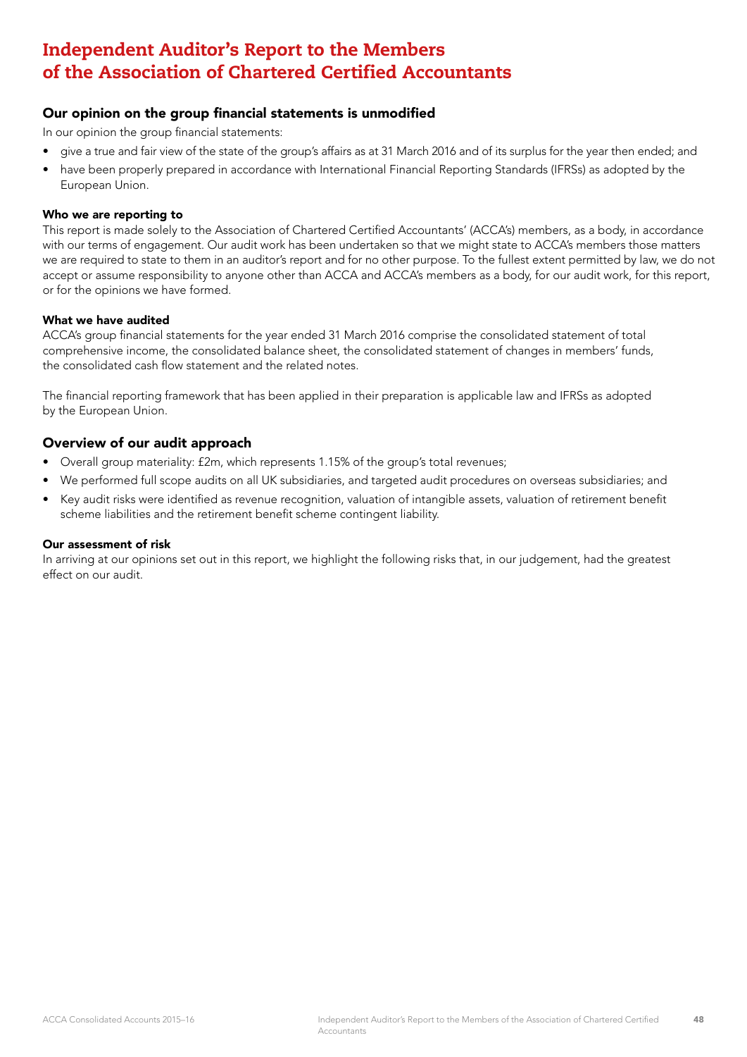# Independent Auditor's Report to the Members of the Association of Chartered Certified Accountants

## Our opinion on the group financial statements is unmodified

In our opinion the group financial statements:

- give a true and fair view of the state of the group's affairs as at 31 March 2016 and of its surplus for the year then ended; and
- have been properly prepared in accordance with International Financial Reporting Standards (IFRSs) as adopted by the European Union.

### Who we are reporting to

This report is made solely to the Association of Chartered Certified Accountants' (ACCA's) members, as a body, in accordance with our terms of engagement. Our audit work has been undertaken so that we might state to ACCA's members those matters we are required to state to them in an auditor's report and for no other purpose. To the fullest extent permitted by law, we do not accept or assume responsibility to anyone other than ACCA and ACCA's members as a body, for our audit work, for this report, or for the opinions we have formed.

### What we have audited

ACCA's group financial statements for the year ended 31 March 2016 comprise the consolidated statement of total comprehensive income, the consolidated balance sheet, the consolidated statement of changes in members' funds, the consolidated cash flow statement and the related notes.

The financial reporting framework that has been applied in their preparation is applicable law and IFRSs as adopted by the European Union.

## Overview of our audit approach

- Overall group materiality: £2m, which represents 1.15% of the group's total revenues;
- We performed full scope audits on all UK subsidiaries, and targeted audit procedures on overseas subsidiaries; and
- Key audit risks were identified as revenue recognition, valuation of intangible assets, valuation of retirement benefit scheme liabilities and the retirement benefit scheme contingent liability.

### Our assessment of risk

In arriving at our opinions set out in this report, we highlight the following risks that, in our judgement, had the greatest effect on our audit.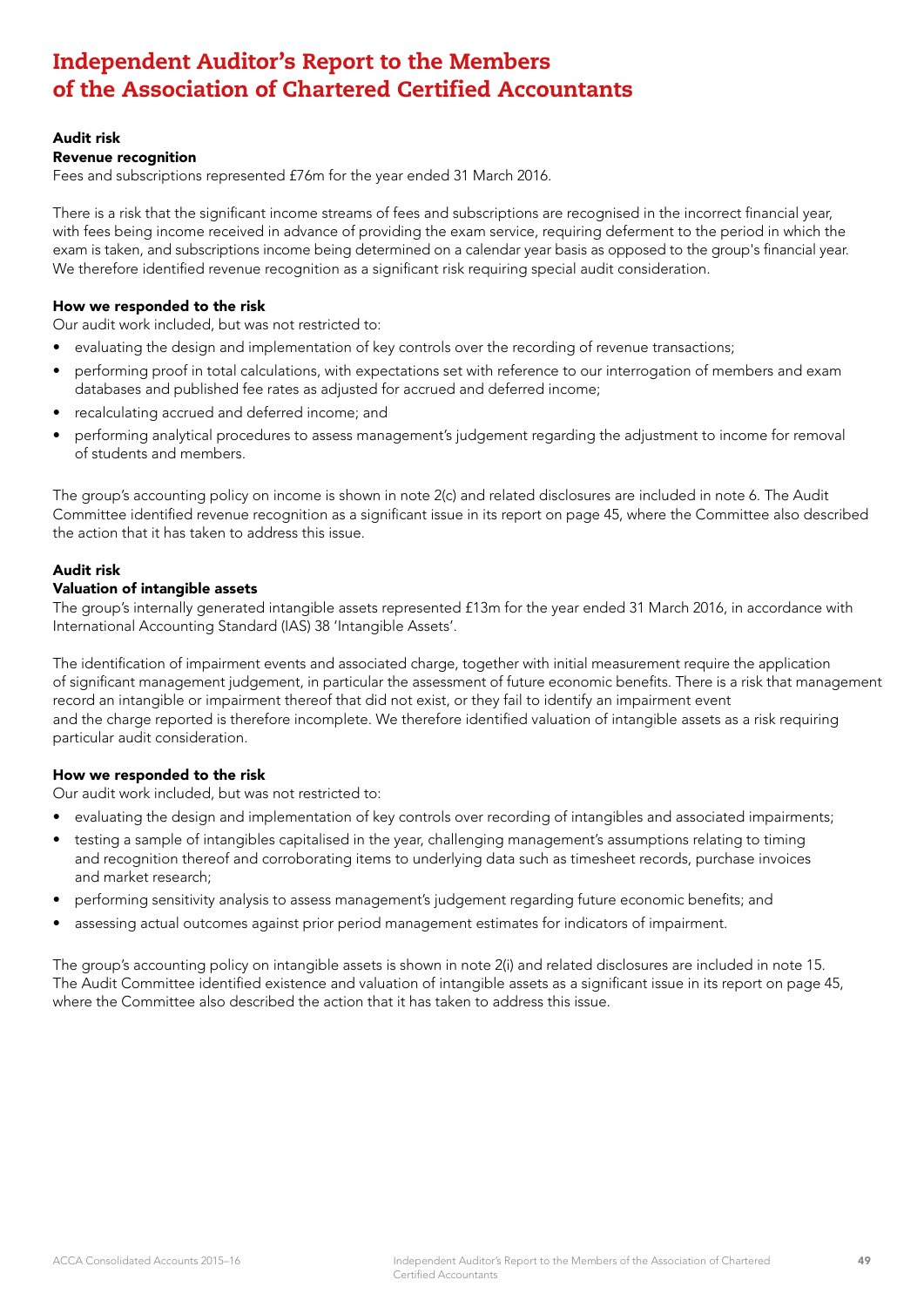# Independent Auditor's Report to the Members of the Association of Chartered Certified Accountants

**Audit risk**
**Revenue recognition**

Fees and subscriptions represented £76m for the year ended 31 March 2016.

There is a risk that the significant income streams of fees and subscriptions are recognised in the incorrect financial year, with fees being income received in advance of providing the exam service, requiring deferment to the period in which the exam is taken, and subscriptions income being determined on a calendar year basis as opposed to the group's financial year. We therefore identified revenue recognition as a significant risk requiring special audit consideration.

**How we responded to the risk**

Our audit work included, but was not restricted to:

- evaluating the design and implementation of key controls over the recording of revenue transactions;
- performing proof in total calculations, with expectations set with reference to our interrogation of members and exam databases and published fee rates as adjusted for accrued and deferred income;
- recalculating accrued and deferred income; and
- performing analytical procedures to assess management's judgement regarding the adjustment to income for removal of students and members.

The group's accounting policy on income is shown in note 2(c) and related disclosures are included in note 6. The Audit Committee identified revenue recognition as a significant issue in its report on page 45, where the Committee also described the action that it has taken to address this issue.

**Audit risk**
**Valuation of intangible assets**

The group's internally generated intangible assets represented £13m for the year ended 31 March 2016, in accordance with International Accounting Standard (IAS) 38 'Intangible Assets'.

The identification of impairment events and associated charge, together with initial measurement require the application of significant management judgement, in particular the assessment of future economic benefits. There is a risk that management record an intangible or impairment thereof that did not exist, or they fail to identify an impairment event and the charge reported is therefore incomplete. We therefore identified valuation of intangible assets as a risk requiring particular audit consideration.

**How we responded to the risk**

Our audit work included, but was not restricted to:

- evaluating the design and implementation of key controls over recording of intangibles and associated impairments;
- testing a sample of intangibles capitalised in the year, challenging management's assumptions relating to timing and recognition thereof and corroborating items to underlying data such as timesheet records, purchase invoices and market research;
- performing sensitivity analysis to assess management's judgement regarding future economic benefits; and
- assessing actual outcomes against prior period management estimates for indicators of impairment.

The group's accounting policy on intangible assets is shown in note 2(i) and related disclosures are included in note 15. The Audit Committee identified existence and valuation of intangible assets as a significant issue in its report on page 45, where the Committee also described the action that it has taken to address this issue.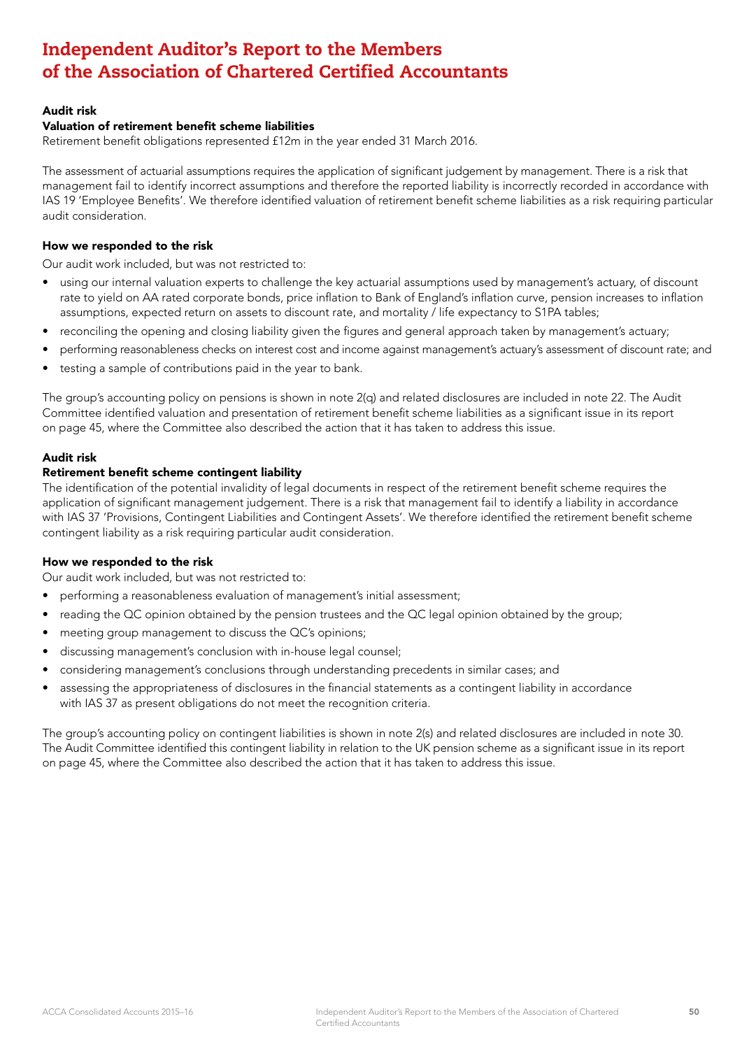# Independent Auditor's Report to the Members of the Association of Chartered Certified Accountants

**Audit risk**

**Valuation of retirement benefit scheme liabilities**

Retirement benefit obligations represented £12m in the year ended 31 March 2016.

The assessment of actuarial assumptions requires the application of significant judgement by management. There is a risk that management fail to identify incorrect assumptions and therefore the reported liability is incorrectly recorded in accordance with IAS 19 'Employee Benefits'. We therefore identified valuation of retirement benefit scheme liabilities as a risk requiring particular audit consideration.

**How we responded to the risk**

Our audit work included, but was not restricted to:

- using our internal valuation experts to challenge the key actuarial assumptions used by management's actuary, of discount rate to yield on AA rated corporate bonds, price inflation to Bank of England's inflation curve, pension increases to inflation assumptions, expected return on assets to discount rate, and mortality / life expectancy to S1PA tables;
- reconciling the opening and closing liability given the figures and general approach taken by management's actuary;
- performing reasonableness checks on interest cost and income against management's actuary's assessment of discount rate; and
- testing a sample of contributions paid in the year to bank.

The group's accounting policy on pensions is shown in note 2(q) and related disclosures are included in note 22. The Audit Committee identified valuation and presentation of retirement benefit scheme liabilities as a significant issue in its report on page 45, where the Committee also described the action that it has taken to address this issue.

**Audit risk**

**Retirement benefit scheme contingent liability**

The identification of the potential invalidity of legal documents in respect of the retirement benefit scheme requires the application of significant management judgement. There is a risk that management fail to identify a liability in accordance with IAS 37 'Provisions, Contingent Liabilities and Contingent Assets'. We therefore identified the retirement benefit scheme contingent liability as a risk requiring particular audit consideration.

**How we responded to the risk**

Our audit work included, but was not restricted to:

- performing a reasonableness evaluation of management's initial assessment;
- reading the QC opinion obtained by the pension trustees and the QC legal opinion obtained by the group;
- meeting group management to discuss the QC's opinions;
- discussing management's conclusion with in-house legal counsel;
- considering management's conclusions through understanding precedents in similar cases; and
- assessing the appropriateness of disclosures in the financial statements as a contingent liability in accordance with IAS 37 as present obligations do not meet the recognition criteria.

The group's accounting policy on contingent liabilities is shown in note 2(s) and related disclosures are included in note 30. The Audit Committee identified this contingent liability in relation to the UK pension scheme as a significant issue in its report on page 45, where the Committee also described the action that it has taken to address this issue.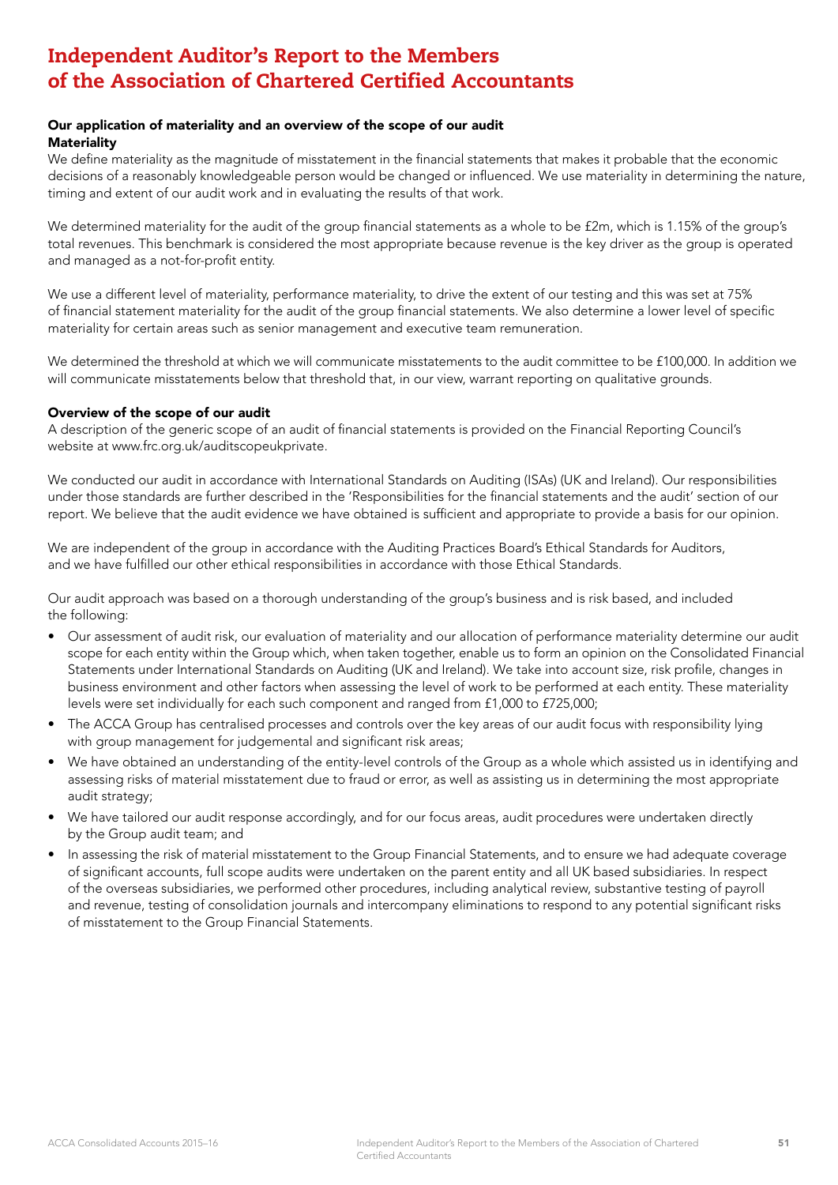# Independent Auditor's Report to the Members of the Association of Chartered Certified Accountants

### Our application of materiality and an overview of the scope of our audit

**Materiality**

We define materiality as the magnitude of misstatement in the financial statements that makes it probable that the economic decisions of a reasonably knowledgeable person would be changed or influenced. We use materiality in determining the nature, timing and extent of our audit work and in evaluating the results of that work.

We determined materiality for the audit of the group financial statements as a whole to be £2m, which is 1.15% of the group's total revenues. This benchmark is considered the most appropriate because revenue is the key driver as the group is operated and managed as a not-for-profit entity.

We use a different level of materiality, performance materiality, to drive the extent of our testing and this was set at 75% of financial statement materiality for the audit of the group financial statements. We also determine a lower level of specific materiality for certain areas such as senior management and executive team remuneration.

We determined the threshold at which we will communicate misstatements to the audit committee to be £100,000. In addition we will communicate misstatements below that threshold that, in our view, warrant reporting on qualitative grounds.

**Overview of the scope of our audit**

A description of the generic scope of an audit of financial statements is provided on the Financial Reporting Council's website at www.frc.org.uk/auditscopeukprivate.

We conducted our audit in accordance with International Standards on Auditing (ISAs) (UK and Ireland). Our responsibilities under those standards are further described in the 'Responsibilities for the financial statements and the audit' section of our report. We believe that the audit evidence we have obtained is sufficient and appropriate to provide a basis for our opinion.

We are independent of the group in accordance with the Auditing Practices Board's Ethical Standards for Auditors, and we have fulfilled our other ethical responsibilities in accordance with those Ethical Standards.

Our audit approach was based on a thorough understanding of the group's business and is risk based, and included the following:

- Our assessment of audit risk, our evaluation of materiality and our allocation of performance materiality determine our audit scope for each entity within the Group which, when taken together, enable us to form an opinion on the Consolidated Financial Statements under International Standards on Auditing (UK and Ireland). We take into account size, risk profile, changes in business environment and other factors when assessing the level of work to be performed at each entity. These materiality levels were set individually for each such component and ranged from £1,000 to £725,000;
- The ACCA Group has centralised processes and controls over the key areas of our audit focus with responsibility lying with group management for judgemental and significant risk areas;
- We have obtained an understanding of the entity-level controls of the Group as a whole which assisted us in identifying and assessing risks of material misstatement due to fraud or error, as well as assisting us in determining the most appropriate audit strategy;
- We have tailored our audit response accordingly, and for our focus areas, audit procedures were undertaken directly by the Group audit team; and
- In assessing the risk of material misstatement to the Group Financial Statements, and to ensure we had adequate coverage of significant accounts, full scope audits were undertaken on the parent entity and all UK based subsidiaries. In respect of the overseas subsidiaries, we performed other procedures, including analytical review, substantive testing of payroll and revenue, testing of consolidation journals and intercompany eliminations to respond to any potential significant risks of misstatement to the Group Financial Statements.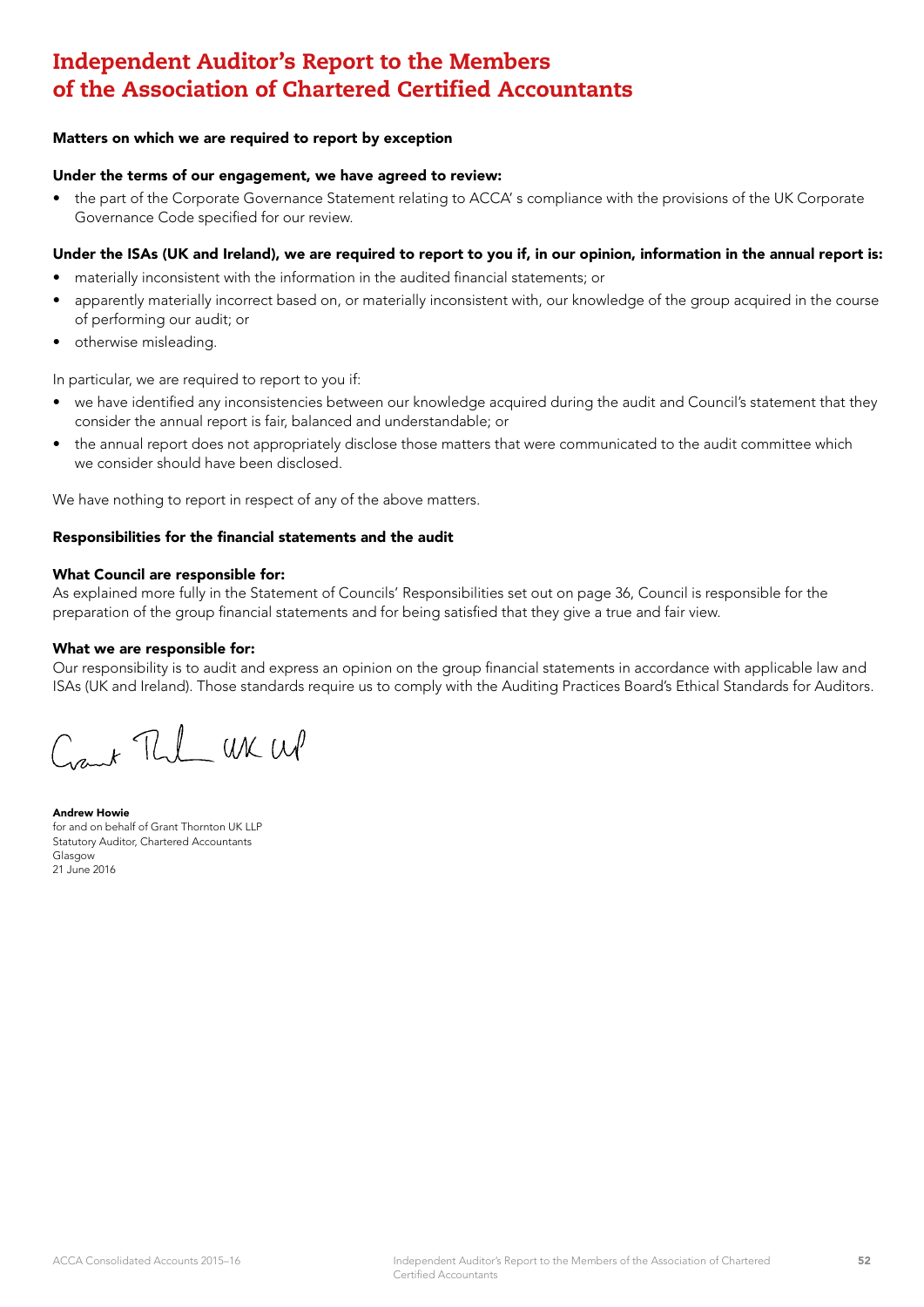# Independent Auditor's Report to the Members of the Association of Chartered Certified Accountants

### Matters on which we are required to report by exception

#### Under the terms of our engagement, we have agreed to review:

- the part of the Corporate Governance Statement relating to ACCA' s compliance with the provisions of the UK Corporate Governance Code specified for our review.

#### Under the ISAs (UK and Ireland), we are required to report to you if, in our opinion, information in the annual report is:

- materially inconsistent with the information in the audited financial statements; or
- apparently materially incorrect based on, or materially inconsistent with, our knowledge of the group acquired in the course of performing our audit; or
- otherwise misleading.

In particular, we are required to report to you if:

- we have identified any inconsistencies between our knowledge acquired during the audit and Council's statement that they consider the annual report is fair, balanced and understandable; or
- the annual report does not appropriately disclose those matters that were communicated to the audit committee which we consider should have been disclosed.

We have nothing to report in respect of any of the above matters.

### Responsibilities for the financial statements and the audit

#### What Council are responsible for:

As explained more fully in the Statement of Councils' Responsibilities set out on page 36, Council is responsible for the preparation of the group financial statements and for being satisfied that they give a true and fair view.

#### What we are responsible for:

Our responsibility is to audit and express an opinion on the group financial statements in accordance with applicable law and ISAs (UK and Ireland). Those standards require us to comply with the Auditing Practices Board's Ethical Standards for Auditors.

Grant Thornton UK LLP

**Andrew Howie**
for and on behalf of Grant Thornton UK LLP
Statutory Auditor, Chartered Accountants
Glasgow
21 June 2016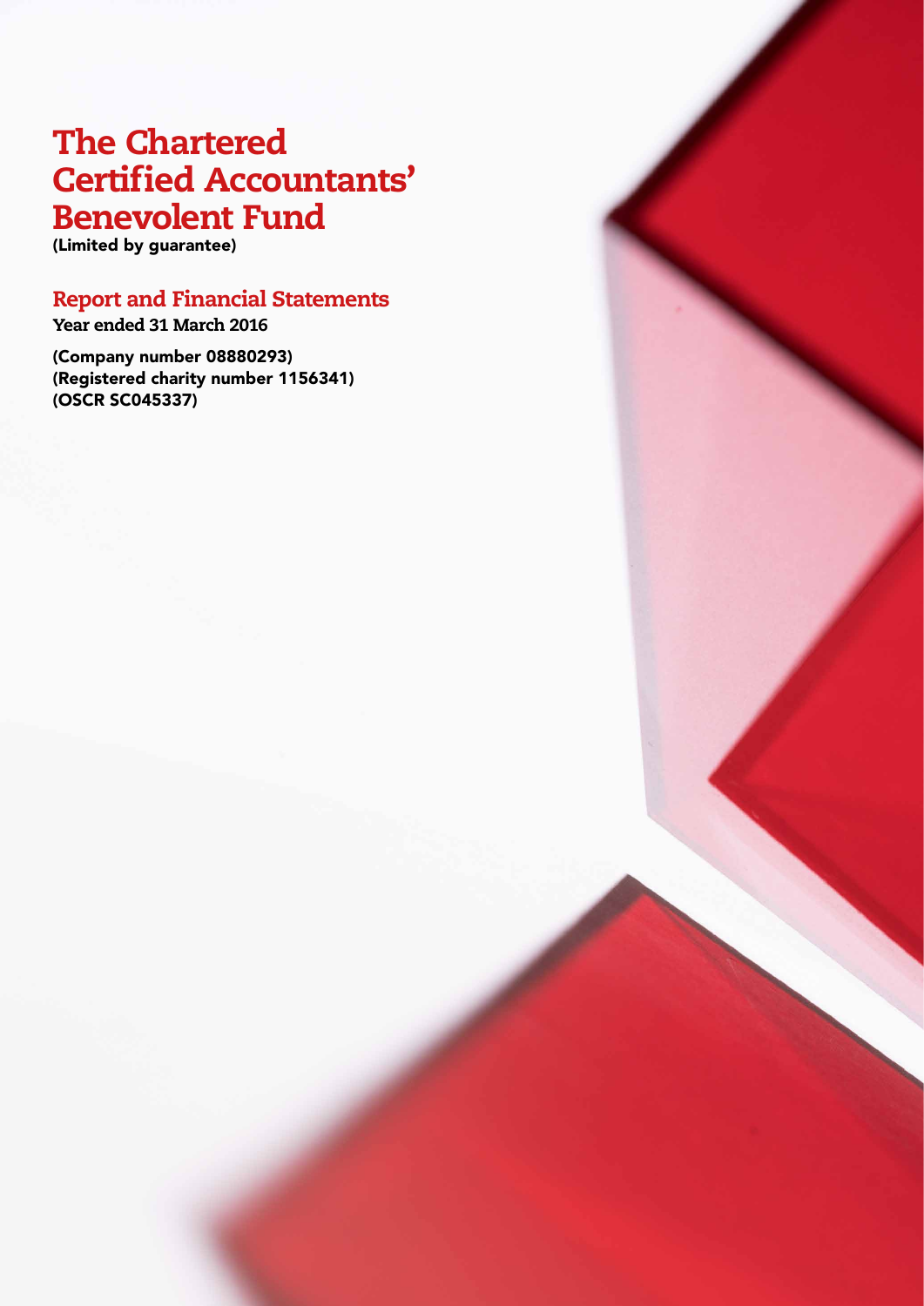# The Chartered Certified Accountants' Benevolent Fund

**(Limited by guarantee)**

## Report and Financial Statements

**Year ended 31 March 2016**

**(Company number 08880293)**
**(Registered charity number 1156341)**
**(OSCR SC045337)**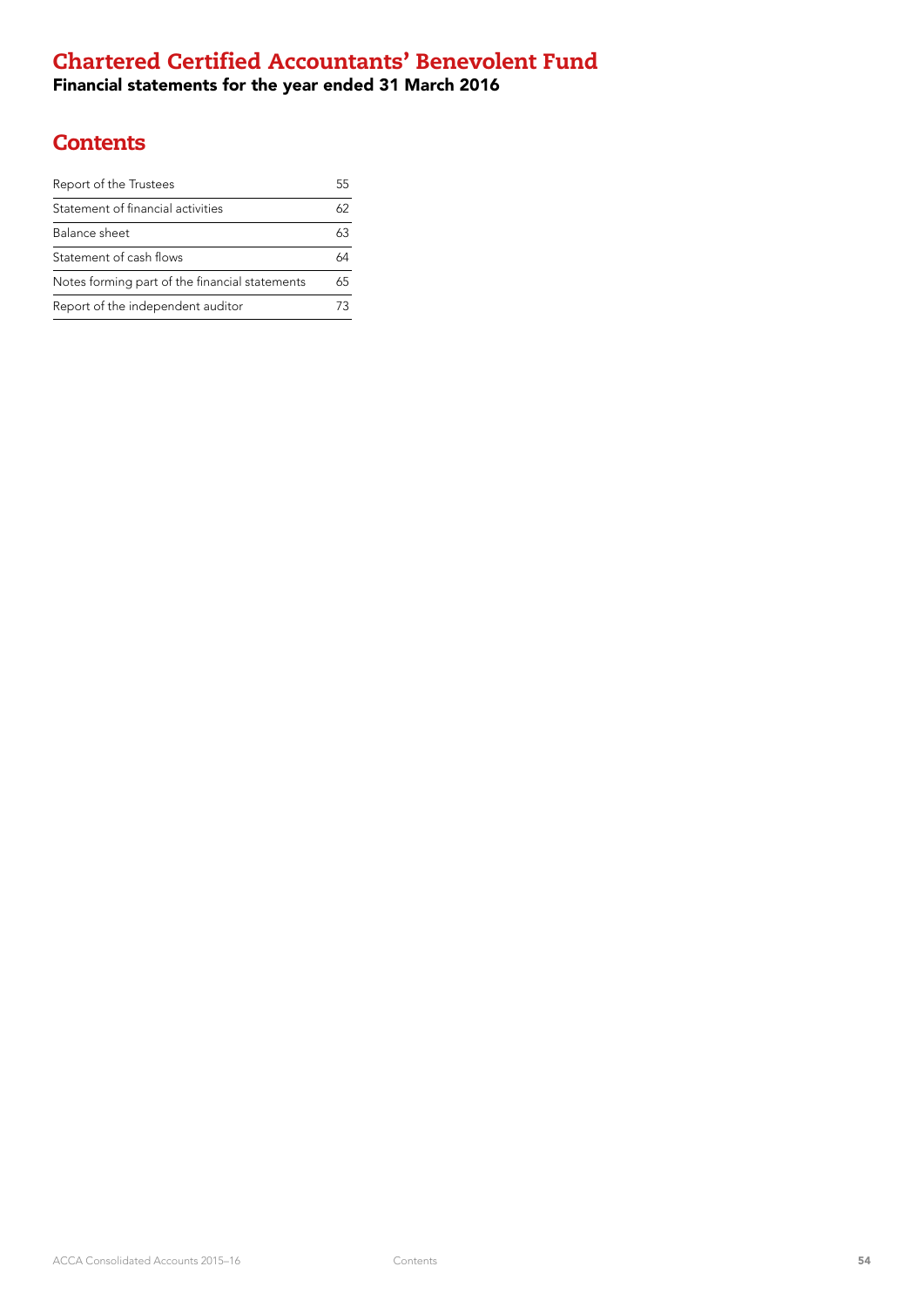# Chartered Certified Accountants' Benevolent Fund

**Financial statements for the year ended 31 March 2016**

## Contents

| | |
|---|---|
| Report of the Trustees | 55 |
| Statement of financial activities | 62 |
| Balance sheet | 63 |
| Statement of cash flows | 64 |
| Notes forming part of the financial statements | 65 |
| Report of the independent auditor | 73 |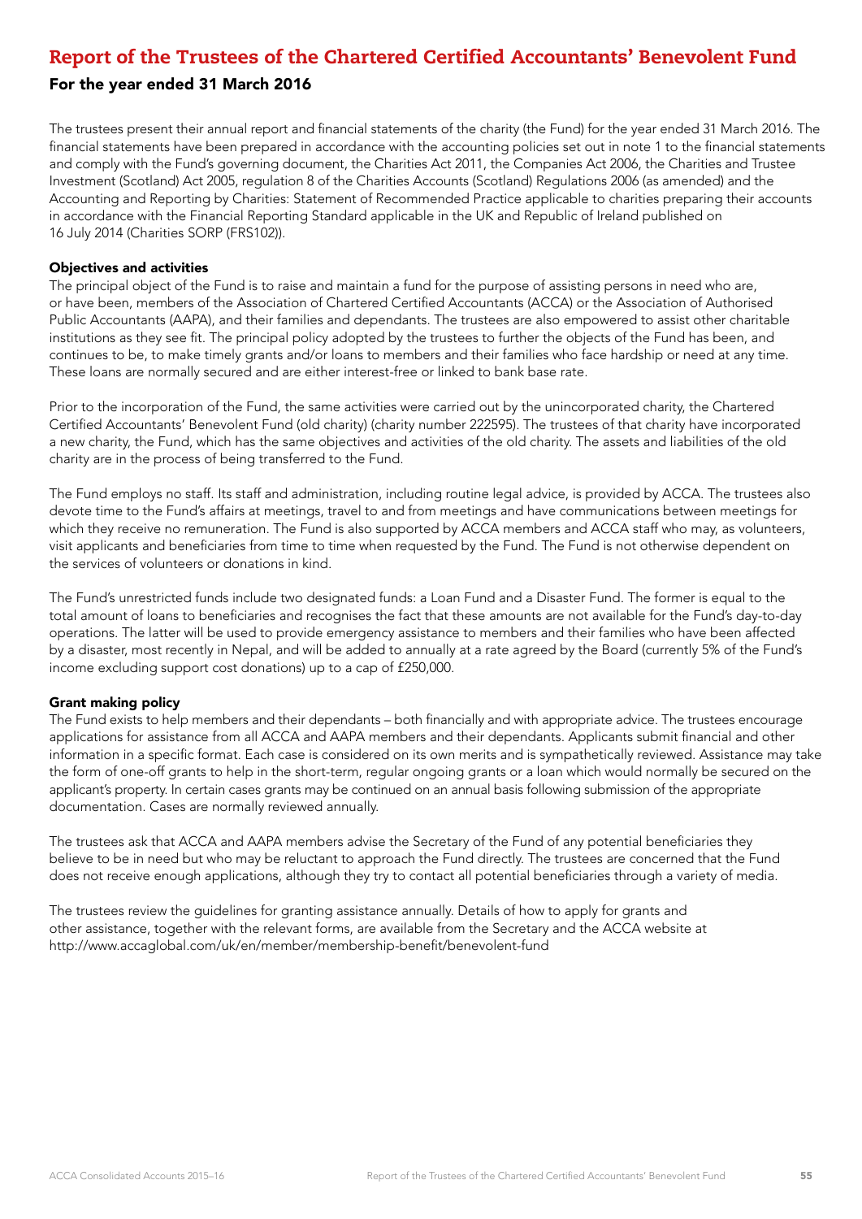# Report of the Trustees of the Chartered Certified Accountants' Benevolent Fund

## For the year ended 31 March 2016

The trustees present their annual report and financial statements of the charity (the Fund) for the year ended 31 March 2016. The financial statements have been prepared in accordance with the accounting policies set out in note 1 to the financial statements and comply with the Fund's governing document, the Charities Act 2011, the Companies Act 2006, the Charities and Trustee Investment (Scotland) Act 2005, regulation 8 of the Charities Accounts (Scotland) Regulations 2006 (as amended) and the Accounting and Reporting by Charities: Statement of Recommended Practice applicable to charities preparing their accounts in accordance with the Financial Reporting Standard applicable in the UK and Republic of Ireland published on 16 July 2014 (Charities SORP (FRS102)).

### Objectives and activities

The principal object of the Fund is to raise and maintain a fund for the purpose of assisting persons in need who are, or have been, members of the Association of Chartered Certified Accountants (ACCA) or the Association of Authorised Public Accountants (AAPA), and their families and dependants. The trustees are also empowered to assist other charitable institutions as they see fit. The principal policy adopted by the trustees to further the objects of the Fund has been, and continues to be, to make timely grants and/or loans to members and their families who face hardship or need at any time. These loans are normally secured and are either interest-free or linked to bank base rate.

Prior to the incorporation of the Fund, the same activities were carried out by the unincorporated charity, the Chartered Certified Accountants' Benevolent Fund (old charity) (charity number 222595). The trustees of that charity have incorporated a new charity, the Fund, which has the same objectives and activities of the old charity. The assets and liabilities of the old charity are in the process of being transferred to the Fund.

The Fund employs no staff. Its staff and administration, including routine legal advice, is provided by ACCA. The trustees also devote time to the Fund's affairs at meetings, travel to and from meetings and have communications between meetings for which they receive no remuneration. The Fund is also supported by ACCA members and ACCA staff who may, as volunteers, visit applicants and beneficiaries from time to time when requested by the Fund. The Fund is not otherwise dependent on the services of volunteers or donations in kind.

The Fund's unrestricted funds include two designated funds: a Loan Fund and a Disaster Fund. The former is equal to the total amount of loans to beneficiaries and recognises the fact that these amounts are not available for the Fund's day-to-day operations. The latter will be used to provide emergency assistance to members and their families who have been affected by a disaster, most recently in Nepal, and will be added to annually at a rate agreed by the Board (currently 5% of the Fund's income excluding support cost donations) up to a cap of £250,000.

### Grant making policy

The Fund exists to help members and their dependants – both financially and with appropriate advice. The trustees encourage applications for assistance from all ACCA and AAPA members and their dependants. Applicants submit financial and other information in a specific format. Each case is considered on its own merits and is sympathetically reviewed. Assistance may take the form of one-off grants to help in the short-term, regular ongoing grants or a loan which would normally be secured on the applicant's property. In certain cases grants may be continued on an annual basis following submission of the appropriate documentation. Cases are normally reviewed annually.

The trustees ask that ACCA and AAPA members advise the Secretary of the Fund of any potential beneficiaries they believe to be in need but who may be reluctant to approach the Fund directly. The trustees are concerned that the Fund does not receive enough applications, although they try to contact all potential beneficiaries through a variety of media.

The trustees review the guidelines for granting assistance annually. Details of how to apply for grants and other assistance, together with the relevant forms, are available from the Secretary and the ACCA website at http://www.accaglobal.com/uk/en/member/membership-benefit/benevolent-fund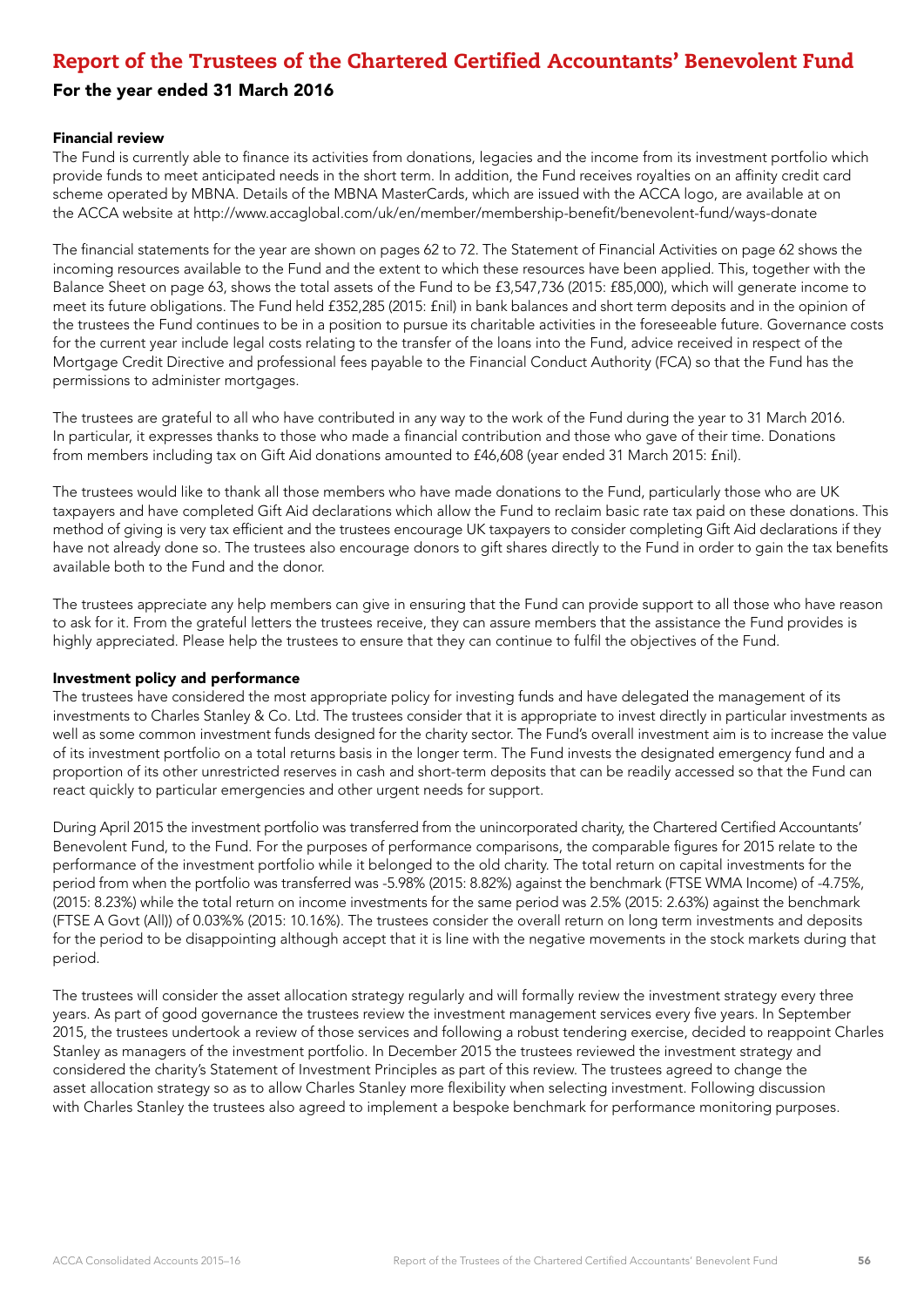# Report of the Trustees of the Chartered Certified Accountants' Benevolent Fund

## For the year ended 31 March 2016

### Financial review

The Fund is currently able to finance its activities from donations, legacies and the income from its investment portfolio which provide funds to meet anticipated needs in the short term. In addition, the Fund receives royalties on an affinity credit card scheme operated by MBNA. Details of the MBNA MasterCards, which are issued with the ACCA logo, are available at on the ACCA website at http://www.accaglobal.com/uk/en/member/membership-benefit/benevolent-fund/ways-donate

The financial statements for the year are shown on pages 62 to 72. The Statement of Financial Activities on page 62 shows the incoming resources available to the Fund and the extent to which these resources have been applied. This, together with the Balance Sheet on page 63, shows the total assets of the Fund to be £3,547,736 (2015: £85,000), which will generate income to meet its future obligations. The Fund held £352,285 (2015: £nil) in bank balances and short term deposits and in the opinion of the trustees the Fund continues to be in a position to pursue its charitable activities in the foreseeable future. Governance costs for the current year include legal costs relating to the transfer of the loans into the Fund, advice received in respect of the Mortgage Credit Directive and professional fees payable to the Financial Conduct Authority (FCA) so that the Fund has the permissions to administer mortgages.

The trustees are grateful to all who have contributed in any way to the work of the Fund during the year to 31 March 2016. In particular, it expresses thanks to those who made a financial contribution and those who gave of their time. Donations from members including tax on Gift Aid donations amounted to £46,608 (year ended 31 March 2015: £nil).

The trustees would like to thank all those members who have made donations to the Fund, particularly those who are UK taxpayers and have completed Gift Aid declarations which allow the Fund to reclaim basic rate tax paid on these donations. This method of giving is very tax efficient and the trustees encourage UK taxpayers to consider completing Gift Aid declarations if they have not already done so. The trustees also encourage donors to gift shares directly to the Fund in order to gain the tax benefits available both to the Fund and the donor.

The trustees appreciate any help members can give in ensuring that the Fund can provide support to all those who have reason to ask for it. From the grateful letters the trustees receive, they can assure members that the assistance the Fund provides is highly appreciated. Please help the trustees to ensure that they can continue to fulfil the objectives of the Fund.

### Investment policy and performance

The trustees have considered the most appropriate policy for investing funds and have delegated the management of its investments to Charles Stanley & Co. Ltd. The trustees consider that it is appropriate to invest directly in particular investments as well as some common investment funds designed for the charity sector. The Fund's overall investment aim is to increase the value of its investment portfolio on a total returns basis in the longer term. The Fund invests the designated emergency fund and a proportion of its other unrestricted reserves in cash and short-term deposits that can be readily accessed so that the Fund can react quickly to particular emergencies and other urgent needs for support.

During April 2015 the investment portfolio was transferred from the unincorporated charity, the Chartered Certified Accountants' Benevolent Fund, to the Fund. For the purposes of performance comparisons, the comparable figures for 2015 relate to the performance of the investment portfolio while it belonged to the old charity. The total return on capital investments for the period from when the portfolio was transferred was -5.98% (2015: 8.82%) against the benchmark (FTSE WMA Income) of -4.75%, (2015: 8.23%) while the total return on income investments for the same period was 2.5% (2015: 2.63%) against the benchmark (FTSE A Govt (All)) of 0.03%% (2015: 10.16%). The trustees consider the overall return on long term investments and deposits for the period to be disappointing although accept that it is line with the negative movements in the stock markets during that period.

The trustees will consider the asset allocation strategy regularly and will formally review the investment strategy every three years. As part of good governance the trustees review the investment management services every five years. In September 2015, the trustees undertook a review of those services and following a robust tendering exercise, decided to reappoint Charles Stanley as managers of the investment portfolio. In December 2015 the trustees reviewed the investment strategy and considered the charity's Statement of Investment Principles as part of this review. The trustees agreed to change the asset allocation strategy so as to allow Charles Stanley more flexibility when selecting investment. Following discussion with Charles Stanley the trustees also agreed to implement a bespoke benchmark for performance monitoring purposes.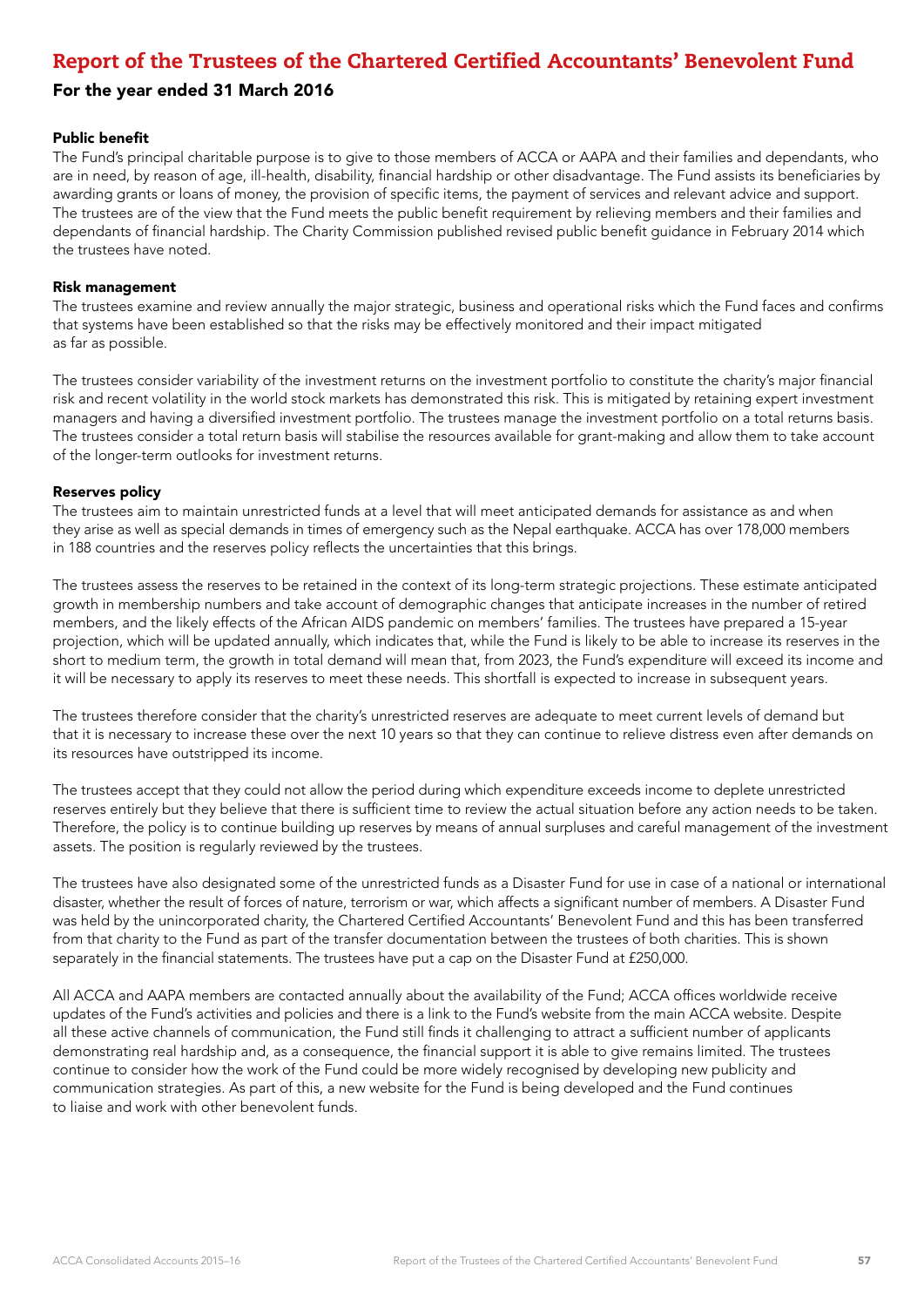# Report of the Trustees of the Chartered Certified Accountants' Benevolent Fund

## For the year ended 31 March 2016

### Public benefit

The Fund's principal charitable purpose is to give to those members of ACCA or AAPA and their families and dependants, who are in need, by reason of age, ill-health, disability, financial hardship or other disadvantage. The Fund assists its beneficiaries by awarding grants or loans of money, the provision of specific items, the payment of services and relevant advice and support. The trustees are of the view that the Fund meets the public benefit requirement by relieving members and their families and dependants of financial hardship. The Charity Commission published revised public benefit guidance in February 2014 which the trustees have noted.

### Risk management

The trustees examine and review annually the major strategic, business and operational risks which the Fund faces and confirms that systems have been established so that the risks may be effectively monitored and their impact mitigated as far as possible.

The trustees consider variability of the investment returns on the investment portfolio to constitute the charity's major financial risk and recent volatility in the world stock markets has demonstrated this risk. This is mitigated by retaining expert investment managers and having a diversified investment portfolio. The trustees manage the investment portfolio on a total returns basis. The trustees consider a total return basis will stabilise the resources available for grant-making and allow them to take account of the longer-term outlooks for investment returns.

### Reserves policy

The trustees aim to maintain unrestricted funds at a level that will meet anticipated demands for assistance as and when they arise as well as special demands in times of emergency such as the Nepal earthquake. ACCA has over 178,000 members in 188 countries and the reserves policy reflects the uncertainties that this brings.

The trustees assess the reserves to be retained in the context of its long-term strategic projections. These estimate anticipated growth in membership numbers and take account of demographic changes that anticipate increases in the number of retired members, and the likely effects of the African AIDS pandemic on members' families. The trustees have prepared a 15-year projection, which will be updated annually, which indicates that, while the Fund is likely to be able to increase its reserves in the short to medium term, the growth in total demand will mean that, from 2023, the Fund's expenditure will exceed its income and it will be necessary to apply its reserves to meet these needs. This shortfall is expected to increase in subsequent years.

The trustees therefore consider that the charity's unrestricted reserves are adequate to meet current levels of demand but that it is necessary to increase these over the next 10 years so that they can continue to relieve distress even after demands on its resources have outstripped its income.

The trustees accept that they could not allow the period during which expenditure exceeds income to deplete unrestricted reserves entirely but they believe that there is sufficient time to review the actual situation before any action needs to be taken. Therefore, the policy is to continue building up reserves by means of annual surpluses and careful management of the investment assets. The position is regularly reviewed by the trustees.

The trustees have also designated some of the unrestricted funds as a Disaster Fund for use in case of a national or international disaster, whether the result of forces of nature, terrorism or war, which affects a significant number of members. A Disaster Fund was held by the unincorporated charity, the Chartered Certified Accountants' Benevolent Fund and this has been transferred from that charity to the Fund as part of the transfer documentation between the trustees of both charities. This is shown separately in the financial statements. The trustees have put a cap on the Disaster Fund at £250,000.

All ACCA and AAPA members are contacted annually about the availability of the Fund; ACCA offices worldwide receive updates of the Fund's activities and policies and there is a link to the Fund's website from the main ACCA website. Despite all these active channels of communication, the Fund still finds it challenging to attract a sufficient number of applicants demonstrating real hardship and, as a consequence, the financial support it is able to give remains limited. The trustees continue to consider how the work of the Fund could be more widely recognised by developing new publicity and communication strategies. As part of this, a new website for the Fund is being developed and the Fund continues to liaise and work with other benevolent funds.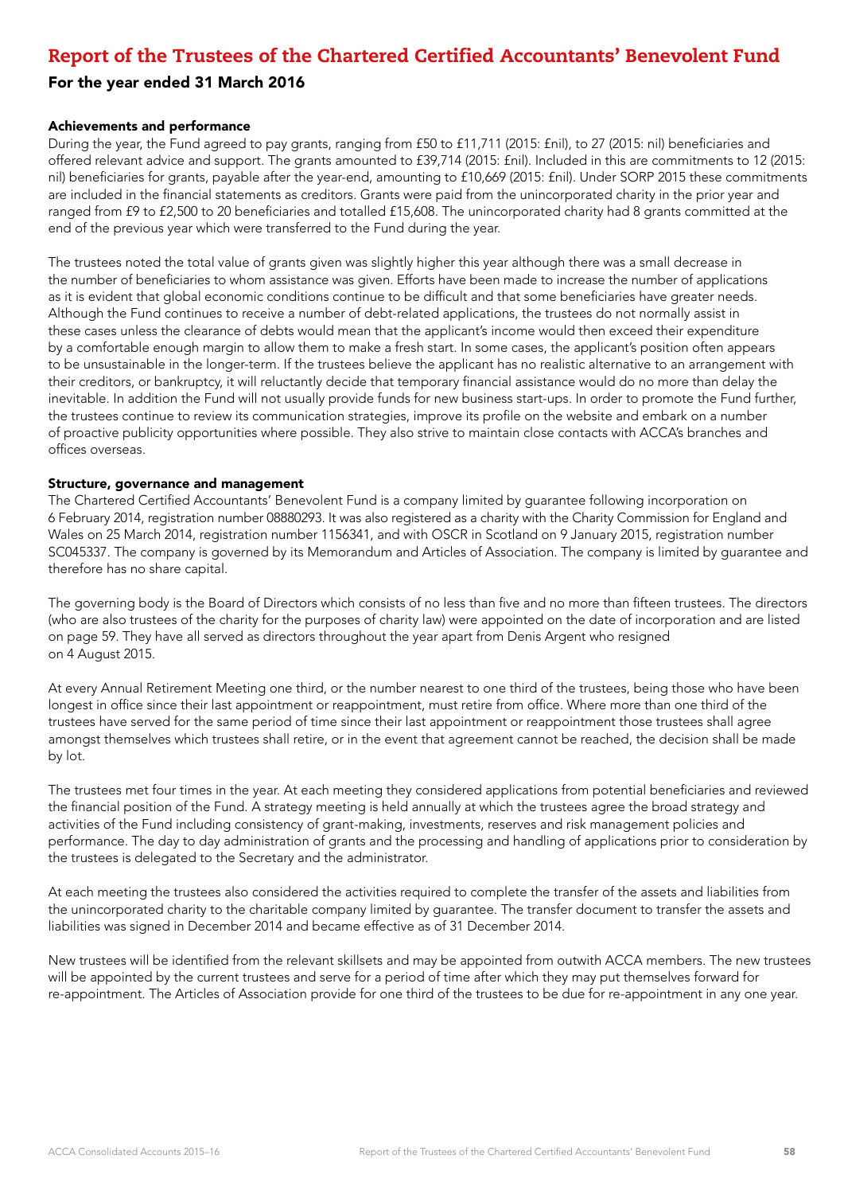# Report of the Trustees of the Chartered Certified Accountants' Benevolent Fund

## For the year ended 31 March 2016

### Achievements and performance

During the year, the Fund agreed to pay grants, ranging from £50 to £11,711 (2015: £nil), to 27 (2015: nil) beneficiaries and offered relevant advice and support. The grants amounted to £39,714 (2015: £nil). Included in this are commitments to 12 (2015: nil) beneficiaries for grants, payable after the year-end, amounting to £10,669 (2015: £nil). Under SORP 2015 these commitments are included in the financial statements as creditors. Grants were paid from the unincorporated charity in the prior year and ranged from £9 to £2,500 to 20 beneficiaries and totalled £15,608. The unincorporated charity had 8 grants committed at the end of the previous year which were transferred to the Fund during the year.

The trustees noted the total value of grants given was slightly higher this year although there was a small decrease in the number of beneficiaries to whom assistance was given. Efforts have been made to increase the number of applications as it is evident that global economic conditions continue to be difficult and that some beneficiaries have greater needs. Although the Fund continues to receive a number of debt-related applications, the trustees do not normally assist in these cases unless the clearance of debts would mean that the applicant's income would then exceed their expenditure by a comfortable enough margin to allow them to make a fresh start. In some cases, the applicant's position often appears to be unsustainable in the longer-term. If the trustees believe the applicant has no realistic alternative to an arrangement with their creditors, or bankruptcy, it will reluctantly decide that temporary financial assistance would do no more than delay the inevitable. In addition the Fund will not usually provide funds for new business start-ups. In order to promote the Fund further, the trustees continue to review its communication strategies, improve its profile on the website and embark on a number of proactive publicity opportunities where possible. They also strive to maintain close contacts with ACCA's branches and offices overseas.

### Structure, governance and management

The Chartered Certified Accountants' Benevolent Fund is a company limited by guarantee following incorporation on 6 February 2014, registration number 08880293. It was also registered as a charity with the Charity Commission for England and Wales on 25 March 2014, registration number 1156341, and with OSCR in Scotland on 9 January 2015, registration number SC045337. The company is governed by its Memorandum and Articles of Association. The company is limited by guarantee and therefore has no share capital.

The governing body is the Board of Directors which consists of no less than five and no more than fifteen trustees. The directors (who are also trustees of the charity for the purposes of charity law) were appointed on the date of incorporation and are listed on page 59. They have all served as directors throughout the year apart from Denis Argent who resigned on 4 August 2015.

At every Annual Retirement Meeting one third, or the number nearest to one third of the trustees, being those who have been longest in office since their last appointment or reappointment, must retire from office. Where more than one third of the trustees have served for the same period of time since their last appointment or reappointment those trustees shall agree amongst themselves which trustees shall retire, or in the event that agreement cannot be reached, the decision shall be made by lot.

The trustees met four times in the year. At each meeting they considered applications from potential beneficiaries and reviewed the financial position of the Fund. A strategy meeting is held annually at which the trustees agree the broad strategy and activities of the Fund including consistency of grant-making, investments, reserves and risk management policies and performance. The day to day administration of grants and the processing and handling of applications prior to consideration by the trustees is delegated to the Secretary and the administrator.

At each meeting the trustees also considered the activities required to complete the transfer of the assets and liabilities from the unincorporated charity to the charitable company limited by guarantee. The transfer document to transfer the assets and liabilities was signed in December 2014 and became effective as of 31 December 2014.

New trustees will be identified from the relevant skillsets and may be appointed from outwith ACCA members. The new trustees will be appointed by the current trustees and serve for a period of time after which they may put themselves forward for re-appointment. The Articles of Association provide for one third of the trustees to be due for re-appointment in any one year.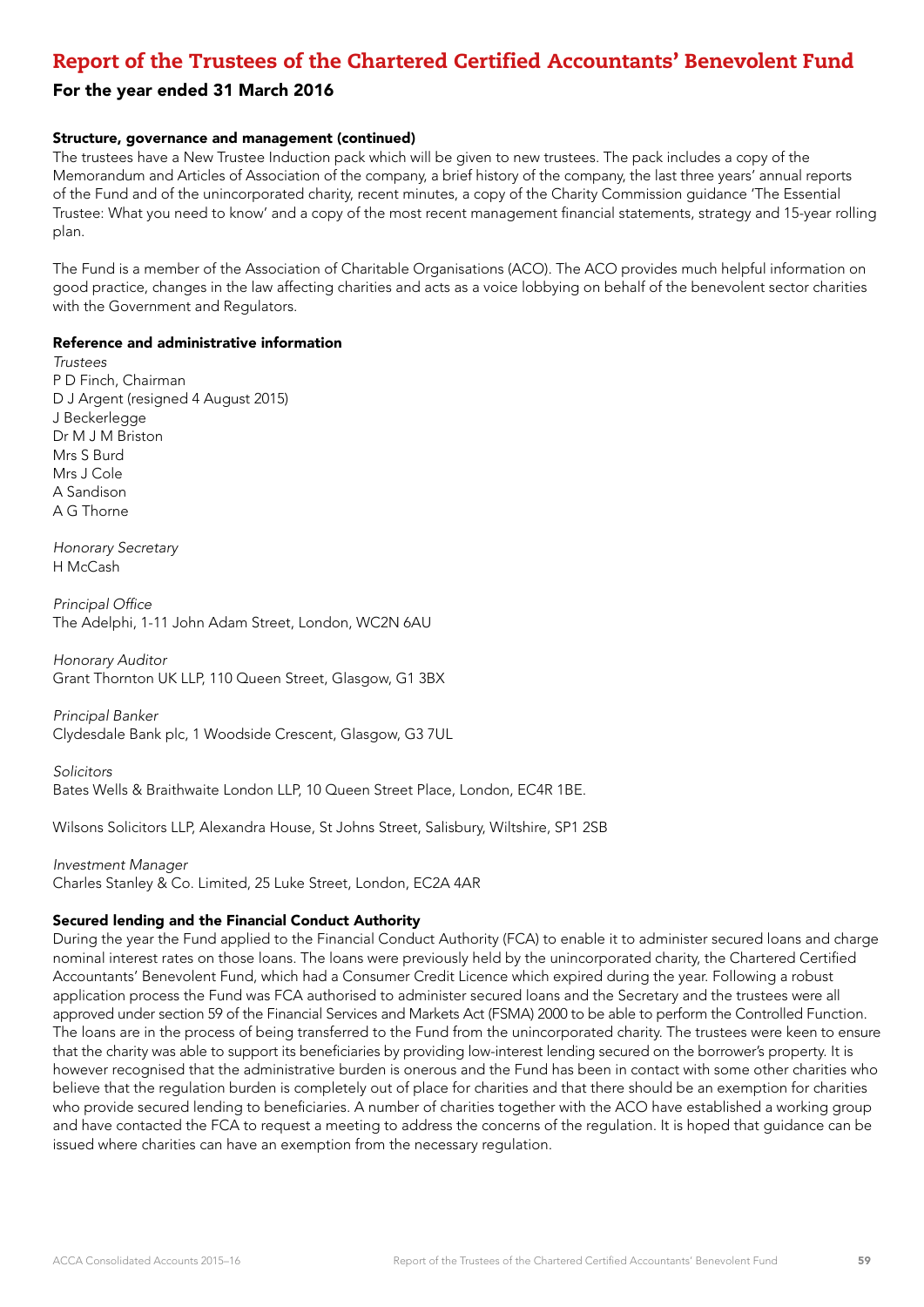# Report of the Trustees of the Chartered Certified Accountants' Benevolent Fund

## For the year ended 31 March 2016

### Structure, governance and management (continued)

The trustees have a New Trustee Induction pack which will be given to new trustees. The pack includes a copy of the Memorandum and Articles of Association of the company, a brief history of the company, the last three years' annual reports of the Fund and of the unincorporated charity, recent minutes, a copy of the Charity Commission guidance 'The Essential Trustee: What you need to know' and a copy of the most recent management financial statements, strategy and 15-year rolling plan.

The Fund is a member of the Association of Charitable Organisations (ACO). The ACO provides much helpful information on good practice, changes in the law affecting charities and acts as a voice lobbying on behalf of the benevolent sector charities with the Government and Regulators.

### Reference and administrative information

*Trustees*
P D Finch, Chairman
D J Argent (resigned 4 August 2015)
J Beckerlegge
Dr M J M Briston
Mrs S Burd
Mrs J Cole
A Sandison
A G Thorne

*Honorary Secretary*
H McCash

*Principal Office*
The Adelphi, 1-11 John Adam Street, London, WC2N 6AU

*Honorary Auditor*
Grant Thornton UK LLP, 110 Queen Street, Glasgow, G1 3BX

*Principal Banker*
Clydesdale Bank plc, 1 Woodside Crescent, Glasgow, G3 7UL

*Solicitors*
Bates Wells & Braithwaite London LLP, 10 Queen Street Place, London, EC4R 1BE.

Wilsons Solicitors LLP, Alexandra House, St Johns Street, Salisbury, Wiltshire, SP1 2SB

*Investment Manager*
Charles Stanley & Co. Limited, 25 Luke Street, London, EC2A 4AR

### Secured lending and the Financial Conduct Authority

During the year the Fund applied to the Financial Conduct Authority (FCA) to enable it to administer secured loans and charge nominal interest rates on those loans. The loans were previously held by the unincorporated charity, the Chartered Certified Accountants' Benevolent Fund, which had a Consumer Credit Licence which expired during the year. Following a robust application process the Fund was FCA authorised to administer secured loans and the Secretary and the trustees were all approved under section 59 of the Financial Services and Markets Act (FSMA) 2000 to be able to perform the Controlled Function. The loans are in the process of being transferred to the Fund from the unincorporated charity. The trustees were keen to ensure that the charity was able to support its beneficiaries by providing low-interest lending secured on the borrower's property. It is however recognised that the administrative burden is onerous and the Fund has been in contact with some other charities who believe that the regulation burden is completely out of place for charities and that there should be an exemption for charities who provide secured lending to beneficiaries. A number of charities together with the ACO have established a working group and have contacted the FCA to request a meeting to address the concerns of the regulation. It is hoped that guidance can be issued where charities can have an exemption from the necessary regulation.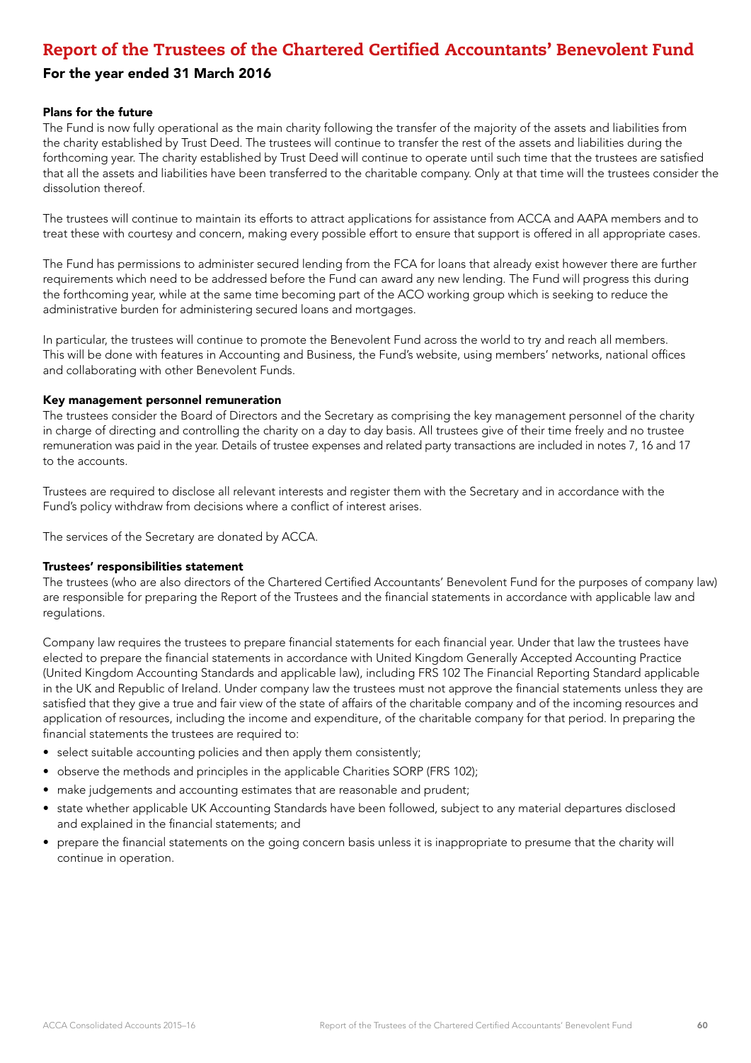# Report of the Trustees of the Chartered Certified Accountants' Benevolent Fund

## For the year ended 31 March 2016

### Plans for the future

The Fund is now fully operational as the main charity following the transfer of the majority of the assets and liabilities from the charity established by Trust Deed. The trustees will continue to transfer the rest of the assets and liabilities during the forthcoming year. The charity established by Trust Deed will continue to operate until such time that the trustees are satisfied that all the assets and liabilities have been transferred to the charitable company. Only at that time will the trustees consider the dissolution thereof.

The trustees will continue to maintain its efforts to attract applications for assistance from ACCA and AAPA members and to treat these with courtesy and concern, making every possible effort to ensure that support is offered in all appropriate cases.

The Fund has permissions to administer secured lending from the FCA for loans that already exist however there are further requirements which need to be addressed before the Fund can award any new lending. The Fund will progress this during the forthcoming year, while at the same time becoming part of the ACO working group which is seeking to reduce the administrative burden for administering secured loans and mortgages.

In particular, the trustees will continue to promote the Benevolent Fund across the world to try and reach all members. This will be done with features in Accounting and Business, the Fund's website, using members' networks, national offices and collaborating with other Benevolent Funds.

### Key management personnel remuneration

The trustees consider the Board of Directors and the Secretary as comprising the key management personnel of the charity in charge of directing and controlling the charity on a day to day basis. All trustees give of their time freely and no trustee remuneration was paid in the year. Details of trustee expenses and related party transactions are included in notes 7, 16 and 17 to the accounts.

Trustees are required to disclose all relevant interests and register them with the Secretary and in accordance with the Fund's policy withdraw from decisions where a conflict of interest arises.

The services of the Secretary are donated by ACCA.

### Trustees' responsibilities statement

The trustees (who are also directors of the Chartered Certified Accountants' Benevolent Fund for the purposes of company law) are responsible for preparing the Report of the Trustees and the financial statements in accordance with applicable law and regulations.

Company law requires the trustees to prepare financial statements for each financial year. Under that law the trustees have elected to prepare the financial statements in accordance with United Kingdom Generally Accepted Accounting Practice (United Kingdom Accounting Standards and applicable law), including FRS 102 The Financial Reporting Standard applicable in the UK and Republic of Ireland. Under company law the trustees must not approve the financial statements unless they are satisfied that they give a true and fair view of the state of affairs of the charitable company and of the incoming resources and application of resources, including the income and expenditure, of the charitable company for that period. In preparing the financial statements the trustees are required to:

- select suitable accounting policies and then apply them consistently;
- observe the methods and principles in the applicable Charities SORP (FRS 102);
- make judgements and accounting estimates that are reasonable and prudent;
- state whether applicable UK Accounting Standards have been followed, subject to any material departures disclosed and explained in the financial statements; and
- prepare the financial statements on the going concern basis unless it is inappropriate to presume that the charity will continue in operation.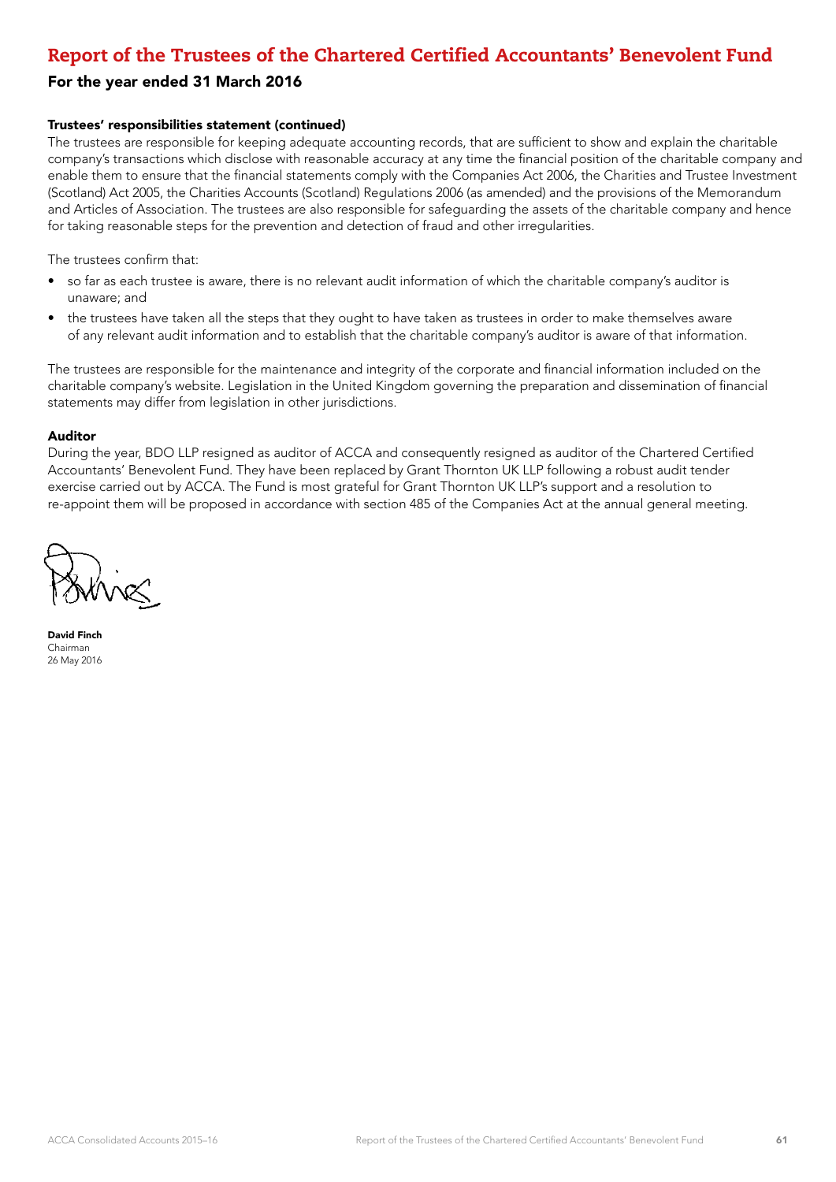# Report of the Trustees of the Chartered Certified Accountants' Benevolent Fund

## For the year ended 31 March 2016

### Trustees' responsibilities statement (continued)

The trustees are responsible for keeping adequate accounting records, that are sufficient to show and explain the charitable company's transactions which disclose with reasonable accuracy at any time the financial position of the charitable company and enable them to ensure that the financial statements comply with the Companies Act 2006, the Charities and Trustee Investment (Scotland) Act 2005, the Charities Accounts (Scotland) Regulations 2006 (as amended) and the provisions of the Memorandum and Articles of Association. The trustees are also responsible for safeguarding the assets of the charitable company and hence for taking reasonable steps for the prevention and detection of fraud and other irregularities.

The trustees confirm that:

- so far as each trustee is aware, there is no relevant audit information of which the charitable company's auditor is unaware; and
- the trustees have taken all the steps that they ought to have taken as trustees in order to make themselves aware of any relevant audit information and to establish that the charitable company's auditor is aware of that information.

The trustees are responsible for the maintenance and integrity of the corporate and financial information included on the charitable company's website. Legislation in the United Kingdom governing the preparation and dissemination of financial statements may differ from legislation in other jurisdictions.

### Auditor

During the year, BDO LLP resigned as auditor of ACCA and consequently resigned as auditor of the Chartered Certified Accountants' Benevolent Fund. They have been replaced by Grant Thornton UK LLP following a robust audit tender exercise carried out by ACCA. The Fund is most grateful for Grant Thornton UK LLP's support and a resolution to re-appoint them will be proposed in accordance with section 485 of the Companies Act at the annual general meeting.

**David Finch**
Chairman
26 May 2016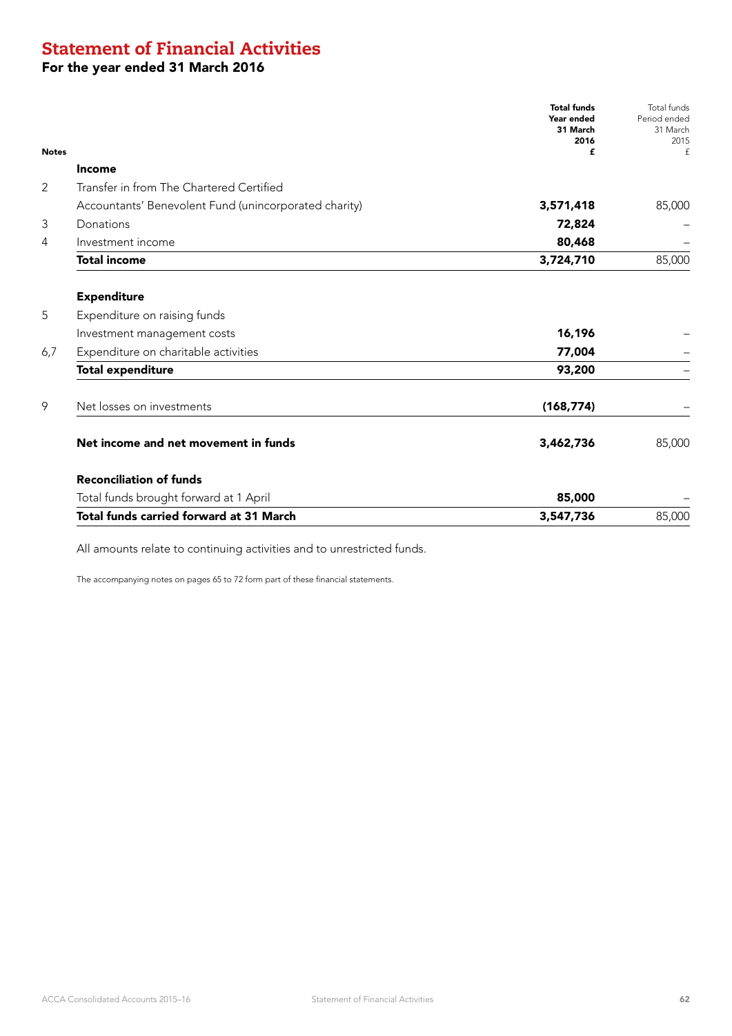# Statement of Financial Activities

## For the year ended 31 March 2016

| Notes | | Total funds Year ended 31 March 2016 £ | Total funds Period ended 31 March 2015 £ |
|---|---|---|---|
| | **Income** | | |
| 2 | Transfer in from The Chartered Certified Accountants' Benevolent Fund (unincorporated charity) | **3,571,418** | 85,000 |
| 3 | Donations | **72,824** | – |
| 4 | Investment income | **80,468** | – |
| | **Total income** | **3,724,710** | 85,000 |
| | **Expenditure** | | |
| 5 | Expenditure on raising funds | | |
| | Investment management costs | **16,196** | – |
| 6,7 | Expenditure on charitable activities | **77,004** | – |
| | **Total expenditure** | **93,200** | – |
| 9 | Net losses on investments | **(168,774)** | – |
| | **Net income and net movement in funds** | **3,462,736** | 85,000 |
| | **Reconciliation of funds** | | |
| | Total funds brought forward at 1 April | **85,000** | – |
| | **Total funds carried forward at 31 March** | **3,547,736** | 85,000 |

All amounts relate to continuing activities and to unrestricted funds.

The accompanying notes on pages 65 to 72 form part of these financial statements.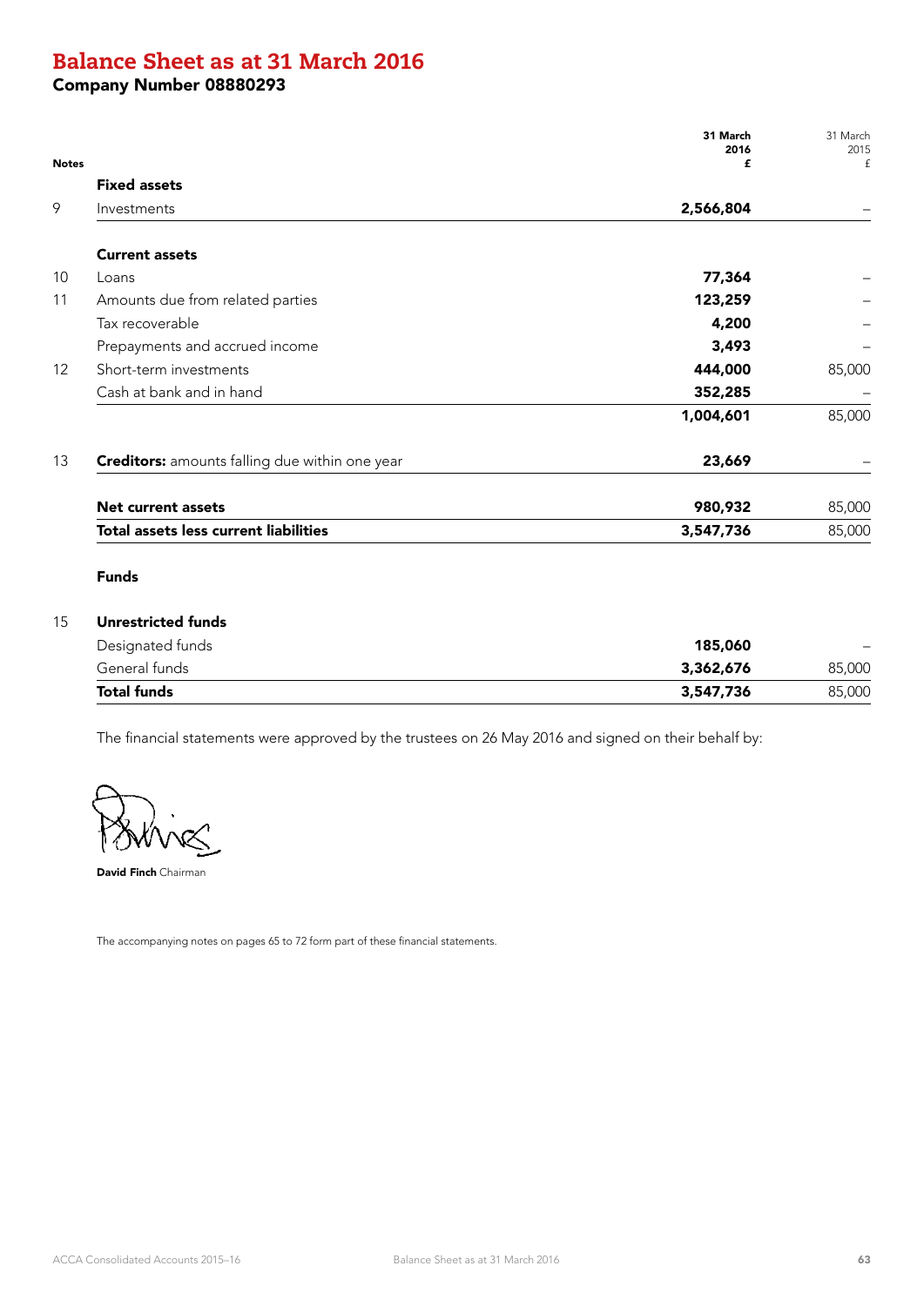# Balance Sheet as at 31 March 2016

## Company Number 08880293

| Notes | | 31 March 2016 £ | 31 March 2015 £ |
|---|---|---|---|
| | **Fixed assets** | | |
| 9 | Investments | **2,566,804** | – |
| | **Current assets** | | |
| 10 | Loans | **77,364** | – |
| 11 | Amounts due from related parties | **123,259** | – |
| | Tax recoverable | **4,200** | – |
| | Prepayments and accrued income | **3,493** | – |
| 12 | Short-term investments | **444,000** | 85,000 |
| | Cash at bank and in hand | **352,285** | – |
| | | **1,004,601** | 85,000 |
| 13 | **Creditors:** amounts falling due within one year | **23,669** | – |
| | **Net current assets** | **980,932** | 85,000 |
| | **Total assets less current liabilities** | **3,547,736** | 85,000 |
| | **Funds** | | |
| 15 | **Unrestricted funds** | | |
| | Designated funds | **185,060** | – |
| | General funds | **3,362,676** | 85,000 |
| | **Total funds** | **3,547,736** | 85,000 |

The financial statements were approved by the trustees on 26 May 2016 and signed on their behalf by:

**David Finch** Chairman

The accompanying notes on pages 65 to 72 form part of these financial statements.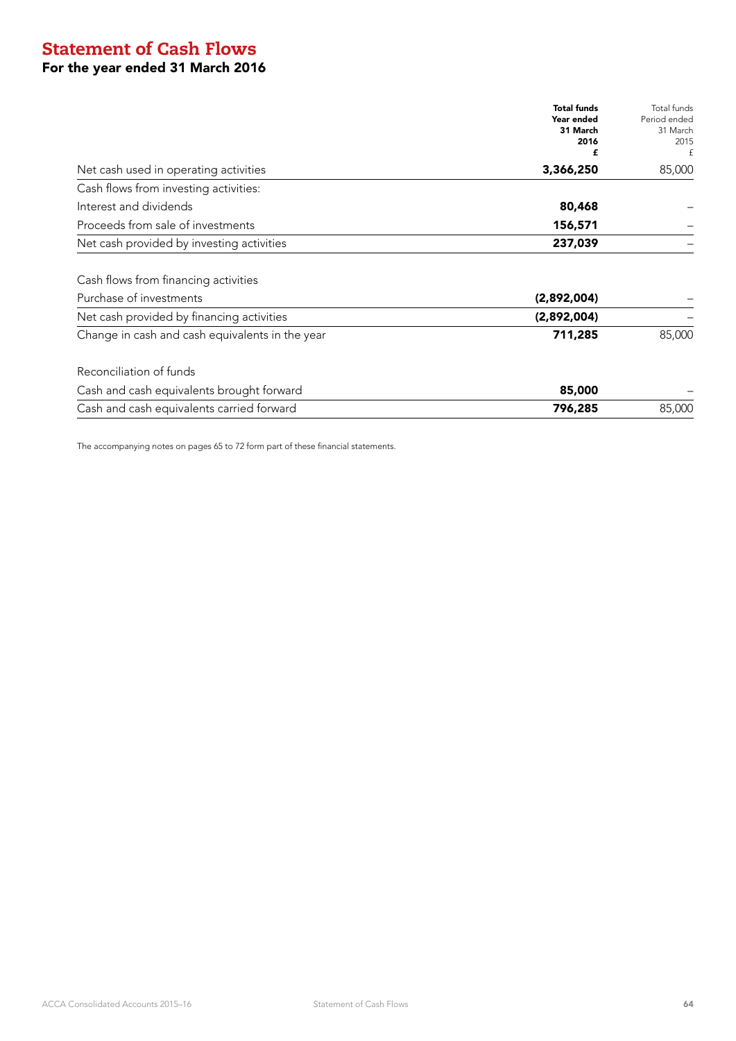# Statement of Cash Flows

## For the year ended 31 March 2016

| | **Total funds Year ended 31 March 2016 £** | Total funds Period ended 31 March 2015 £ |
|---|---|---|
| Net cash used in operating activities | **3,366,250** | 85,000 |
| Cash flows from investing activities: | | |
| Interest and dividends | **80,468** | – |
| Proceeds from sale of investments | **156,571** | – |
| Net cash provided by investing activities | **237,039** | – |
| | | |
| Cash flows from financing activities | | |
| Purchase of investments | **(2,892,004)** | – |
| Net cash provided by financing activities | **(2,892,004)** | – |
| Change in cash and cash equivalents in the year | **711,285** | 85,000 |
| | | |
| Reconciliation of funds | | |
| Cash and cash equivalents brought forward | **85,000** | – |
| Cash and cash equivalents carried forward | **796,285** | 85,000 |

The accompanying notes on pages 65 to 72 form part of these financial statements.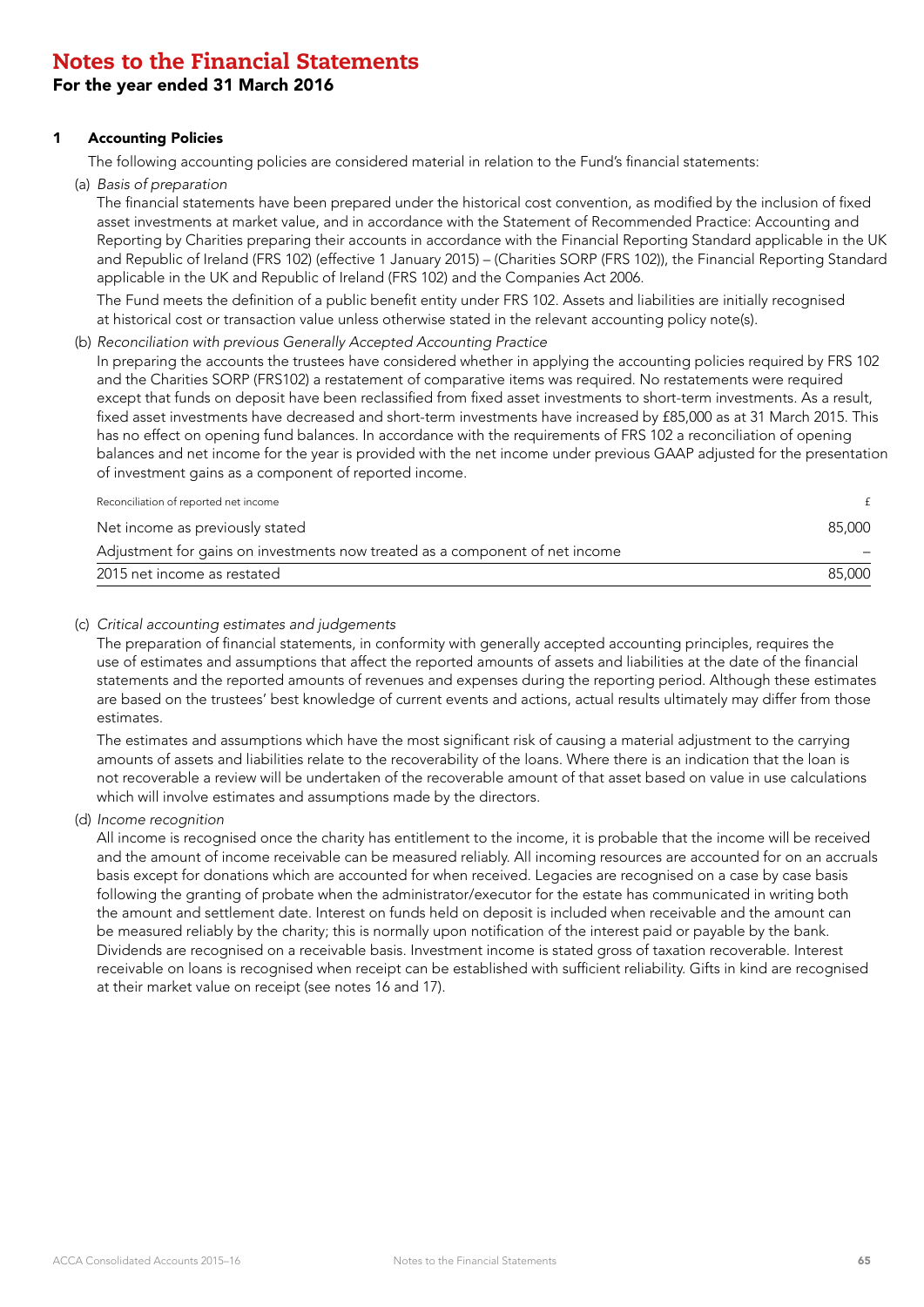# Notes to the Financial Statements

## For the year ended 31 March 2016

### 1 Accounting Policies

The following accounting policies are considered material in relation to the Fund's financial statements:

(a) *Basis of preparation*

The financial statements have been prepared under the historical cost convention, as modified by the inclusion of fixed asset investments at market value, and in accordance with the Statement of Recommended Practice: Accounting and Reporting by Charities preparing their accounts in accordance with the Financial Reporting Standard applicable in the UK and Republic of Ireland (FRS 102) (effective 1 January 2015) – (Charities SORP (FRS 102)), the Financial Reporting Standard applicable in the UK and Republic of Ireland (FRS 102) and the Companies Act 2006.

The Fund meets the definition of a public benefit entity under FRS 102. Assets and liabilities are initially recognised at historical cost or transaction value unless otherwise stated in the relevant accounting policy note(s).

(b) *Reconciliation with previous Generally Accepted Accounting Practice*

In preparing the accounts the trustees have considered whether in applying the accounting policies required by FRS 102 and the Charities SORP (FRS102) a restatement of comparative items was required. No restatements were required except that funds on deposit have been reclassified from fixed asset investments to short-term investments. As a result, fixed asset investments have decreased and short-term investments have increased by £85,000 as at 31 March 2015. This has no effect on opening fund balances. In accordance with the requirements of FRS 102 a reconciliation of opening balances and net income for the year is provided with the net income under previous GAAP adjusted for the presentation of investment gains as a component of reported income.

| Reconciliation of reported net income | £ |
|---|---|
| Net income as previously stated | 85,000 |
| Adjustment for gains on investments now treated as a component of net income | – |
| 2015 net income as restated | 85,000 |

(c) *Critical accounting estimates and judgements*

The preparation of financial statements, in conformity with generally accepted accounting principles, requires the use of estimates and assumptions that affect the reported amounts of assets and liabilities at the date of the financial statements and the reported amounts of revenues and expenses during the reporting period. Although these estimates are based on the trustees' best knowledge of current events and actions, actual results ultimately may differ from those estimates.

The estimates and assumptions which have the most significant risk of causing a material adjustment to the carrying amounts of assets and liabilities relate to the recoverability of the loans. Where there is an indication that the loan is not recoverable a review will be undertaken of the recoverable amount of that asset based on value in use calculations which will involve estimates and assumptions made by the directors.

(d) *Income recognition*

All income is recognised once the charity has entitlement to the income, it is probable that the income will be received and the amount of income receivable can be measured reliably. All incoming resources are accounted for on an accruals basis except for donations which are accounted for when received. Legacies are recognised on a case by case basis following the granting of probate when the administrator/executor for the estate has communicated in writing both the amount and settlement date. Interest on funds held on deposit is included when receivable and the amount can be measured reliably by the charity; this is normally upon notification of the interest paid or payable by the bank. Dividends are recognised on a receivable basis. Investment income is stated gross of taxation recoverable. Interest receivable on loans is recognised when receipt can be established with sufficient reliability. Gifts in kind are recognised at their market value on receipt (see notes 16 and 17).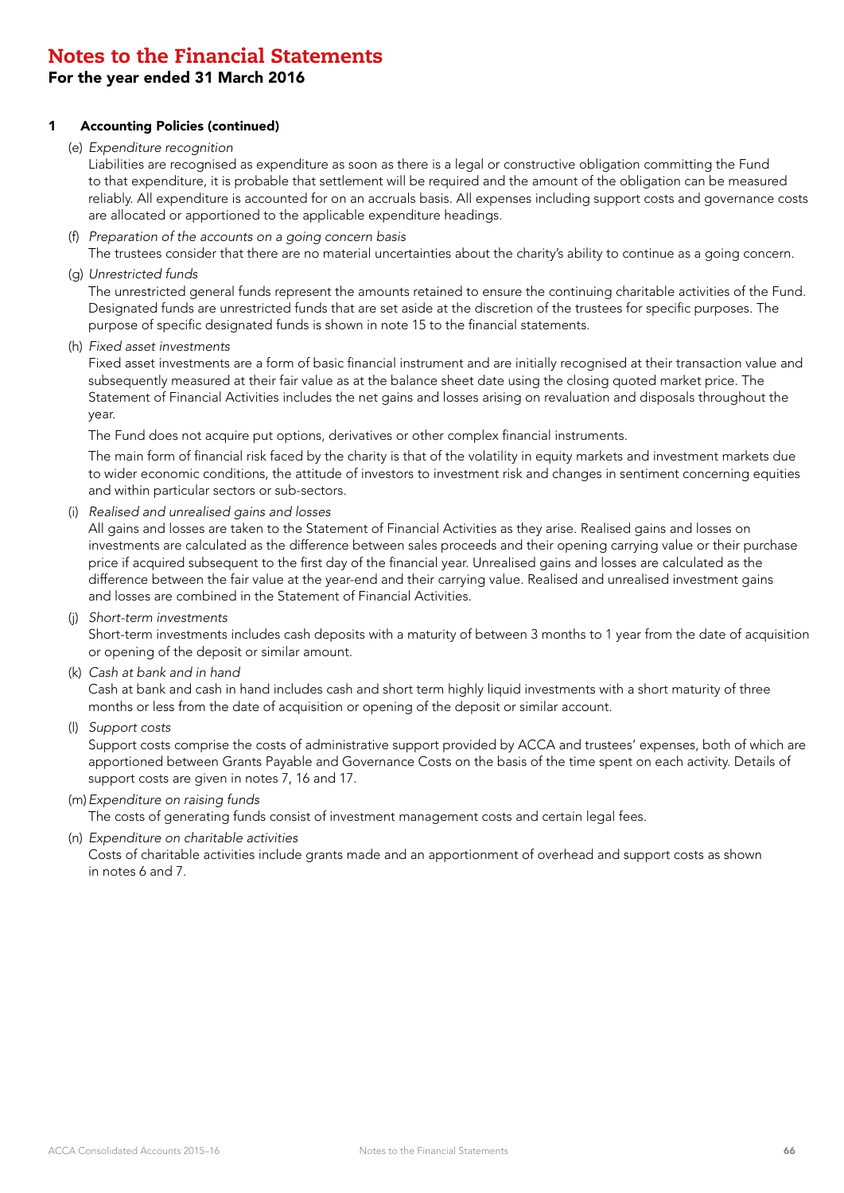# Notes to the Financial Statements

## For the year ended 31 March 2016

### 1 Accounting Policies (continued)

(e) *Expenditure recognition*

Liabilities are recognised as expenditure as soon as there is a legal or constructive obligation committing the Fund to that expenditure, it is probable that settlement will be required and the amount of the obligation can be measured reliably. All expenditure is accounted for on an accruals basis. All expenses including support costs and governance costs are allocated or apportioned to the applicable expenditure headings.

(f) *Preparation of the accounts on a going concern basis*

The trustees consider that there are no material uncertainties about the charity's ability to continue as a going concern.

(g) *Unrestricted funds*

The unrestricted general funds represent the amounts retained to ensure the continuing charitable activities of the Fund. Designated funds are unrestricted funds that are set aside at the discretion of the trustees for specific purposes. The purpose of specific designated funds is shown in note 15 to the financial statements.

(h) *Fixed asset investments*

Fixed asset investments are a form of basic financial instrument and are initially recognised at their transaction value and subsequently measured at their fair value as at the balance sheet date using the closing quoted market price. The Statement of Financial Activities includes the net gains and losses arising on revaluation and disposals throughout the year.

The Fund does not acquire put options, derivatives or other complex financial instruments.

The main form of financial risk faced by the charity is that of the volatility in equity markets and investment markets due to wider economic conditions, the attitude of investors to investment risk and changes in sentiment concerning equities and within particular sectors or sub-sectors.

(i) *Realised and unrealised gains and losses*

All gains and losses are taken to the Statement of Financial Activities as they arise. Realised gains and losses on investments are calculated as the difference between sales proceeds and their opening carrying value or their purchase price if acquired subsequent to the first day of the financial year. Unrealised gains and losses are calculated as the difference between the fair value at the year-end and their carrying value. Realised and unrealised investment gains and losses are combined in the Statement of Financial Activities.

(j) *Short-term investments*

Short-term investments includes cash deposits with a maturity of between 3 months to 1 year from the date of acquisition or opening of the deposit or similar amount.

(k) *Cash at bank and in hand*

Cash at bank and cash in hand includes cash and short term highly liquid investments with a short maturity of three months or less from the date of acquisition or opening of the deposit or similar account.

(l) *Support costs*

Support costs comprise the costs of administrative support provided by ACCA and trustees' expenses, both of which are apportioned between Grants Payable and Governance Costs on the basis of the time spent on each activity. Details of support costs are given in notes 7, 16 and 17.

(m) *Expenditure on raising funds*

The costs of generating funds consist of investment management costs and certain legal fees.

(n) *Expenditure on charitable activities*

Costs of charitable activities include grants made and an apportionment of overhead and support costs as shown in notes 6 and 7.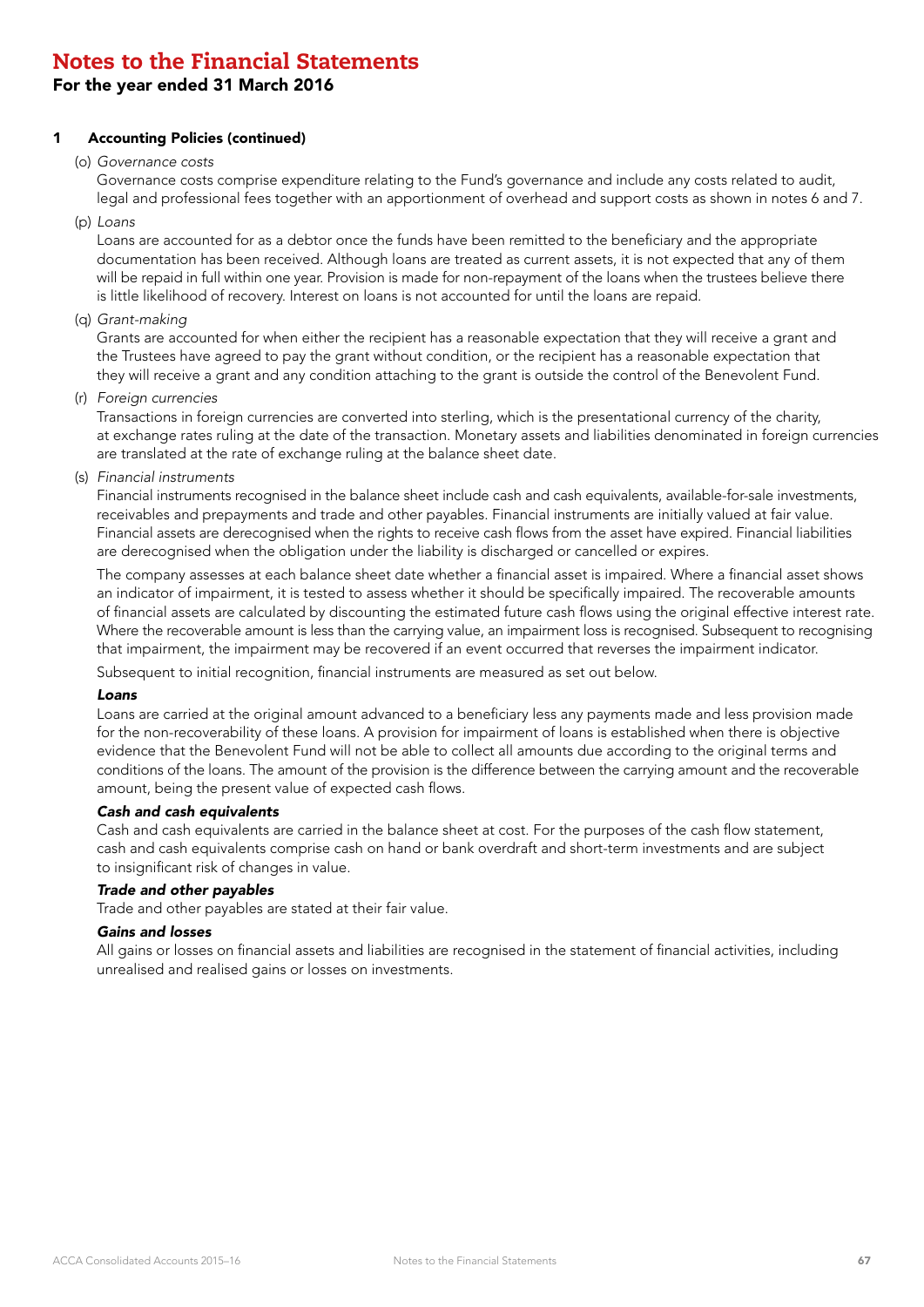# Notes to the Financial Statements

## For the year ended 31 March 2016

### 1 Accounting Policies (continued)

(o) *Governance costs*

Governance costs comprise expenditure relating to the Fund's governance and include any costs related to audit, legal and professional fees together with an apportionment of overhead and support costs as shown in notes 6 and 7.

(p) *Loans*

Loans are accounted for as a debtor once the funds have been remitted to the beneficiary and the appropriate documentation has been received. Although loans are treated as current assets, it is not expected that any of them will be repaid in full within one year. Provision is made for non-repayment of the loans when the trustees believe there is little likelihood of recovery. Interest on loans is not accounted for until the loans are repaid.

(q) *Grant-making*

Grants are accounted for when either the recipient has a reasonable expectation that they will receive a grant and the Trustees have agreed to pay the grant without condition, or the recipient has a reasonable expectation that they will receive a grant and any condition attaching to the grant is outside the control of the Benevolent Fund.

(r) *Foreign currencies*

Transactions in foreign currencies are converted into sterling, which is the presentational currency of the charity, at exchange rates ruling at the date of the transaction. Monetary assets and liabilities denominated in foreign currencies are translated at the rate of exchange ruling at the balance sheet date.

(s) *Financial instruments*

Financial instruments recognised in the balance sheet include cash and cash equivalents, available-for-sale investments, receivables and prepayments and trade and other payables. Financial instruments are initially valued at fair value. Financial assets are derecognised when the rights to receive cash flows from the asset have expired. Financial liabilities are derecognised when the obligation under the liability is discharged or cancelled or expires.

The company assesses at each balance sheet date whether a financial asset is impaired. Where a financial asset shows an indicator of impairment, it is tested to assess whether it should be specifically impaired. The recoverable amounts of financial assets are calculated by discounting the estimated future cash flows using the original effective interest rate. Where the recoverable amount is less than the carrying value, an impairment loss is recognised. Subsequent to recognising that impairment, the impairment may be recovered if an event occurred that reverses the impairment indicator.

Subsequent to initial recognition, financial instruments are measured as set out below.

***Loans***

Loans are carried at the original amount advanced to a beneficiary less any payments made and less provision made for the non-recoverability of these loans. A provision for impairment of loans is established when there is objective evidence that the Benevolent Fund will not be able to collect all amounts due according to the original terms and conditions of the loans. The amount of the provision is the difference between the carrying amount and the recoverable amount, being the present value of expected cash flows.

***Cash and cash equivalents***

Cash and cash equivalents are carried in the balance sheet at cost. For the purposes of the cash flow statement, cash and cash equivalents comprise cash on hand or bank overdraft and short-term investments and are subject to insignificant risk of changes in value.

***Trade and other payables***

Trade and other payables are stated at their fair value.

***Gains and losses***

All gains or losses on financial assets and liabilities are recognised in the statement of financial activities, including unrealised and realised gains or losses on investments.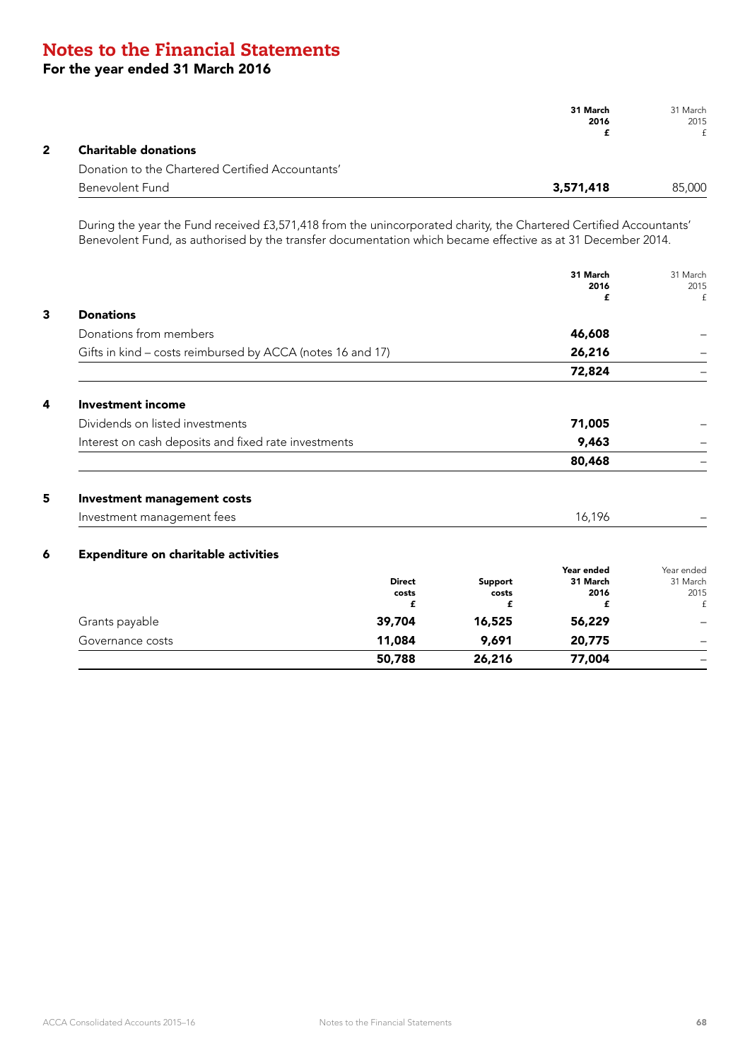# Notes to the Financial Statements

## For the year ended 31 March 2016

| | | 31 March 2016 £ | 31 March 2015 £ |
|---|---|---|---|
| **2** | **Charitable donations** | | |
| | Donation to the Chartered Certified Accountants' Benevolent Fund | **3,571,418** | 85,000 |

During the year the Fund received £3,571,418 from the unincorporated charity, the Chartered Certified Accountants' Benevolent Fund, as authorised by the transfer documentation which became effective as at 31 December 2014.

| | | 31 March 2016 £ | 31 March 2015 £ |
|---|---|---|---|
| **3** | **Donations** | | |
| | Donations from members | **46,608** | – |
| | Gifts in kind – costs reimbursed by ACCA (notes 16 and 17) | **26,216** | – |
| | | **72,824** | – |
| **4** | **Investment income** | | |
| | Dividends on listed investments | **71,005** | – |
| | Interest on cash deposits and fixed rate investments | **9,463** | – |
| | | **80,468** | – |
| **5** | **Investment management costs** | | |
| | Investment management fees | 16,196 | – |

**6 Expenditure on charitable activities**

| | Direct costs £ | Support costs £ | Year ended 31 March 2016 £ | Year ended 31 March 2015 £ |
|---|---|---|---|---|
| Grants payable | **39,704** | **16,525** | **56,229** | – |
| Governance costs | **11,084** | **9,691** | **20,775** | – |
| | **50,788** | **26,216** | **77,004** | – |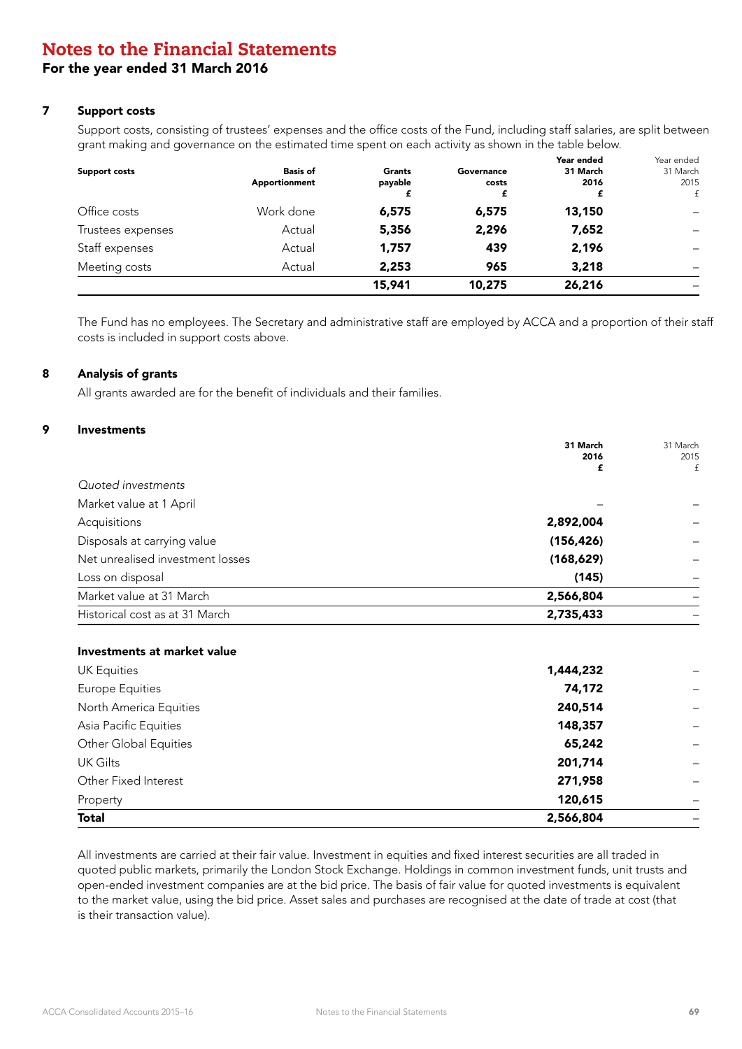# Notes to the Financial Statements

## For the year ended 31 March 2016

### 7 Support costs

Support costs, consisting of trustees' expenses and the office costs of the Fund, including staff salaries, are split between grant making and governance on the estimated time spent on each activity as shown in the table below.

| Support costs | Basis of Apportionment | Grants payable £ | Governance costs £ | Year ended 31 March 2016 £ | Year ended 31 March 2015 £ |
|---|---|---|---|---|---|
| Office costs | Work done | **6,575** | **6,575** | **13,150** | – |
| Trustees expenses | Actual | **5,356** | **2,296** | **7,652** | – |
| Staff expenses | Actual | **1,757** | **439** | **2,196** | – |
| Meeting costs | Actual | **2,253** | **965** | **3,218** | – |
| | | **15,941** | **10,275** | **26,216** | – |

The Fund has no employees. The Secretary and administrative staff are employed by ACCA and a proportion of their staff costs is included in support costs above.

### 8 Analysis of grants

All grants awarded are for the benefit of individuals and their families.

### 9 Investments

| | 31 March 2016 £ | 31 March 2015 £ |
|---|---|---|
| *Quoted investments* | | |
| Market value at 1 April | – | – |
| Acquisitions | **2,892,004** | – |
| Disposals at carrying value | **(156,426)** | – |
| Net unrealised investment losses | **(168,629)** | – |
| Loss on disposal | **(145)** | – |
| Market value at 31 March | **2,566,804** | – |
| Historical cost as at 31 March | **2,735,433** | – |

| **Investments at market value** | | |
|---|---|---|
| UK Equities | **1,444,232** | – |
| Europe Equities | **74,172** | – |
| North America Equities | **240,514** | – |
| Asia Pacific Equities | **148,357** | – |
| Other Global Equities | **65,242** | – |
| UK Gilts | **201,714** | – |
| Other Fixed Interest | **271,958** | – |
| Property | **120,615** | – |
| **Total** | **2,566,804** | – |

All investments are carried at their fair value. Investment in equities and fixed interest securities are all traded in quoted public markets, primarily the London Stock Exchange. Holdings in common investment funds, unit trusts and open-ended investment companies are at the bid price. The basis of fair value for quoted investments is equivalent to the market value, using the bid price. Asset sales and purchases are recognised at the date of trade at cost (that is their transaction value).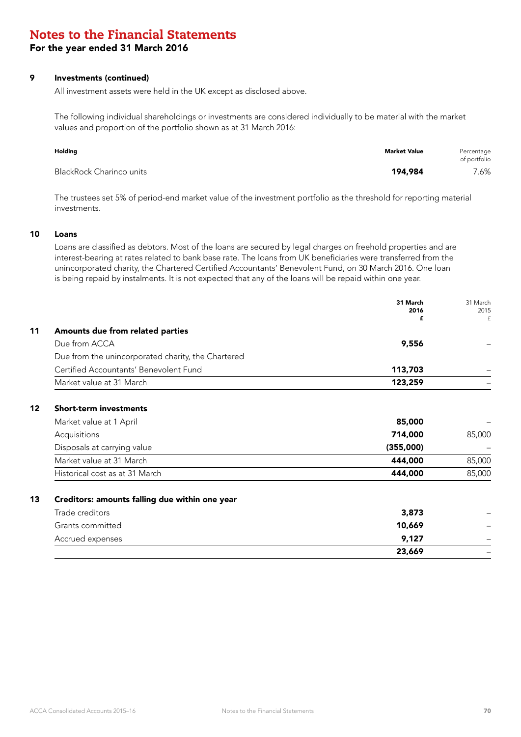# Notes to the Financial Statements

## For the year ended 31 March 2016

### 9 Investments (continued)

All investment assets were held in the UK except as disclosed above.

The following individual shareholdings or investments are considered individually to be material with the market values and proportion of the portfolio shown as at 31 March 2016:

| Holding | Market Value | Percentage of portfolio |
|---|---|---|
| BlackRock Charinco units | **194,984** | 7.6% |

The trustees set 5% of period-end market value of the investment portfolio as the threshold for reporting material investments.

### 10 Loans

Loans are classified as debtors. Most of the loans are secured by legal charges on freehold properties and are interest-bearing at rates related to bank base rate. The loans from UK beneficiaries were transferred from the unincorporated charity, the Chartered Certified Accountants' Benevolent Fund, on 30 March 2016. One loan is being repaid by instalments. It is not expected that any of the loans will be repaid within one year.

| | **31 March 2016 £** | 31 March 2015 £ |
|---|---|---|
| **11 Amounts due from related parties** | | |
| Due from ACCA | **9,556** | – |
| Due from the unincorporated charity, the Chartered Certified Accountants' Benevolent Fund | **113,703** | – |
| Market value at 31 March | **123,259** | – |
| **12 Short-term investments** | | |
| Market value at 1 April | **85,000** | – |
| Acquisitions | **714,000** | 85,000 |
| Disposals at carrying value | **(355,000)** | – |
| Market value at 31 March | **444,000** | 85,000 |
| Historical cost as at 31 March | **444,000** | 85,000 |
| **13 Creditors: amounts falling due within one year** | | |
| Trade creditors | **3,873** | – |
| Grants committed | **10,669** | – |
| Accrued expenses | **9,127** | – |
| | **23,669** | – |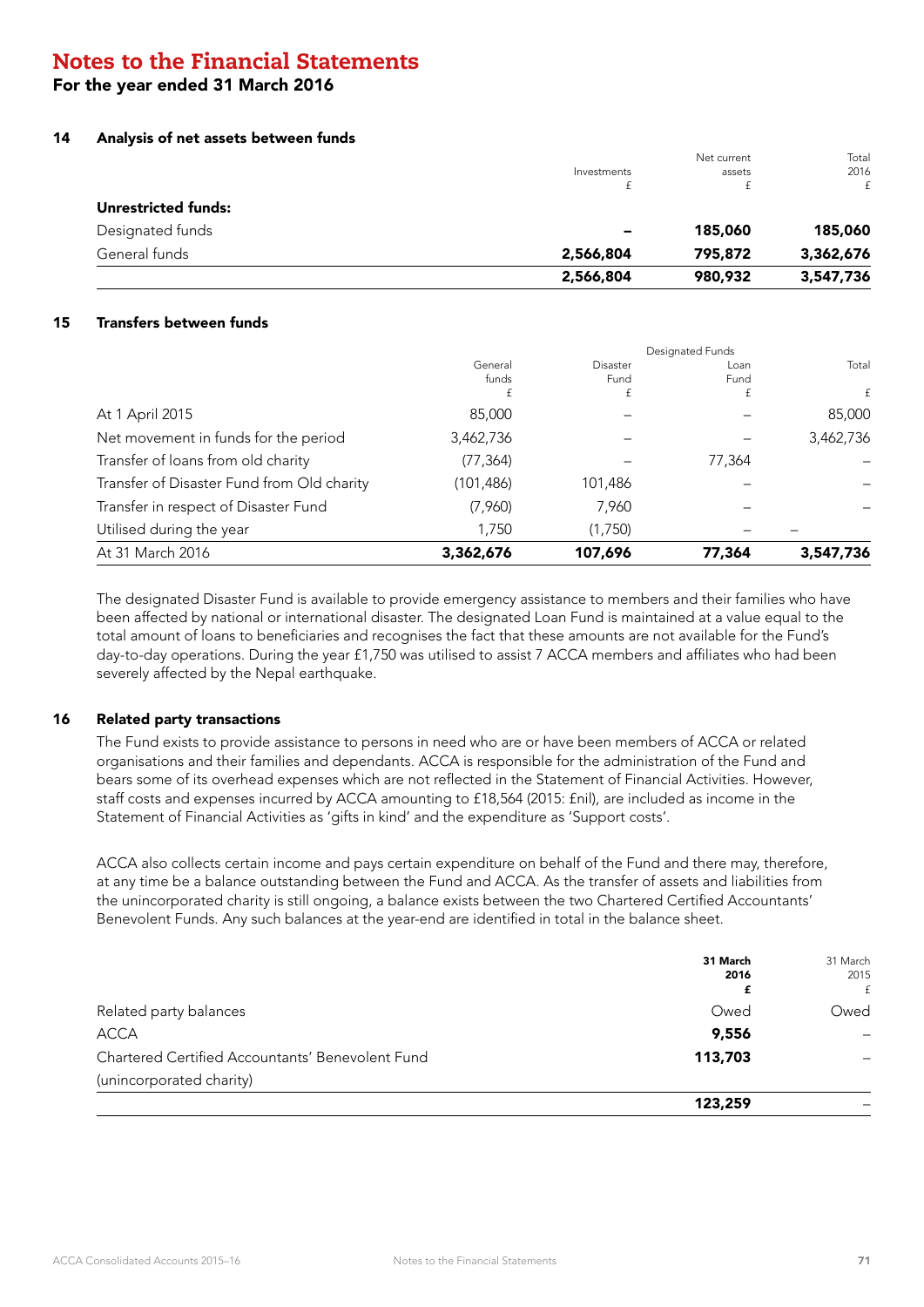# Notes to the Financial Statements

**For the year ended 31 March 2016**

## 14 Analysis of net assets between funds

| | Investments £ | Net current assets £ | Total 2016 £ |
|---|---|---|---|
| **Unrestricted funds:** | | | |
| Designated funds | **–** | **185,060** | **185,060** |
| General funds | **2,566,804** | **795,872** | **3,362,676** |
| | **2,566,804** | **980,932** | **3,547,736** |

## 15 Transfers between funds

| | | Designated Funds | | |
|---|---|---|---|---|
| | General funds £ | Disaster Fund £ | Loan Fund £ | Total £ |
| At 1 April 2015 | 85,000 | – | – | 85,000 |
| Net movement in funds for the period | 3,462,736 | – | – | 3,462,736 |
| Transfer of loans from old charity | (77,364) | – | 77,364 | – |
| Transfer of Disaster Fund from Old charity | (101,486) | 101,486 | – | – |
| Transfer in respect of Disaster Fund | (7,960) | 7,960 | – | – |
| Utilised during the year | 1,750 | (1,750) | – | – |
| At 31 March 2016 | **3,362,676** | **107,696** | **77,364** | **3,547,736** |

The designated Disaster Fund is available to provide emergency assistance to members and their families who have been affected by national or international disaster. The designated Loan Fund is maintained at a value equal to the total amount of loans to beneficiaries and recognises the fact that these amounts are not available for the Fund's day-to-day operations. During the year £1,750 was utilised to assist 7 ACCA members and affiliates who had been severely affected by the Nepal earthquake.

## 16 Related party transactions

The Fund exists to provide assistance to persons in need who are or have been members of ACCA or related organisations and their families and dependants. ACCA is responsible for the administration of the Fund and bears some of its overhead expenses which are not reflected in the Statement of Financial Activities. However, staff costs and expenses incurred by ACCA amounting to £18,564 (2015: £nil), are included as income in the Statement of Financial Activities as 'gifts in kind' and the expenditure as 'Support costs'.

ACCA also collects certain income and pays certain expenditure on behalf of the Fund and there may, therefore, at any time be a balance outstanding between the Fund and ACCA. As the transfer of assets and liabilities from the unincorporated charity is still ongoing, a balance exists between the two Chartered Certified Accountants' Benevolent Funds. Any such balances at the year-end are identified in total in the balance sheet.

| | **31 March 2016 £** | 31 March 2015 £ |
|---|---|---|
| Related party balances | Owed | Owed |
| ACCA | **9,556** | – |
| Chartered Certified Accountants' Benevolent Fund (unincorporated charity) | **113,703** | – |
| | **123,259** | – |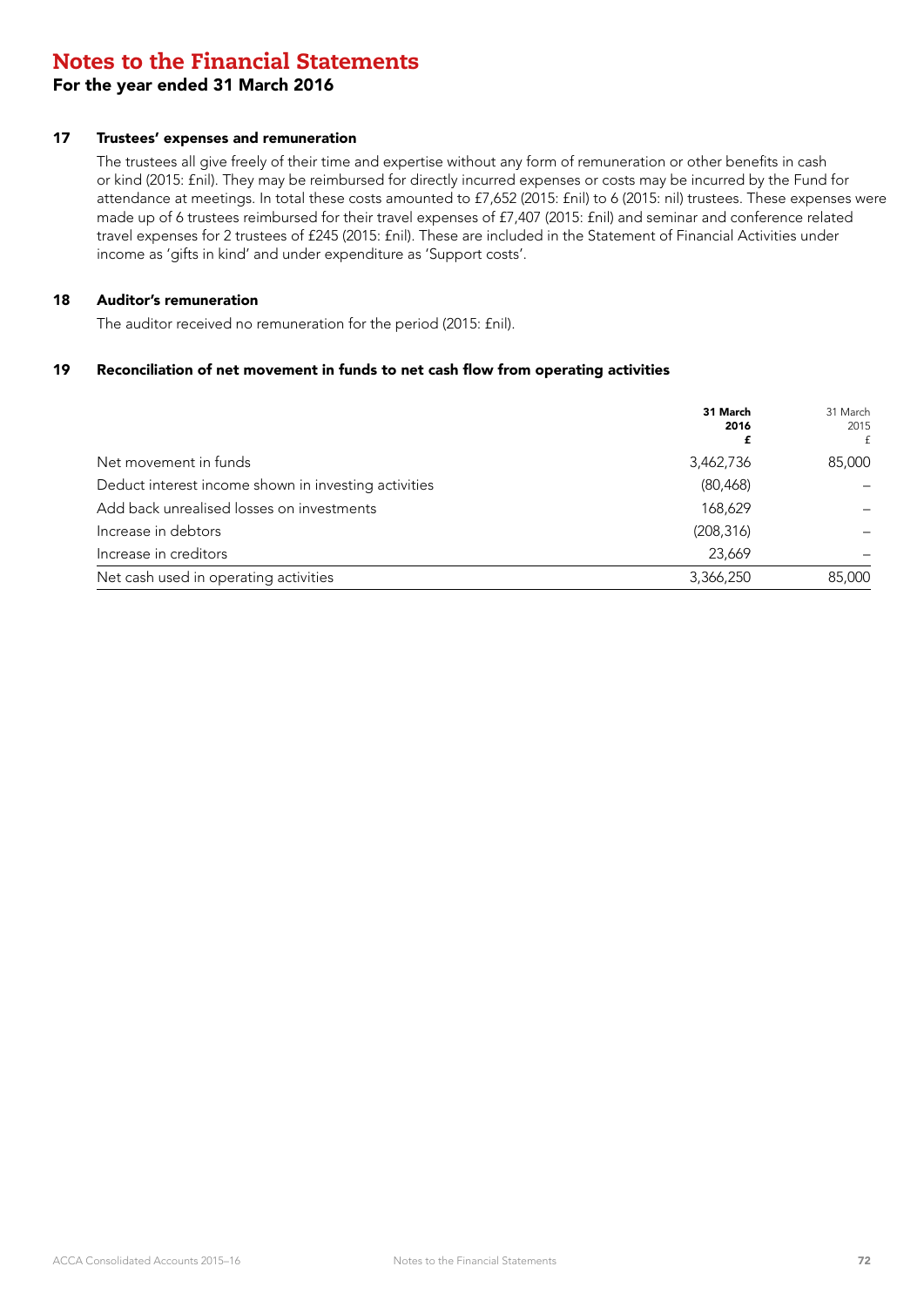# Notes to the Financial Statements

## For the year ended 31 March 2016

### 17 Trustees' expenses and remuneration

The trustees all give freely of their time and expertise without any form of remuneration or other benefits in cash or kind (2015: £nil). They may be reimbursed for directly incurred expenses or costs may be incurred by the Fund for attendance at meetings. In total these costs amounted to £7,652 (2015: £nil) to 6 (2015: nil) trustees. These expenses were made up of 6 trustees reimbursed for their travel expenses of £7,407 (2015: £nil) and seminar and conference related travel expenses for 2 trustees of £245 (2015: £nil). These are included in the Statement of Financial Activities under income as 'gifts in kind' and under expenditure as 'Support costs'.

### 18 Auditor's remuneration

The auditor received no remuneration for the period (2015: £nil).

### 19 Reconciliation of net movement in funds to net cash flow from operating activities

| | **31 March 2016 £** | 31 March 2015 £ |
|---|---|---|
| Net movement in funds | 3,462,736 | 85,000 |
| Deduct interest income shown in investing activities | (80,468) | – |
| Add back unrealised losses on investments | 168,629 | – |
| Increase in debtors | (208,316) | – |
| Increase in creditors | 23,669 | – |
| Net cash used in operating activities | 3,366,250 | 85,000 |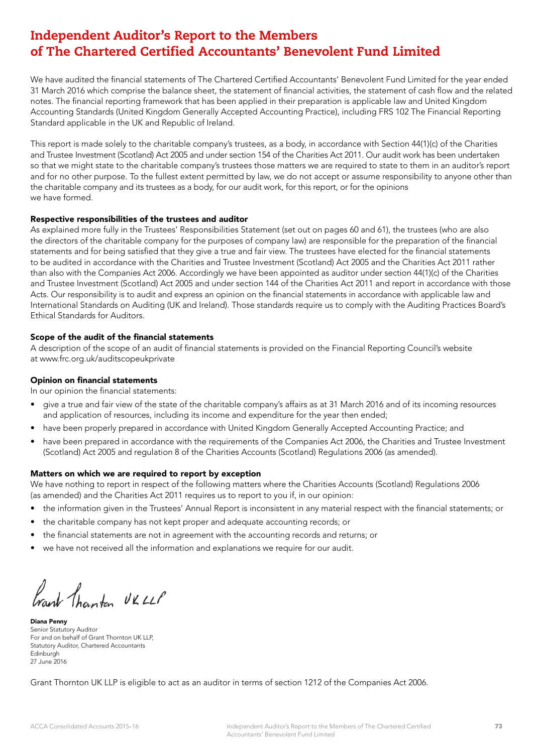# Independent Auditor's Report to the Members of The Chartered Certified Accountants' Benevolent Fund Limited

We have audited the financial statements of The Chartered Certified Accountants' Benevolent Fund Limited for the year ended 31 March 2016 which comprise the balance sheet, the statement of financial activities, the statement of cash flow and the related notes. The financial reporting framework that has been applied in their preparation is applicable law and United Kingdom Accounting Standards (United Kingdom Generally Accepted Accounting Practice), including FRS 102 The Financial Reporting Standard applicable in the UK and Republic of Ireland.

This report is made solely to the charitable company's trustees, as a body, in accordance with Section 44(1)(c) of the Charities and Trustee Investment (Scotland) Act 2005 and under section 154 of the Charities Act 2011. Our audit work has been undertaken so that we might state to the charitable company's trustees those matters we are required to state to them in an auditor's report and for no other purpose. To the fullest extent permitted by law, we do not accept or assume responsibility to anyone other than the charitable company and its trustees as a body, for our audit work, for this report, or for the opinions we have formed.

### Respective responsibilities of the trustees and auditor

As explained more fully in the Trustees' Responsibilities Statement (set out on pages 60 and 61), the trustees (who are also the directors of the charitable company for the purposes of company law) are responsible for the preparation of the financial statements and for being satisfied that they give a true and fair view. The trustees have elected for the financial statements to be audited in accordance with the Charities and Trustee Investment (Scotland) Act 2005 and the Charities Act 2011 rather than also with the Companies Act 2006. Accordingly we have been appointed as auditor under section 44(1)(c) of the Charities and Trustee Investment (Scotland) Act 2005 and under section 144 of the Charities Act 2011 and report in accordance with those Acts. Our responsibility is to audit and express an opinion on the financial statements in accordance with applicable law and International Standards on Auditing (UK and Ireland). Those standards require us to comply with the Auditing Practices Board's Ethical Standards for Auditors.

### Scope of the audit of the financial statements

A description of the scope of an audit of financial statements is provided on the Financial Reporting Council's website at www.frc.org.uk/auditscopeukprivate

### Opinion on financial statements

In our opinion the financial statements:

- give a true and fair view of the state of the charitable company's affairs as at 31 March 2016 and of its incoming resources and application of resources, including its income and expenditure for the year then ended;
- have been properly prepared in accordance with United Kingdom Generally Accepted Accounting Practice; and
- have been prepared in accordance with the requirements of the Companies Act 2006, the Charities and Trustee Investment (Scotland) Act 2005 and regulation 8 of the Charities Accounts (Scotland) Regulations 2006 (as amended).

### Matters on which we are required to report by exception

We have nothing to report in respect of the following matters where the Charities Accounts (Scotland) Regulations 2006 (as amended) and the Charities Act 2011 requires us to report to you if, in our opinion:

- the information given in the Trustees' Annual Report is inconsistent in any material respect with the financial statements; or
- the charitable company has not kept proper and adequate accounting records; or
- the financial statements are not in agreement with the accounting records and returns; or
- we have not received all the information and explanations we require for our audit.

Grant Thornton UK LLP

**Diana Penny**
Senior Statutory Auditor
For and on behalf of Grant Thornton UK LLP,
Statutory Auditor, Chartered Accountants
Edinburgh
27 June 2016

Grant Thornton UK LLP is eligible to act as an auditor in terms of section 1212 of the Companies Act 2006.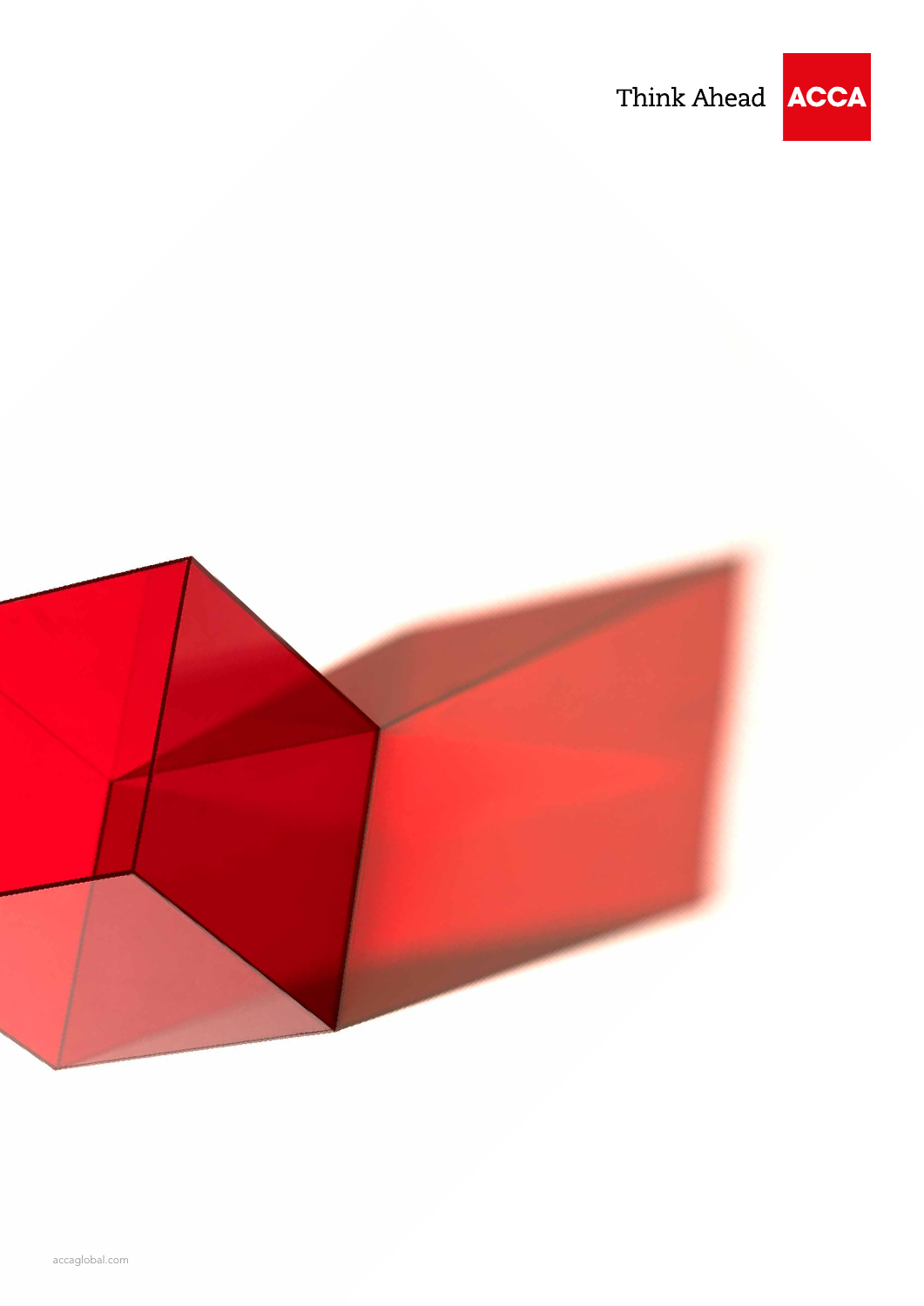Think Ahead

ACCA

accaglobal.com